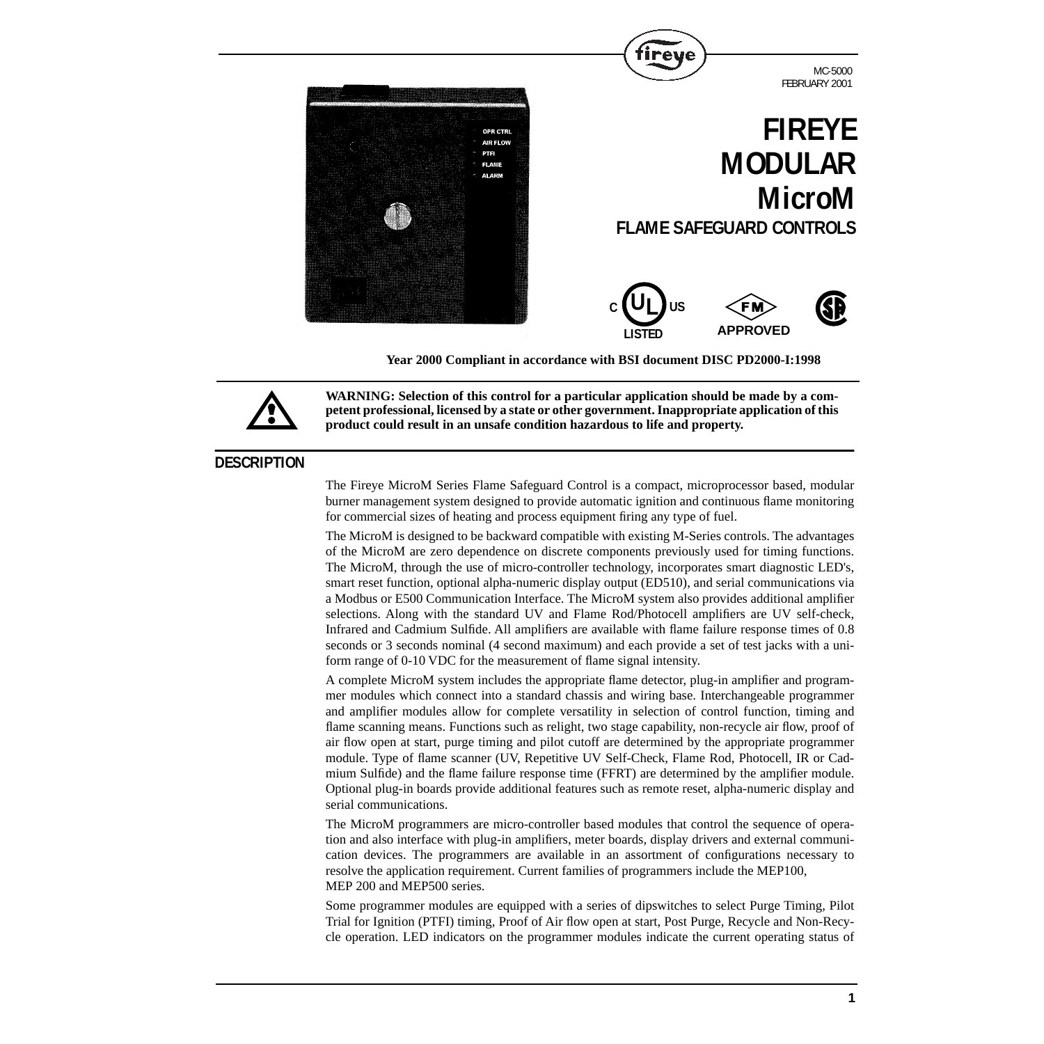MC-5000
FEBRUARY 2001

# FIREYE MODULAR MicroM

## FLAME SAFEGUARD CONTROLS

C UL US LISTED    FM APPROVED

**Year 2000 Compliant in accordance with BSI document DISC PD2000-I:1998**

**WARNING: Selection of this control for a particular application should be made by a competent professional, licensed by a state or other government. Inappropriate application of this product could result in an unsafe condition hazardous to life and property.**

## DESCRIPTION

The Fireye MicroM Series Flame Safeguard Control is a compact, microprocessor based, modular burner management system designed to provide automatic ignition and continuous flame monitoring for commercial sizes of heating and process equipment firing any type of fuel.

The MicroM is designed to be backward compatible with existing M-Series controls. The advantages of the MicroM are zero dependence on discrete components previously used for timing functions. The MicroM, through the use of micro-controller technology, incorporates smart diagnostic LED's, smart reset function, optional alpha-numeric display output (ED510), and serial communications via a Modbus or E500 Communication Interface. The MicroM system also provides additional amplifier selections. Along with the standard UV and Flame Rod/Photocell amplifiers are UV self-check, Infrared and Cadmium Sulfide. All amplifiers are available with flame failure response times of 0.8 seconds or 3 seconds nominal (4 second maximum) and each provide a set of test jacks with a uniform range of 0-10 VDC for the measurement of flame signal intensity.

A complete MicroM system includes the appropriate flame detector, plug-in amplifier and programmer modules which connect into a standard chassis and wiring base. Interchangeable programmer and amplifier modules allow for complete versatility in selection of control function, timing and flame scanning means. Functions such as relight, two stage capability, non-recycle air flow, proof of air flow open at start, purge timing and pilot cutoff are determined by the appropriate programmer module. Type of flame scanner (UV, Repetitive UV Self-Check, Flame Rod, Photocell, IR or Cadmium Sulfide) and the flame failure response time (FFRT) are determined by the amplifier module. Optional plug-in boards provide additional features such as remote reset, alpha-numeric display and serial communications.

The MicroM programmers are micro-controller based modules that control the sequence of operation and also interface with plug-in amplifiers, meter boards, display drivers and external communication devices. The programmers are available in an assortment of configurations necessary to resolve the application requirement. Current families of programmers include the MEP100, MEP 200 and MEP500 series.

Some programmer modules are equipped with a series of dipswitches to select Purge Timing, Pilot Trial for Ignition (PTFI) timing, Proof of Air flow open at start, Post Purge, Recycle and Non-Recycle operation. LED indicators on the programmer modules indicate the current operating status of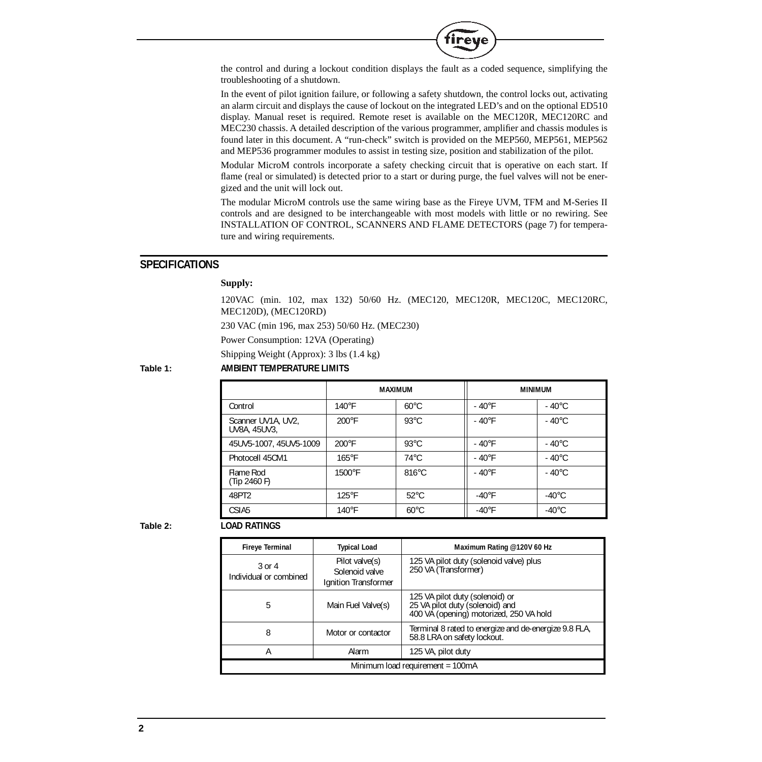the control and during a lockout condition displays the fault as a coded sequence, simplifying the troubleshooting of a shutdown.

In the event of pilot ignition failure, or following a safety shutdown, the control locks out, activating an alarm circuit and displays the cause of lockout on the integrated LED's and on the optional ED510 display. Manual reset is required. Remote reset is available on the MEC120R, MEC120RC and MEC230 chassis. A detailed description of the various programmer, amplifier and chassis modules is found later in this document. A "run-check" switch is provided on the MEP560, MEP561, MEP562 and MEP536 programmer modules to assist in testing size, position and stabilization of the pilot.

Modular MicroM controls incorporate a safety checking circuit that is operative on each start. If flame (real or simulated) is detected prior to a start or during purge, the fuel valves will not be energized and the unit will lock out.

The modular MicroM controls use the same wiring base as the Fireye UVM, TFM and M-Series II controls and are designed to be interchangeable with most models with little or no rewiring. See INSTALLATION OF CONTROL, SCANNERS AND FLAME DETECTORS (page 7) for temperature and wiring requirements.

## SPECIFICATIONS

**Supply:**

120VAC (min. 102, max 132) 50/60 Hz. (MEC120, MEC120R, MEC120C, MEC120RC, MEC120D), (MEC120RD)

230 VAC (min 196, max 253) 50/60 Hz. (MEC230)

Power Consumption: 12VA (Operating)

Shipping Weight (Approx): 3 lbs (1.4 kg)

**Table 1: AMBIENT TEMPERATURE LIMITS**

| | MAXIMUM | | MINIMUM | |
|---|---|---|---|---|
| Control | 140°F | 60°C | - 40°F | - 40°C |
| Scanner UV1A, UV2, UV8A, 45UV3, | 200°F | 93°C | - 40°F | - 40°C |
| 45UV5-1007, 45UV5-1009 | 200°F | 93°C | - 40°F | - 40°C |
| Photocell 45CM1 | 165°F | 74°C | - 40°F | - 40°C |
| Flame Rod (Tip 2460 F) | 1500°F | 816°C | - 40°F | - 40°C |
| 48PT2 | 125°F | 52°C | -40°F | -40°C |
| CSIA5 | 140°F | 60°C | -40°F | -40°C |

**Table 2: LOAD RATINGS**

| Fireye Terminal | Typical Load | Maximum Rating @120V 60 Hz |
|---|---|---|
| 3 or 4 Individual or combined | Pilot valve(s) Solenoid valve Ignition Transformer | 125 VA pilot duty (solenoid valve) plus 250 VA (Transformer) |
| 5 | Main Fuel Valve(s) | 125 VA pilot duty (solenoid) or 25 VA pilot duty (solenoid) and 400 VA (opening) motorized, 250 VA hold |
| 8 | Motor or contactor | Terminal 8 rated to energize and de-energize 9.8 FLA, 58.8 LRA on safety lockout. |
| A | Alarm | 125 VA, pilot duty |
| Minimum load requirement = 100mA | | |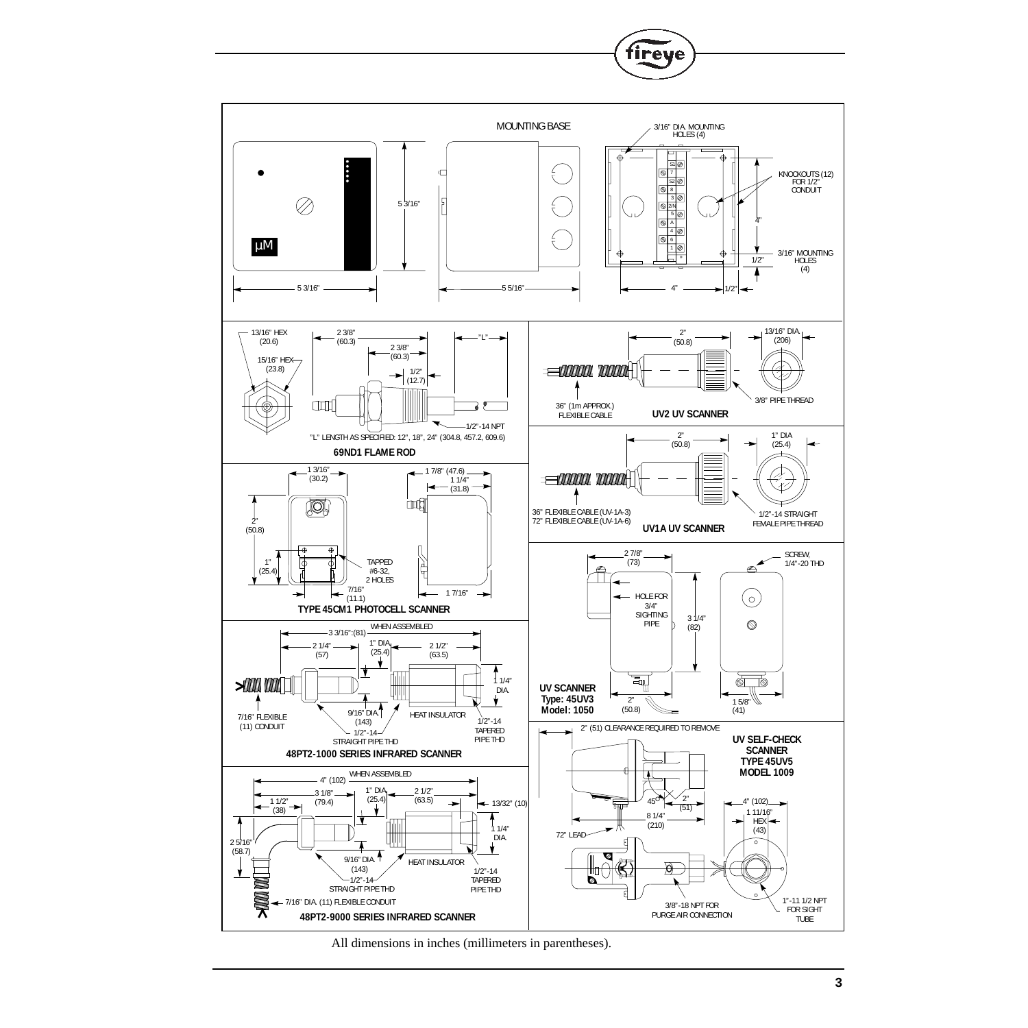**MOUNTING BASE**

3/16" DIA. MOUNTING HOLES (4)

KNOCKOUTS (12) FOR 1/2" CONDUIT

3/16" MOUNTING HOLES (4)

5 3/16" | 5 3/16" | 5 5/16" | 4" | 4" | 1/2" | 1/2"

### 69ND1 FLAME ROD

13/16" HEX (20.6), 15/16" HEX (23.8), 2 3/8" (60.3), 2 3/8" (60.3), 1/2" (12.7), "L", 1/2"-14 NPT

"L" LENGTH AS SPECIFIED: 12", 18", 24" (304.8, 457.2, 609.6)

### UV2 UV SCANNER

2" (50.8), 13/16" DIA. (206), 36" (1m APPROX.) FLEXIBLE CABLE, 3/8" PIPE THREAD

### UV1A UV SCANNER

2" (50.8), 1" DIA (25.4), 36" FLEXIBLE CABLE (UV-1A-3), 72" FLEXIBLE CABLE (UV-1A-6), 1/2"-14 STRAIGHT FEMALE PIPE THREAD

### TYPE 45CM1 PHOTOCELL SCANNER

1 3/16" (30.2), 1 7/8" (47.6), 1 1/4" (31.8), 2" (50.8), 1" (25.4), TAPPED #6-32, 2 HOLES, 7/16" (11.1), 1 7/16"

### UV SCANNER Type: 45UV3 Model: 1050

2 7/8" (73), SCREW, 1/4"-20 THD, HOLE FOR 3/4" SIGHTING PIPE, 3 1/4" (82), 2" (50.8), 1 5/8" (41)

### 48PT2-1000 SERIES INFRARED SCANNER

WHEN ASSEMBLED 3 3/16":(81), 2 1/4" (57), 1" DIA. (25.4), 2 1/2" (63.5), 1 1/4" DIA., 7/16" FLEXIBLE (11) CONDUIT, 9/16" DIA. (143), 1/2"-14 STRAIGHT PIPE THD, HEAT INSULATOR, 1/2"-14 TAPERED PIPE THD

### UV SELF-CHECK SCANNER TYPE 45UV5 MODEL 1009

2" (51) CLEARANCE REQUIRED TO REMOVE, 45°, 2" (51), 8 1/4" (210), 72" LEAD, 4" (102), 1 11/16" HEX (43), 3/8"-18 NPT FOR PURGE AIR CONNECTION, 1"-11 1/2 NPT FOR SIGHT TUBE

### 48PT2-9000 SERIES INFRARED SCANNER

WHEN ASSEMBLED 4" (102), 3 1/8" (79.4), 1 1/2" (38), 1" DIA. (25.4), 2 1/2" (63.5), 13/32" (10), 1 1/4" DIA., 2 5/16" (58.7), 9/16" DIA. (143), 1/2"-14 STRAIGHT PIPE THD, HEAT INSULATOR, 1/2"-14 TAPERED PIPE THD, 7/16" DIA. (11) FLEXIBLE CONDUIT

All dimensions in inches (millimeters in parentheses).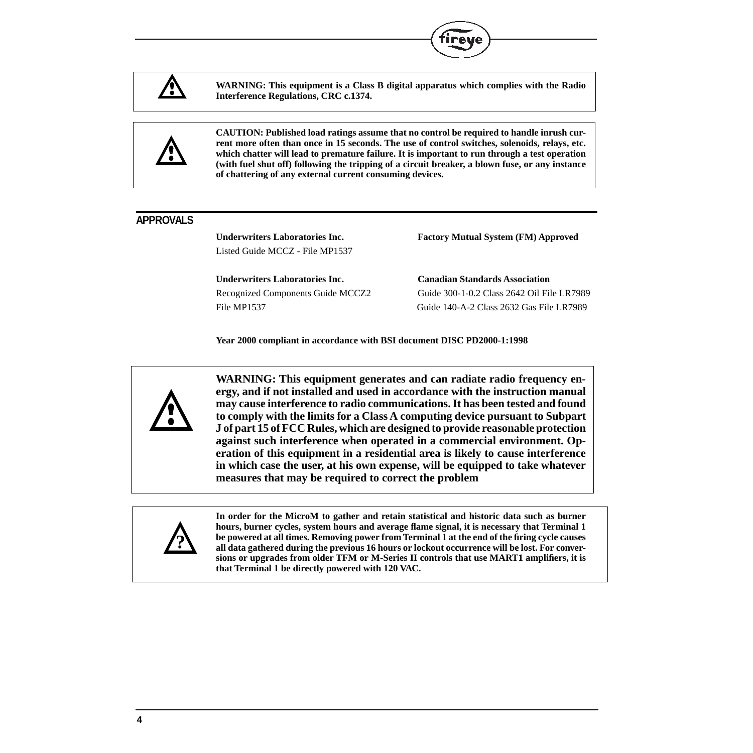**WARNING: This equipment is a Class B digital apparatus which complies with the Radio Interference Regulations, CRC c.1374.**

**CAUTION: Published load ratings assume that no control be required to handle inrush current more often than once in 15 seconds. The use of control switches, solenoids, relays, etc. which chatter will lead to premature failure. It is important to run through a test operation (with fuel shut off) following the tripping of a circuit breaker, a blown fuse, or any instance of chattering of any external current consuming devices.**

## APPROVALS

**Underwriters Laboratories Inc.**
Listed Guide MCCZ - File MP1537

**Factory Mutual System (FM) Approved**

**Underwriters Laboratories Inc.**
Recognized Components Guide MCCZ2
File MP1537

**Canadian Standards Association**
Guide 300-1-0.2 Class 2642 Oil File LR7989
Guide 140-A-2 Class 2632 Gas File LR7989

**Year 2000 compliant in accordance with BSI document DISC PD2000-1:1998**

**WARNING: This equipment generates and can radiate radio frequency energy, and if not installed and used in accordance with the instruction manual may cause interference to radio communications. It has been tested and found to comply with the limits for a Class A computing device pursuant to Subpart J of part 15 of FCC Rules, which are designed to provide reasonable protection against such interference when operated in a commercial environment. Operation of this equipment in a residential area is likely to cause interference in which case the user, at his own expense, will be equipped to take whatever measures that may be required to correct the problem**

**In order for the MicroM to gather and retain statistical and historic data such as burner hours, burner cycles, system hours and average flame signal, it is necessary that Terminal 1 be powered at all times. Removing power from Terminal 1 at the end of the firing cycle causes all data gathered during the previous 16 hours or lockout occurrence will be lost. For conversions or upgrades from older TFM or M-Series II controls that use MART1 amplifiers, it is that Terminal 1 be directly powered with 120 VAC.**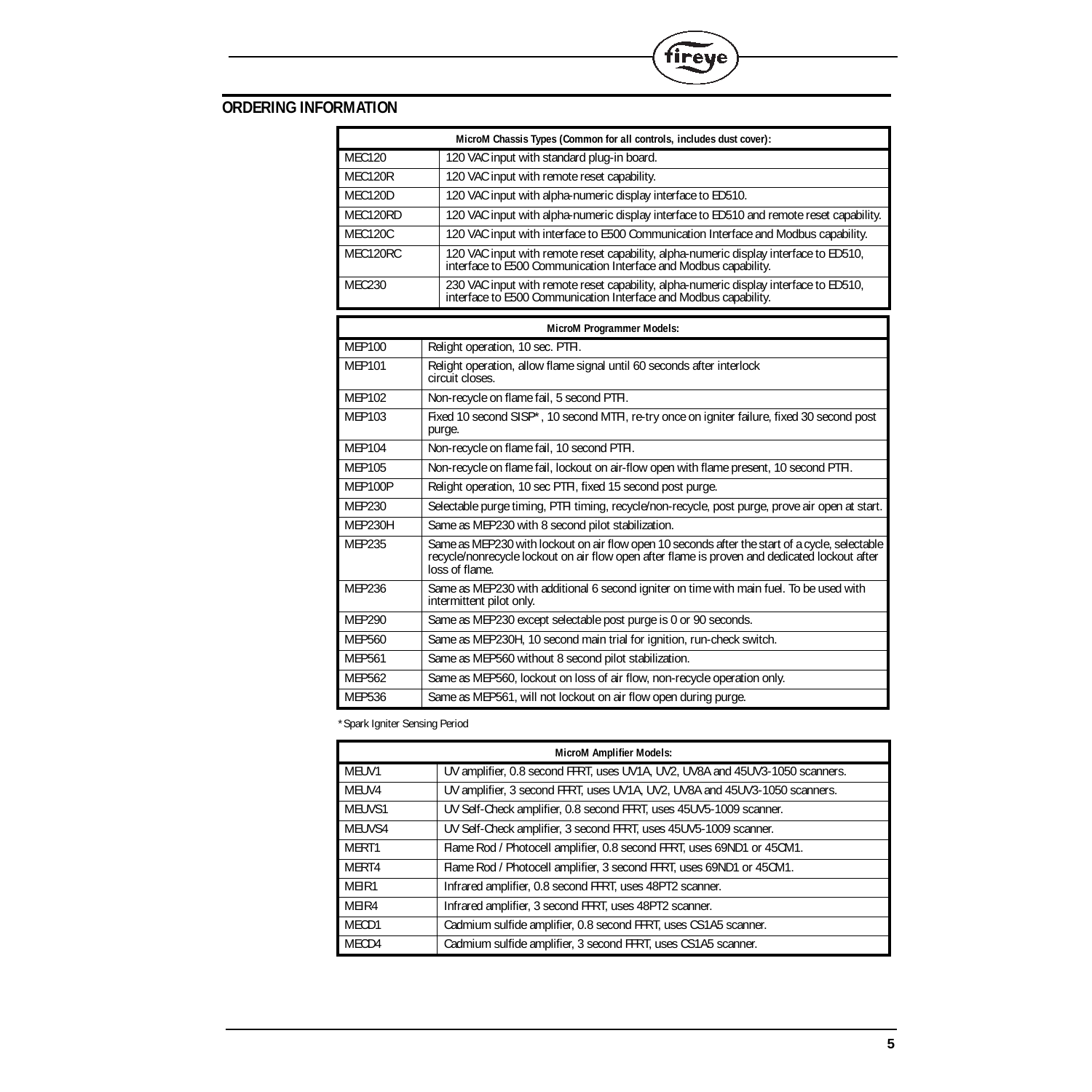## ORDERING INFORMATION

| MicroM Chassis Types (Common for all controls, includes dust cover): | |
|---|---|
| MEC120 | 120 VAC input with standard plug-in board. |
| MEC120R | 120 VAC input with remote reset capability. |
| MEC120D | 120 VAC input with alpha-numeric display interface to ED510. |
| MEC120RD | 120 VAC input with alpha-numeric display interface to ED510 and remote reset capability. |
| MEC120C | 120 VAC input with interface to E500 Communication Interface and Modbus capability. |
| MEC120RC | 120 VAC input with remote reset capability, alpha-numeric display interface to ED510, interface to E500 Communication Interface and Modbus capability. |
| MEC230 | 230 VAC input with remote reset capability, alpha-numeric display interface to ED510, interface to E500 Communication Interface and Modbus capability. |

| MicroM Programmer Models: | |
|---|---|
| MEP100 | Relight operation, 10 sec. PTFI. |
| MEP101 | Relight operation, allow flame signal until 60 seconds after interlock circuit closes. |
| MEP102 | Non-recycle on flame fail, 5 second PTFI. |
| MEP103 | Fixed 10 second SISP*, 10 second MTFI, re-try once on igniter failure, fixed 30 second post purge. |
| MEP104 | Non-recycle on flame fail, 10 second PTFI. |
| MEP105 | Non-recycle on flame fail, lockout on air-flow open with flame present, 10 second PTFI. |
| MEP100P | Relight operation, 10 sec PTFI, fixed 15 second post purge. |
| MEP230 | Selectable purge timing, PTFI timing, recycle/non-recycle, post purge, prove air open at start. |
| MEP230H | Same as MEP230 with 8 second pilot stabilization. |
| MEP235 | Same as MEP230 with lockout on air flow open 10 seconds after the start of a cycle, selectable recycle/nonrecycle lockout on air flow open after flame is proven and dedicated lockout after loss of flame. |
| MEP236 | Same as MEP230 with additional 6 second igniter on time with main fuel. To be used with intermittent pilot only. |
| MEP290 | Same as MEP230 except selectable post purge is 0 or 90 seconds. |
| MEP560 | Same as MEP230H, 10 second main trial for ignition, run-check switch. |
| MEP561 | Same as MEP560 without 8 second pilot stabilization. |
| MEP562 | Same as MEP560, lockout on loss of air flow, non-recycle operation only. |
| MEP536 | Same as MEP561, will not lockout on air flow open during purge. |

*Spark Igniter Sensing Period

| MicroM Amplifier Models: | |
|---|---|
| MEUV1 | UV amplifier, 0.8 second FFRT, uses UV1A, UV2, UV8A and 45UV3-1050 scanners. |
| MEUV4 | UV amplifier, 3 second FFRT, uses UV1A, UV2, UV8A and 45UV3-1050 scanners. |
| MEUVS1 | UV Self-Check amplifier, 0.8 second FFRT, uses 45UV5-1009 scanner. |
| MEUVS4 | UV Self-Check amplifier, 3 second FFRT, uses 45UV5-1009 scanner. |
| MERT1 | Flame Rod / Photocell amplifier, 0.8 second FFRT, uses 69ND1 or 45CM1. |
| MERT4 | Flame Rod / Photocell amplifier, 3 second FFRT, uses 69ND1 or 45CM1. |
| MEIR1 | Infrared amplifier, 0.8 second FFRT, uses 48PT2 scanner. |
| MEIR4 | Infrared amplifier, 3 second FFRT, uses 48PT2 scanner. |
| MECD1 | Cadmium sulfide amplifier, 0.8 second FFRT, uses CS1A5 scanner. |
| MECD4 | Cadmium sulfide amplifier, 3 second FFRT, uses CS1A5 scanner. |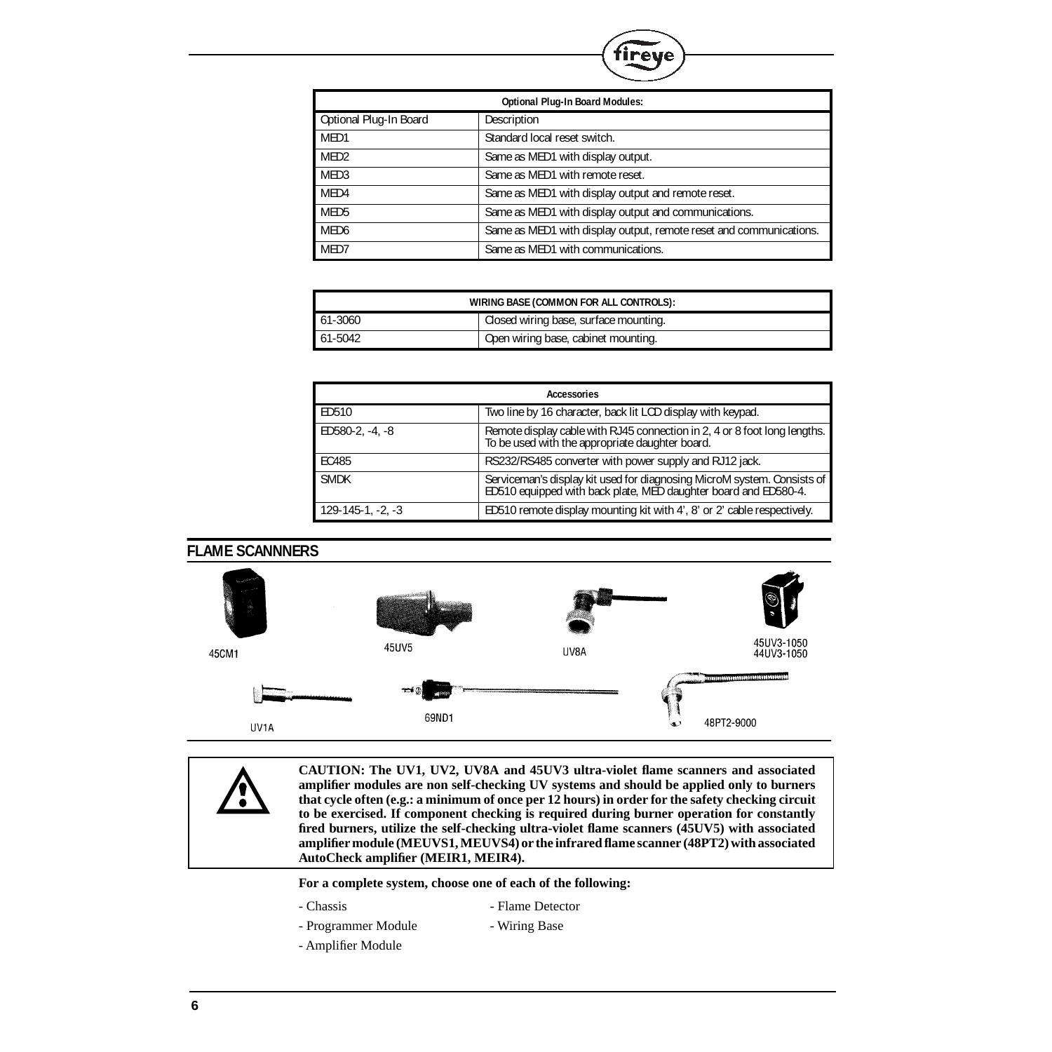| Optional Plug-In Board Modules: | |
|---|---|
| Optional Plug-In Board | Description |
| MED1 | Standard local reset switch. |
| MED2 | Same as MED1 with display output. |
| MED3 | Same as MED1 with remote reset. |
| MED4 | Same as MED1 with display output and remote reset. |
| MED5 | Same as MED1 with display output and communications. |
| MED6 | Same as MED1 with display output, remote reset and communications. |
| MED7 | Same as MED1 with communications. |

| WIRING BASE (COMMON FOR ALL CONTROLS): | |
|---|---|
| 61-3060 | Closed wiring base, surface mounting. |
| 61-5042 | Open wiring base, cabinet mounting. |

| Accessories | |
|---|---|
| ED510 | Two line by 16 character, back lit LCD display with keypad. |
| ED580-2, -4, -8 | Remote display cable with RJ45 connection in 2, 4 or 8 foot long lengths. To be used with the appropriate daughter board. |
| EC485 | RS232/RS485 converter with power supply and RJ12 jack. |
| SMDK | Serviceman's display kit used for diagnosing MicroM system. Consists of ED510 equipped with back plate, MED daughter board and ED580-4. |
| 129-145-1, -2, -3 | ED510 remote display mounting kit with 4', 8' or 2' cable respectively. |

## FLAME SCANNNERS

45CM1 45UV5 UV8A 45UV3-1050 44UV3-1050

UV1A 69ND1 48PT2-9000

**CAUTION: The UV1, UV2, UV8A and 45UV3 ultra-violet flame scanners and associated amplifier modules are non self-checking UV systems and should be applied only to burners that cycle often (e.g.: a minimum of once per 12 hours) in order for the safety checking circuit to be exercised. If component checking is required during burner operation for constantly fired burners, utilize the self-checking ultra-violet flame scanners (45UV5) with associated amplifier module (MEUVS1, MEUVS4) or the infrared flame scanner (48PT2) with associated AutoCheck amplifier (MEIR1, MEIR4).**

**For a complete system, choose one of each of the following:**

- Chassis
- Programmer Module
- Amplifier Module
- Flame Detector
- Wiring Base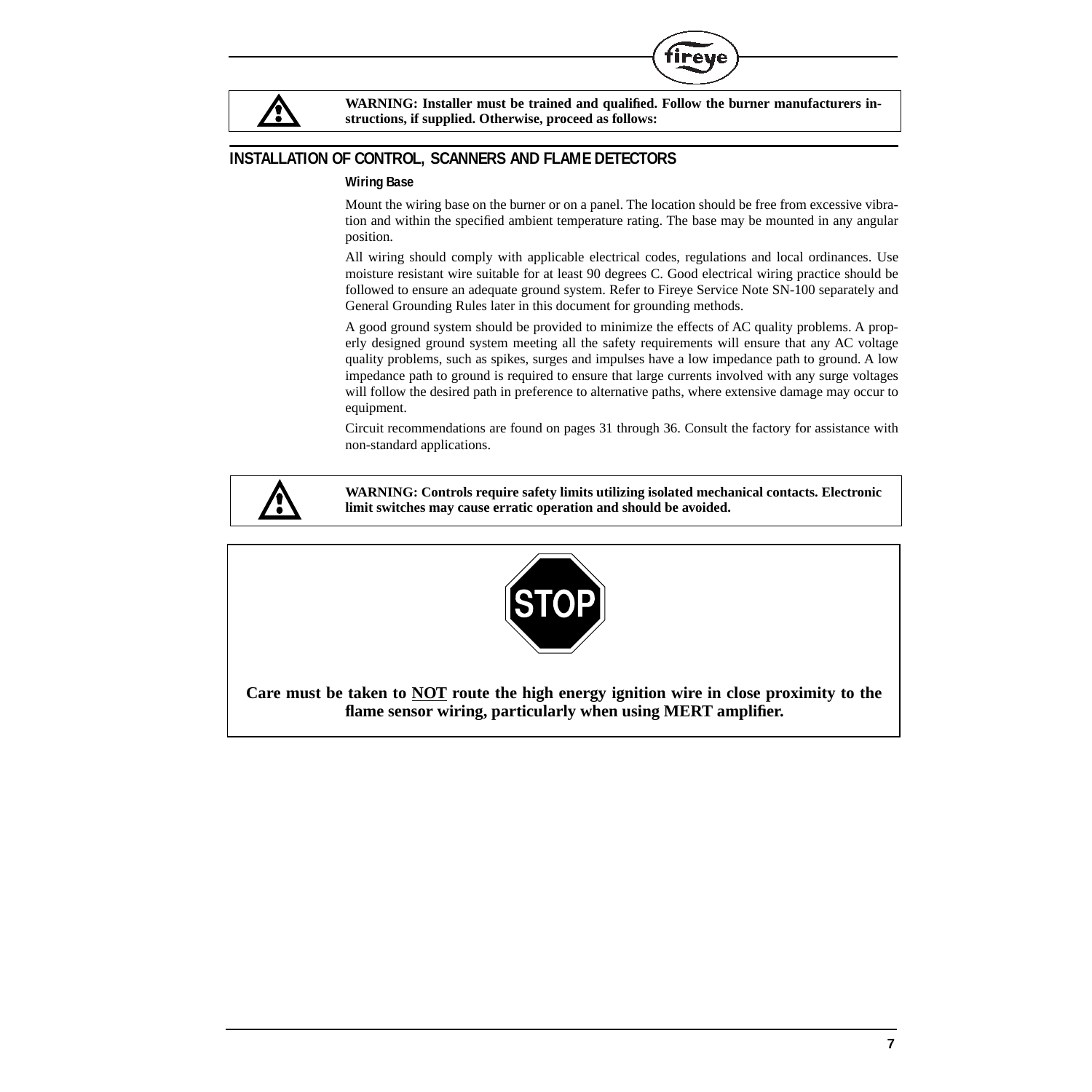**WARNING: Installer must be trained and qualified. Follow the burner manufacturers instructions, if supplied. Otherwise, proceed as follows:**

## INSTALLATION OF CONTROL, SCANNERS AND FLAME DETECTORS

### Wiring Base

Mount the wiring base on the burner or on a panel. The location should be free from excessive vibration and within the specified ambient temperature rating. The base may be mounted in any angular position.

All wiring should comply with applicable electrical codes, regulations and local ordinances. Use moisture resistant wire suitable for at least 90 degrees C. Good electrical wiring practice should be followed to ensure an adequate ground system. Refer to Fireye Service Note SN-100 separately and General Grounding Rules later in this document for grounding methods.

A good ground system should be provided to minimize the effects of AC quality problems. A properly designed ground system meeting all the safety requirements will ensure that any AC voltage quality problems, such as spikes, surges and impulses have a low impedance path to ground. A low impedance path to ground is required to ensure that large currents involved with any surge voltages will follow the desired path in preference to alternative paths, where extensive damage may occur to equipment.

Circuit recommendations are found on pages 31 through 36. Consult the factory for assistance with non-standard applications.

**WARNING: Controls require safety limits utilizing isolated mechanical contacts. Electronic limit switches may cause erratic operation and should be avoided.**

**STOP**

**Care must be taken to NOT route the high energy ignition wire in close proximity to the flame sensor wiring, particularly when using MERT amplifier.**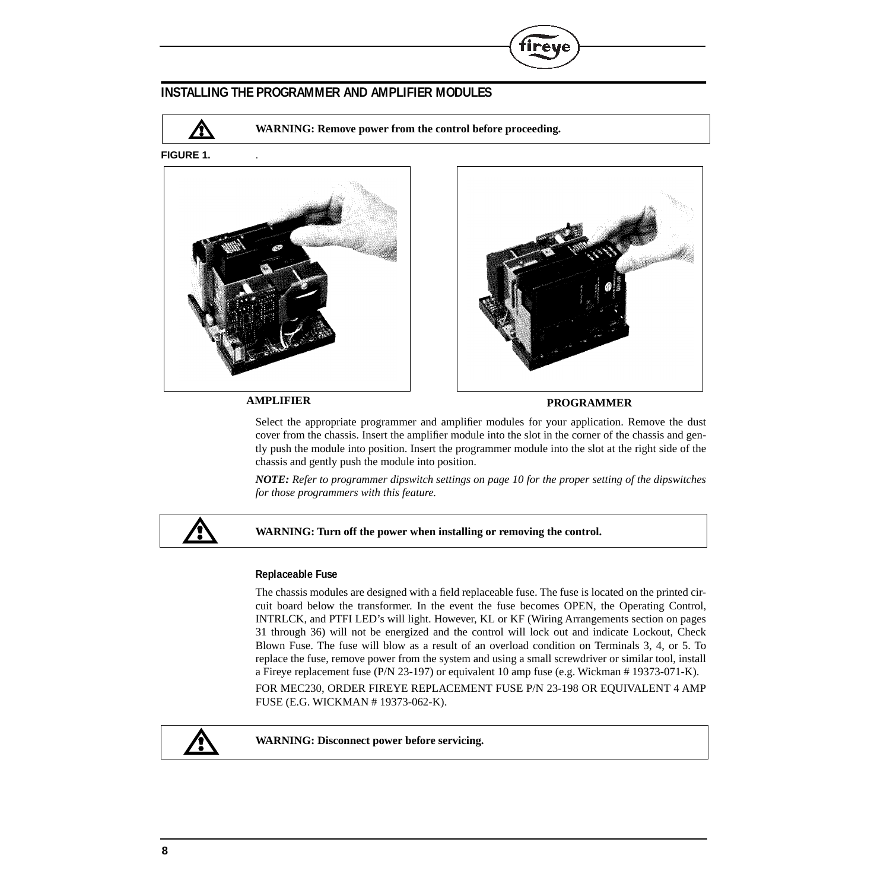## INSTALLING THE PROGRAMMER AND AMPLIFIER MODULES

**WARNING: Remove power from the control before proceeding.**

**FIGURE 1.** .

**AMPLIFIER** **PROGRAMMER**

Select the appropriate programmer and amplifier modules for your application. Remove the dust cover from the chassis. Insert the amplifier module into the slot in the corner of the chassis and gently push the module into position. Insert the programmer module into the slot at the right side of the chassis and gently push the module into position.

***NOTE:*** *Refer to programmer dipswitch settings on page 10 for the proper setting of the dipswitches for those programmers with this feature.*

**WARNING: Turn off the power when installing or removing the control.**

#### Replaceable Fuse

The chassis modules are designed with a field replaceable fuse. The fuse is located on the printed circuit board below the transformer. In the event the fuse becomes OPEN, the Operating Control, INTRLCK, and PTFI LED's will light. However, KL or KF (Wiring Arrangements section on pages 31 through 36) will not be energized and the control will lock out and indicate Lockout, Check Blown Fuse. The fuse will blow as a result of an overload condition on Terminals 3, 4, or 5. To replace the fuse, remove power from the system and using a small screwdriver or similar tool, install a Fireye replacement fuse (P/N 23-197) or equivalent 10 amp fuse (e.g. Wickman # 19373-071-K).

FOR MEC230, ORDER FIREYE REPLACEMENT FUSE P/N 23-198 OR EQUIVALENT 4 AMP FUSE (E.G. WICKMAN # 19373-062-K).

**WARNING: Disconnect power before servicing.**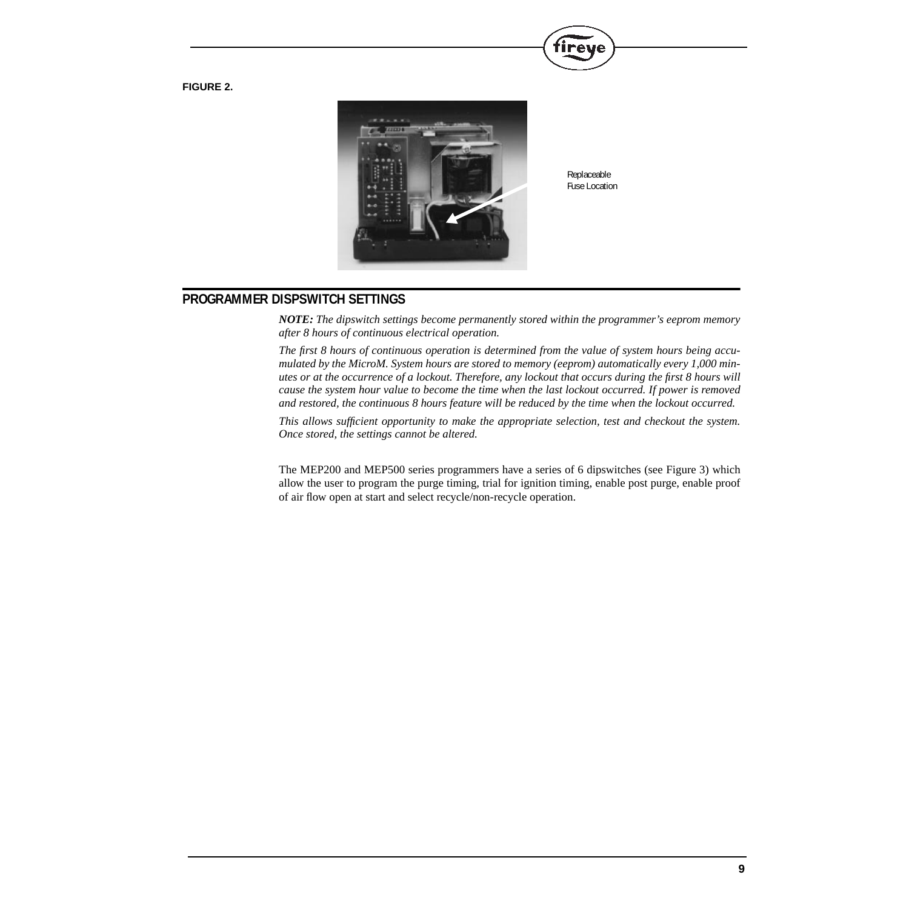**FIGURE 2.**

Replaceable Fuse Location

## PROGRAMMER DISPSWITCH SETTINGS

***NOTE:*** *The dipswitch settings become permanently stored within the programmer's eeprom memory after 8 hours of continuous electrical operation.*

*The first 8 hours of continuous operation is determined from the value of system hours being accumulated by the MicroM. System hours are stored to memory (eeprom) automatically every 1,000 minutes or at the occurrence of a lockout. Therefore, any lockout that occurs during the first 8 hours will cause the system hour value to become the time when the last lockout occurred. If power is removed and restored, the continuous 8 hours feature will be reduced by the time when the lockout occurred.*

*This allows sufficient opportunity to make the appropriate selection, test and checkout the system. Once stored, the settings cannot be altered.*

The MEP200 and MEP500 series programmers have a series of 6 dipswitches (see Figure 3) which allow the user to program the purge timing, trial for ignition timing, enable post purge, enable proof of air flow open at start and select recycle/non-recycle operation.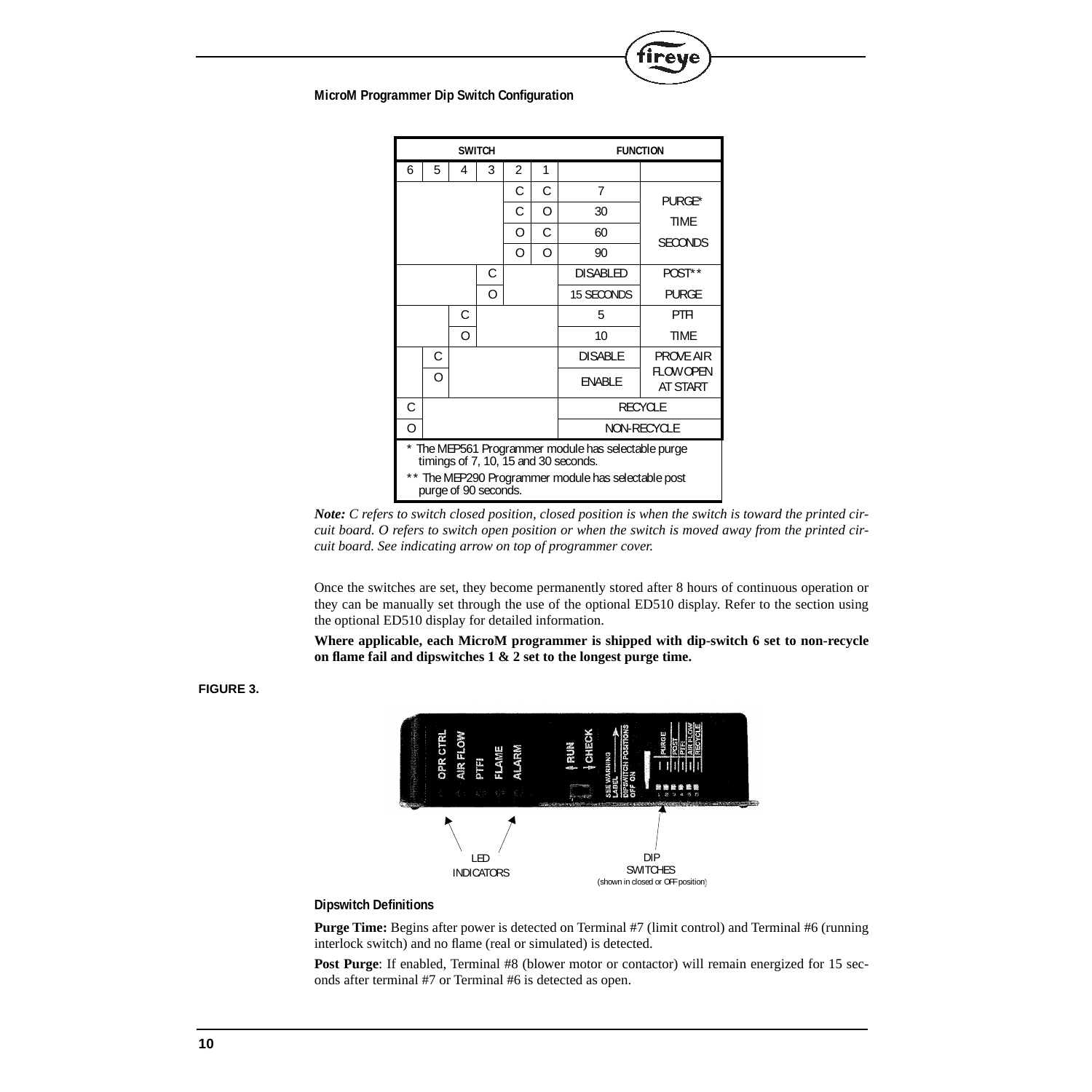**MicroM Programmer Dip Switch Configuration**

| SWITCH | | | | | | FUNCTION | |
|---|---|---|---|---|---|---|---|
| 6 | 5 | 4 | 3 | 2 | 1 | | |
| | | | | C | C | 7 | PURGE* TIME SECONDS |
| | | | | C | O | 30 | |
| | | | | O | C | 60 | |
| | | | | O | O | 90 | |
| | | | C | | | DISABLED | POST** |
| | | | O | | | 15 SECONDS | PURGE |
| | | C | | | | 5 | PTFI |
| | | O | | | | 10 | TIME |
| | C | | | | | DISABLE | PROVE AIR |
| | O | | | | | ENABLE | FLOW OPEN AT START |
| C | | | | | | RECYCLE | |
| O | | | | | | NON-RECYCLE | |

\* The MEP561 Programmer module has selectable purge timings of 7, 10, 15 and 30 seconds.

\*\* The MEP290 Programmer module has selectable post purge of 90 seconds.

***Note:*** *C refers to switch closed position, closed position is when the switch is toward the printed circuit board. O refers to switch open position or when the switch is moved away from the printed circuit board. See indicating arrow on top of programmer cover.*

Once the switches are set, they become permanently stored after 8 hours of continuous operation or they can be manually set through the use of the optional ED510 display. Refer to the section using the optional ED510 display for detailed information.

**Where applicable, each MicroM programmer is shipped with dip-switch 6 set to non-recycle on flame fail and dipswitches 1 & 2 set to the longest purge time.**

**FIGURE 3.**

LED INDICATORS

DIP SWITCHES (shown in closed or OFF position)

**Dipswitch Definitions**

**Purge Time:** Begins after power is detected on Terminal #7 (limit control) and Terminal #6 (running interlock switch) and no flame (real or simulated) is detected.

**Post Purge**: If enabled, Terminal #8 (blower motor or contactor) will remain energized for 15 seconds after terminal #7 or Terminal #6 is detected as open.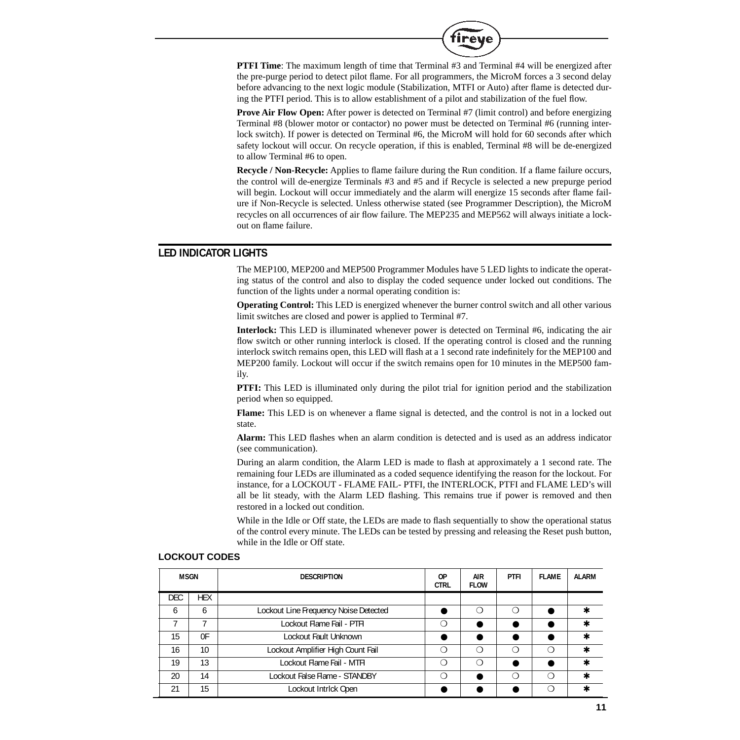**PTFI Time**: The maximum length of time that Terminal #3 and Terminal #4 will be energized after the pre-purge period to detect pilot flame. For all programmers, the MicroM forces a 3 second delay before advancing to the next logic module (Stabilization, MTFI or Auto) after flame is detected during the PTFI period. This is to allow establishment of a pilot and stabilization of the fuel flow.

**Prove Air Flow Open:** After power is detected on Terminal #7 (limit control) and before energizing Terminal #8 (blower motor or contactor) no power must be detected on Terminal #6 (running interlock switch). If power is detected on Terminal #6, the MicroM will hold for 60 seconds after which safety lockout will occur. On recycle operation, if this is enabled, Terminal #8 will be de-energized to allow Terminal #6 to open.

**Recycle / Non-Recycle:** Applies to flame failure during the Run condition. If a flame failure occurs, the control will de-energize Terminals #3 and #5 and if Recycle is selected a new prepurge period will begin. Lockout will occur immediately and the alarm will energize 15 seconds after flame failure if Non-Recycle is selected. Unless otherwise stated (see Programmer Description), the MicroM recycles on all occurrences of air flow failure. The MEP235 and MEP562 will always initiate a lockout on flame failure.

## LED INDICATOR LIGHTS

The MEP100, MEP200 and MEP500 Programmer Modules have 5 LED lights to indicate the operating status of the control and also to display the coded sequence under locked out conditions. The function of the lights under a normal operating condition is:

**Operating Control:** This LED is energized whenever the burner control switch and all other various limit switches are closed and power is applied to Terminal #7.

**Interlock:** This LED is illuminated whenever power is detected on Terminal #6, indicating the air flow switch or other running interlock is closed. If the operating control is closed and the running interlock switch remains open, this LED will flash at a 1 second rate indefinitely for the MEP100 and MEP200 family. Lockout will occur if the switch remains open for 10 minutes in the MEP500 family.

**PTFI:** This LED is illuminated only during the pilot trial for ignition period and the stabilization period when so equipped.

**Flame:** This LED is on whenever a flame signal is detected, and the control is not in a locked out state.

**Alarm:** This LED flashes when an alarm condition is detected and is used as an address indicator (see communication).

During an alarm condition, the Alarm LED is made to flash at approximately a 1 second rate. The remaining four LEDs are illuminated as a coded sequence identifying the reason for the lockout. For instance, for a LOCKOUT - FLAME FAIL- PTFI, the INTERLOCK, PTFI and FLAME LED's will all be lit steady, with the Alarm LED flashing. This remains true if power is removed and then restored in a locked out condition.

While in the Idle or Off state, the LEDs are made to flash sequentially to show the operational status of the control every minute. The LEDs can be tested by pressing and releasing the Reset push button, while in the Idle or Off state.

### LOCKOUT CODES

| MSGN | | DESCRIPTION | OP CTRL | AIR FLOW | PTFI | FLAME | ALARM |
|---|---|---|---|---|---|---|---|
| DEC | HEX | | | | | | |
| 6 | 6 | Lockout Line Frequency Noise Detected | ● | ❍ | ❍ | ● | ✱ |
| 7 | 7 | Lockout Flame Fail - PTFI | ❍ | ● | ● | ● | ✱ |
| 15 | 0F | Lockout Fault Unknown | ● | ● | ● | ● | ✱ |
| 16 | 10 | Lockout Amplifier High Count Fail | ❍ | ❍ | ❍ | ❍ | ✱ |
| 19 | 13 | Lockout Flame Fail - MTFI | ❍ | ❍ | ● | ● | ✱ |
| 20 | 14 | Lockout False Flame - STANDBY | ❍ | ● | ❍ | ❍ | ✱ |
| 21 | 15 | Lockout Intrlck Open | ● | ● | ● | ❍ | ✱ |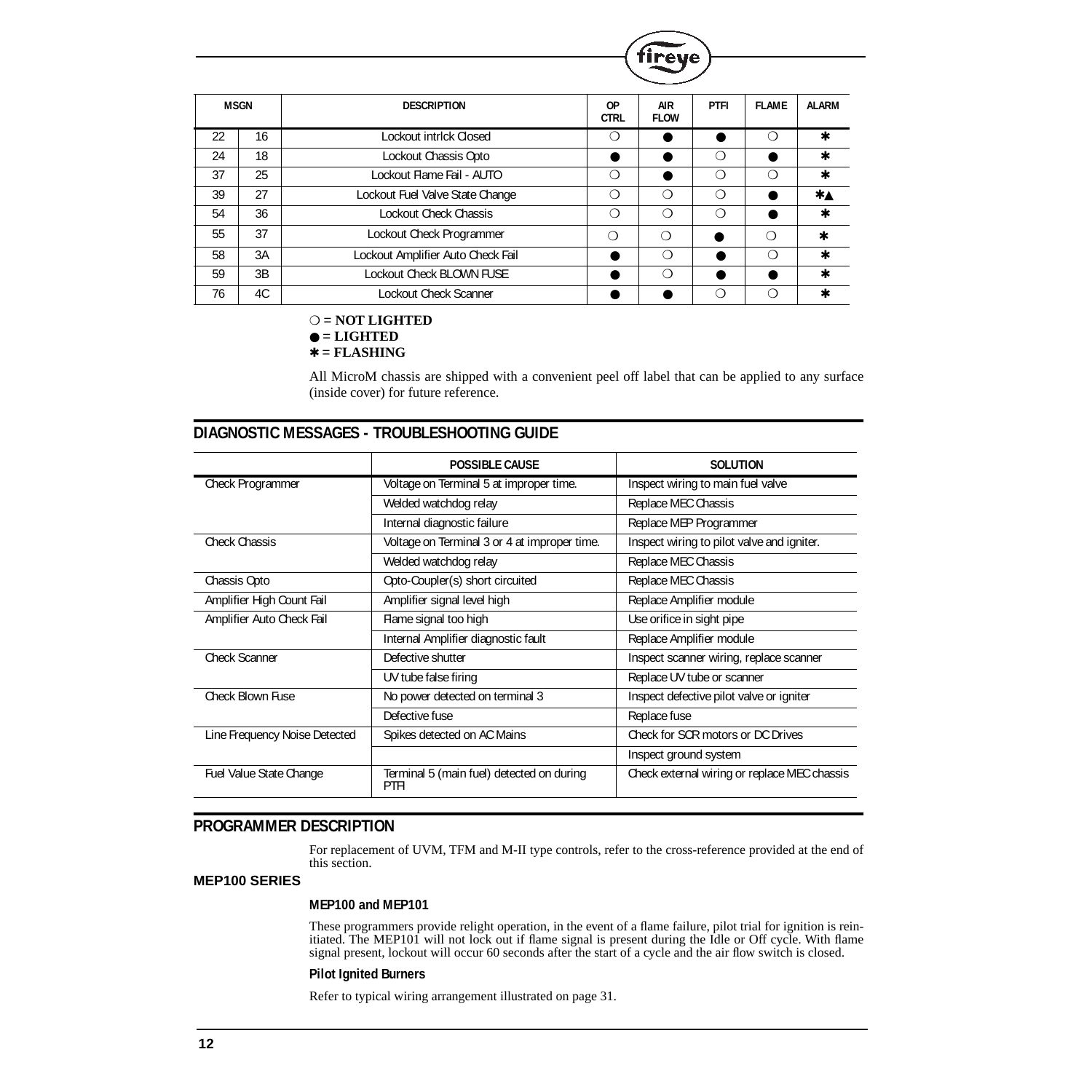| MSGN | | DESCRIPTION | OP CTRL | AIR FLOW | PTFI | FLAME | ALARM |
|---|---|---|---|---|---|---|---|
| 22 | 16 | Lockout intrlck Closed | ❍ | ● | ● | ❍ | ✱ |
| 24 | 18 | Lockout Chassis Opto | ● | ● | ❍ | ● | ✱ |
| 37 | 25 | Lockout Flame Fail - AUTO | ❍ | ● | ❍ | ❍ | ✱ |
| 39 | 27 | Lockout Fuel Valve State Change | ❍ | ❍ | ❍ | ● | ✱▲ |
| 54 | 36 | Lockout Check Chassis | ❍ | ❍ | ❍ | ● | ✱ |
| 55 | 37 | Lockout Check Programmer | ❍ | ❍ | ● | ❍ | ✱ |
| 58 | 3A | Lockout Amplifier Auto Check Fail | ● | ❍ | ● | ❍ | ✱ |
| 59 | 3B | Lockout Check BLOWN FUSE | ● | ❍ | ● | ● | ✱ |
| 76 | 4C | Lockout Check Scanner | ● | ● | ❍ | ❍ | ✱ |

**❍ = NOT LIGHTED**
**● = LIGHTED**
**✱ = FLASHING**

All MicroM chassis are shipped with a convenient peel off label that can be applied to any surface (inside cover) for future reference.

## DIAGNOSTIC MESSAGES - TROUBLESHOOTING GUIDE

| | POSSIBLE CAUSE | SOLUTION |
|---|---|---|
| Check Programmer | Voltage on Terminal 5 at improper time. | Inspect wiring to main fuel valve |
| | Welded watchdog relay | Replace MEC Chassis |
| | Internal diagnostic failure | Replace MEP Programmer |
| Check Chassis | Voltage on Terminal 3 or 4 at improper time. | Inspect wiring to pilot valve and igniter. |
| | Welded watchdog relay | Replace MEC Chassis |
| Chassis Opto | Opto-Coupler(s) short circuited | Replace MEC Chassis |
| Amplifier High Count Fail | Amplifier signal level high | Replace Amplifier module |
| Amplifier Auto Check Fail | Flame signal too high | Use orifice in sight pipe |
| | Internal Amplifier diagnostic fault | Replace Amplifier module |
| Check Scanner | Defective shutter | Inspect scanner wiring, replace scanner |
| | UV tube false firing | Replace UV tube or scanner |
| Check Blown Fuse | No power detected on terminal 3 | Inspect defective pilot valve or igniter |
| | Defective fuse | Replace fuse |
| Line Frequency Noise Detected | Spikes detected on AC Mains | Check for SCR motors or DC Drives |
| | | Inspect ground system |
| Fuel Value State Change | Terminal 5 (main fuel) detected during PTFI | Check external wiring or replace MEC chassis |

## PROGRAMMER DESCRIPTION

For replacement of UVM, TFM and M-II type controls, refer to the cross-reference provided at the end of this section.

### MEP100 SERIES

#### MEP100 and MEP101

These programmers provide relight operation, in the event of a flame failure, pilot trial for ignition is reinitiated. The MEP101 will not lock out if flame signal is present during the Idle or Off cycle. With flame signal present, lockout will occur 60 seconds after the start of a cycle and the air flow switch is closed.

#### Pilot Ignited Burners

Refer to typical wiring arrangement illustrated on page 31.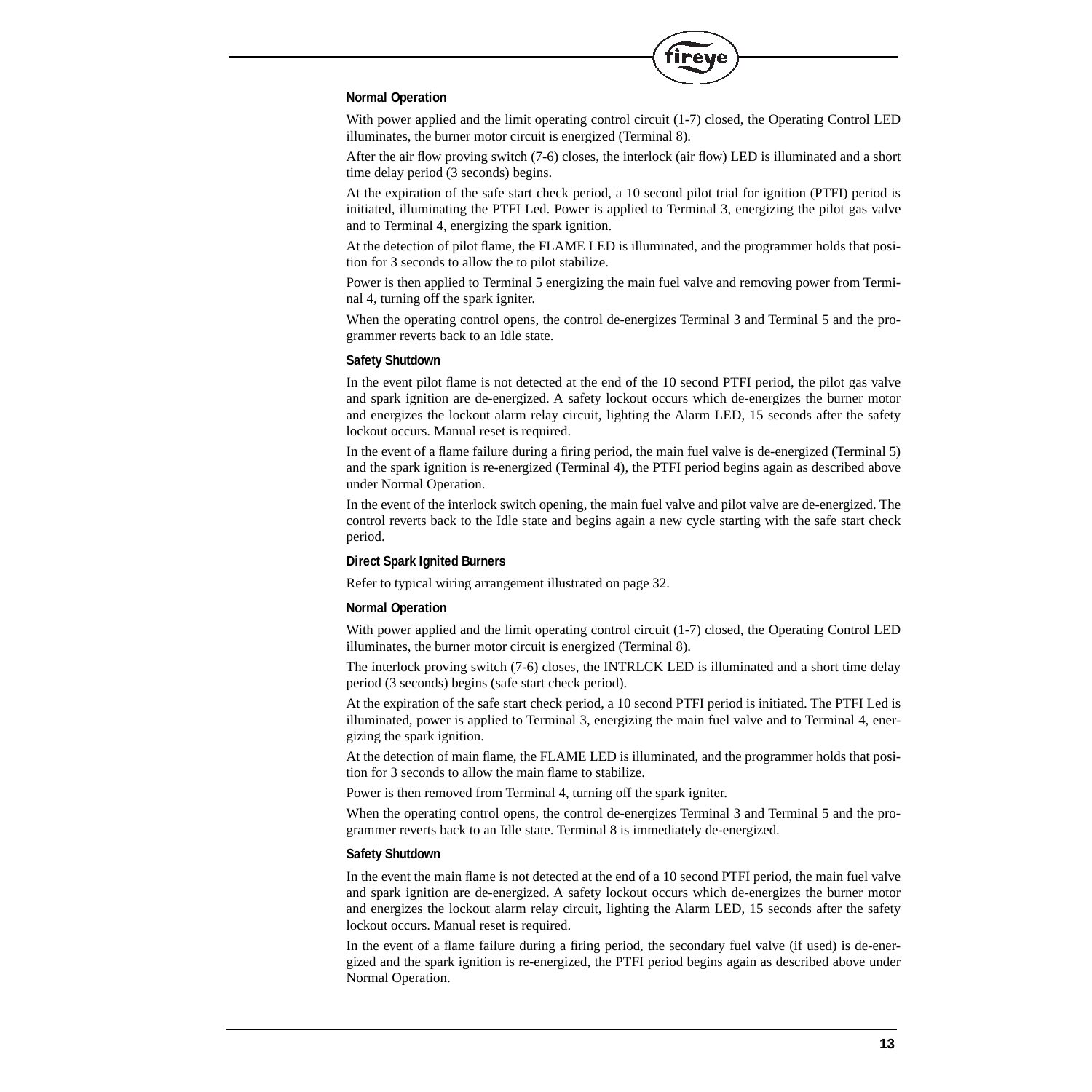#### Normal Operation

With power applied and the limit operating control circuit (1-7) closed, the Operating Control LED illuminates, the burner motor circuit is energized (Terminal 8).

After the air flow proving switch (7-6) closes, the interlock (air flow) LED is illuminated and a short time delay period (3 seconds) begins.

At the expiration of the safe start check period, a 10 second pilot trial for ignition (PTFI) period is initiated, illuminating the PTFI Led. Power is applied to Terminal 3, energizing the pilot gas valve and to Terminal 4, energizing the spark ignition.

At the detection of pilot flame, the FLAME LED is illuminated, and the programmer holds that position for 3 seconds to allow the to pilot stabilize.

Power is then applied to Terminal 5 energizing the main fuel valve and removing power from Terminal 4, turning off the spark igniter.

When the operating control opens, the control de-energizes Terminal 3 and Terminal 5 and the programmer reverts back to an Idle state.

#### Safety Shutdown

In the event pilot flame is not detected at the end of the 10 second PTFI period, the pilot gas valve and spark ignition are de-energized. A safety lockout occurs which de-energizes the burner motor and energizes the lockout alarm relay circuit, lighting the Alarm LED, 15 seconds after the safety lockout occurs. Manual reset is required.

In the event of a flame failure during a firing period, the main fuel valve is de-energized (Terminal 5) and the spark ignition is re-energized (Terminal 4), the PTFI period begins again as described above under Normal Operation.

In the event of the interlock switch opening, the main fuel valve and pilot valve are de-energized. The control reverts back to the Idle state and begins again a new cycle starting with the safe start check period.

#### Direct Spark Ignited Burners

Refer to typical wiring arrangement illustrated on page 32.

#### Normal Operation

With power applied and the limit operating control circuit (1-7) closed, the Operating Control LED illuminates, the burner motor circuit is energized (Terminal 8).

The interlock proving switch (7-6) closes, the INTRLCK LED is illuminated and a short time delay period (3 seconds) begins (safe start check period).

At the expiration of the safe start check period, a 10 second PTFI period is initiated. The PTFI Led is illuminated, power is applied to Terminal 3, energizing the main fuel valve and to Terminal 4, energizing the spark ignition.

At the detection of main flame, the FLAME LED is illuminated, and the programmer holds that position for 3 seconds to allow the main flame to stabilize.

Power is then removed from Terminal 4, turning off the spark igniter.

When the operating control opens, the control de-energizes Terminal 3 and Terminal 5 and the programmer reverts back to an Idle state. Terminal 8 is immediately de-energized.

#### Safety Shutdown

In the event the main flame is not detected at the end of a 10 second PTFI period, the main fuel valve and spark ignition are de-energized. A safety lockout occurs which de-energizes the burner motor and energizes the lockout alarm relay circuit, lighting the Alarm LED, 15 seconds after the safety lockout occurs. Manual reset is required.

In the event of a flame failure during a firing period, the secondary fuel valve (if used) is de-energized and the spark ignition is re-energized, the PTFI period begins again as described above under Normal Operation.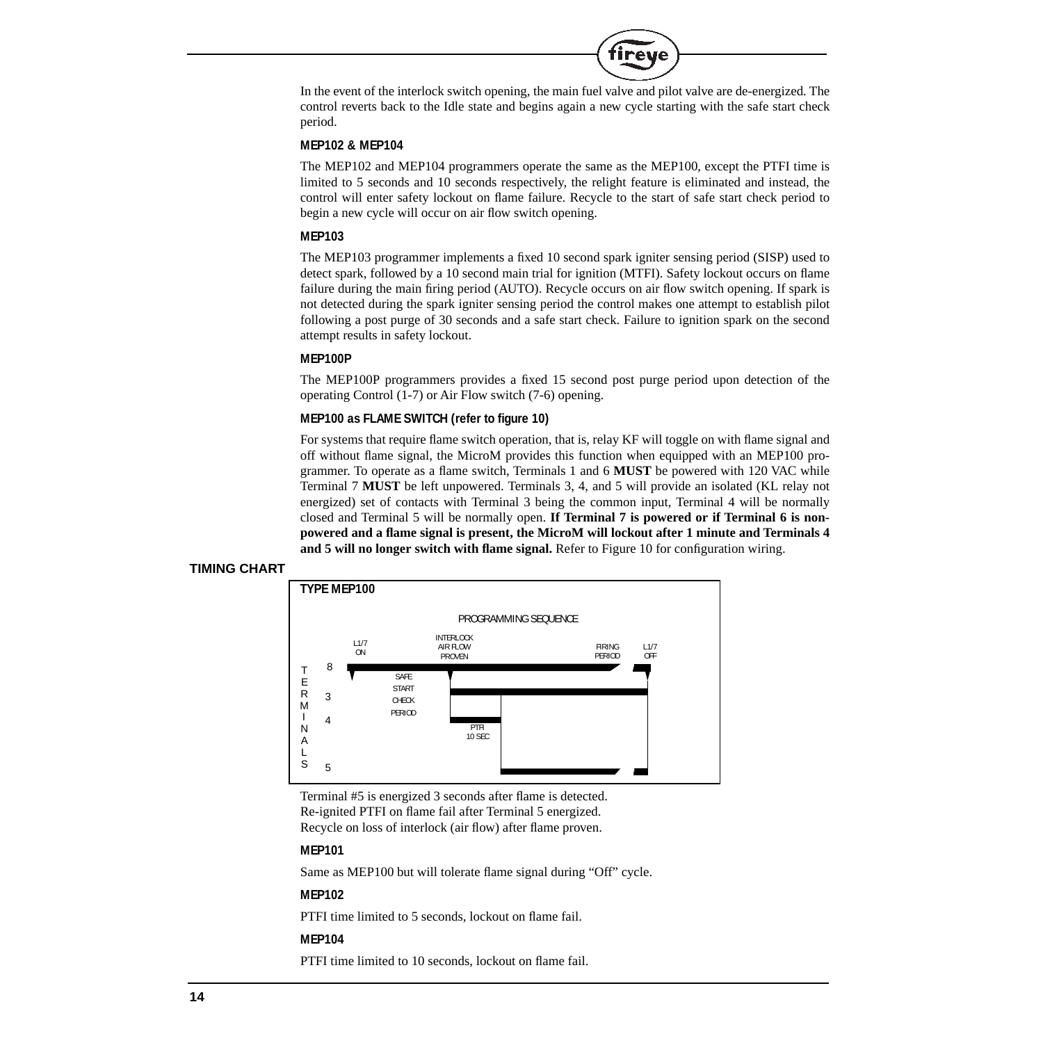In the event of the interlock switch opening, the main fuel valve and pilot valve are de-energized. The control reverts back to the Idle state and begins again a new cycle starting with the safe start check period.

### MEP102 & MEP104

The MEP102 and MEP104 programmers operate the same as the MEP100, except the PTFI time is limited to 5 seconds and 10 seconds respectively, the relight feature is eliminated and instead, the control will enter safety lockout on flame failure. Recycle to the start of safe start check period to begin a new cycle will occur on air flow switch opening.

### MEP103

The MEP103 programmer implements a fixed 10 second spark igniter sensing period (SISP) used to detect spark, followed by a 10 second main trial for ignition (MTFI). Safety lockout occurs on flame failure during the main firing period (AUTO). Recycle occurs on air flow switch opening. If spark is not detected during the spark igniter sensing period the control makes one attempt to establish pilot following a post purge of 30 seconds and a safe start check. Failure to ignition spark on the second attempt results in safety lockout.

### MEP100P

The MEP100P programmers provides a fixed 15 second post purge period upon detection of the operating Control (1-7) or Air Flow switch (7-6) opening.

### MEP100 as FLAME SWITCH (refer to figure 10)

For systems that require flame switch operation, that is, relay KF will toggle on with flame signal and off without flame signal, the MicroM provides this function when equipped with an MEP100 programmer. To operate as a flame switch, Terminals 1 and 6 **MUST** be powered with 120 VAC while Terminal 7 **MUST** be left unpowered. Terminals 3, 4, and 5 will provide an isolated (KL relay not energized) set of contacts with Terminal 3 being the common input, Terminal 4 will be normally closed and Terminal 5 will be normally open. **If Terminal 7 is powered or if Terminal 6 is non-powered and a flame signal is present, the MicroM will lockout after 1 minute and Terminals 4 and 5 will no longer switch with flame signal.** Refer to Figure 10 for configuration wiring.

## TIMING CHART

**TYPE MEP100**

PROGRAMMING SEQUENCE

L1/7 ON — INTERLOCK AIR FLOW PROVEN — FIRING PERIOD — L1/7 OFF

TERMINALS: 8, 3, 4, 5

SAFE START CHECK PERIOD

PTFI 10 SEC

Terminal #5 is energized 3 seconds after flame is detected.
Re-ignited PTFI on flame fail after Terminal 5 energized.
Recycle on loss of interlock (air flow) after flame proven.

### MEP101

Same as MEP100 but will tolerate flame signal during "Off" cycle.

### MEP102

PTFI time limited to 5 seconds, lockout on flame fail.

### MEP104

PTFI time limited to 10 seconds, lockout on flame fail.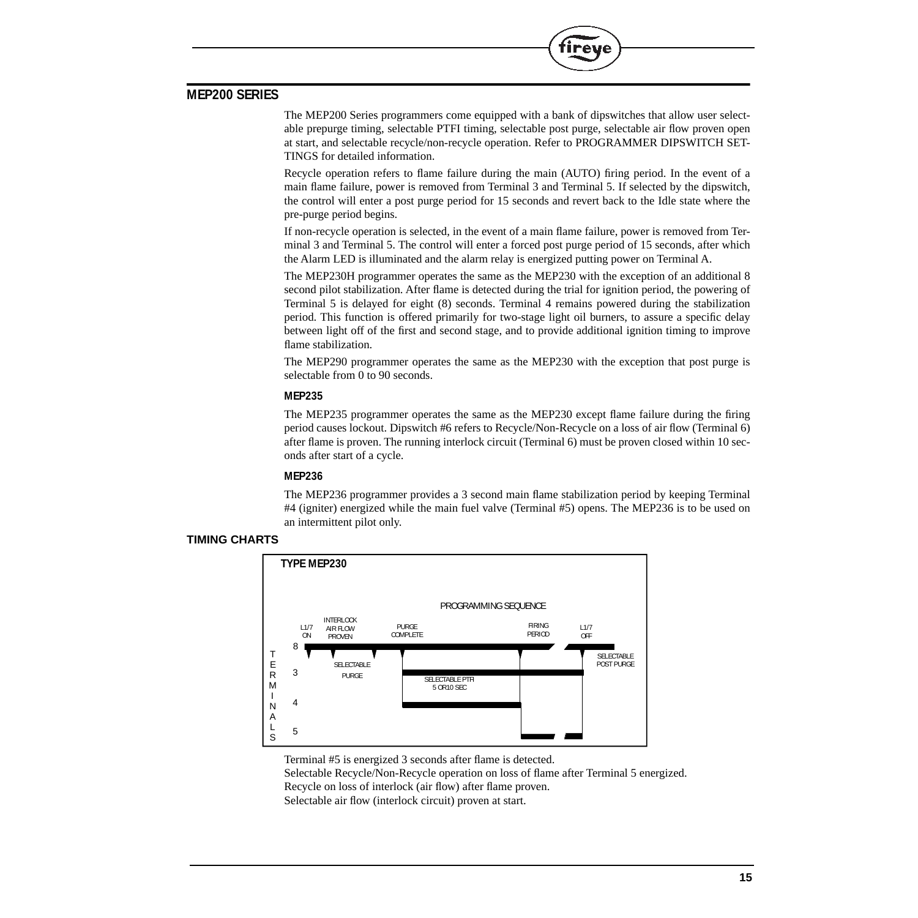## MEP200 SERIES

The MEP200 Series programmers come equipped with a bank of dipswitches that allow user selectable prepurge timing, selectable PTFI timing, selectable post purge, selectable air flow proven open at start, and selectable recycle/non-recycle operation. Refer to PROGRAMMER DIPSWITCH SETTINGS for detailed information.

Recycle operation refers to flame failure during the main (AUTO) firing period. In the event of a main flame failure, power is removed from Terminal 3 and Terminal 5. If selected by the dipswitch, the control will enter a post purge period for 15 seconds and revert back to the Idle state where the pre-purge period begins.

If non-recycle operation is selected, in the event of a main flame failure, power is removed from Terminal 3 and Terminal 5. The control will enter a forced post purge period of 15 seconds, after which the Alarm LED is illuminated and the alarm relay is energized putting power on Terminal A.

The MEP230H programmer operates the same as the MEP230 with the exception of an additional 8 second pilot stabilization. After flame is detected during the trial for ignition period, the powering of Terminal 5 is delayed for eight (8) seconds. Terminal 4 remains powered during the stabilization period. This function is offered primarily for two-stage light oil burners, to assure a specific delay between light off of the first and second stage, and to provide additional ignition timing to improve flame stabilization.

The MEP290 programmer operates the same as the MEP230 with the exception that post purge is selectable from 0 to 90 seconds.

### MEP235

The MEP235 programmer operates the same as the MEP230 except flame failure during the firing period causes lockout. Dipswitch #6 refers to Recycle/Non-Recycle on a loss of air flow (Terminal 6) after flame is proven. The running interlock circuit (Terminal 6) must be proven closed within 10 seconds after start of a cycle.

### MEP236

The MEP236 programmer provides a 3 second main flame stabilization period by keeping Terminal #4 (igniter) energized while the main fuel valve (Terminal #5) opens. The MEP236 is to be used on an intermittent pilot only.

## TIMING CHARTS

**TYPE MEP230**

PROGRAMMING SEQUENCE

L1/7 ON — INTERLOCK AIR FLOW PROVEN — PURGE COMPLETE — FIRING PERIOD — L1/7 OFF

TERMINALS: 8, 3, 4, 5

SELECTABLE PURGE — SELECTABLE PTFI 5 OR10 SEC — SELECTABLE POST PURGE

Terminal #5 is energized 3 seconds after flame is detected.
Selectable Recycle/Non-Recycle operation on loss of flame after Terminal 5 energized.
Recycle on loss of interlock (air flow) after flame proven.
Selectable air flow (interlock circuit) proven at start.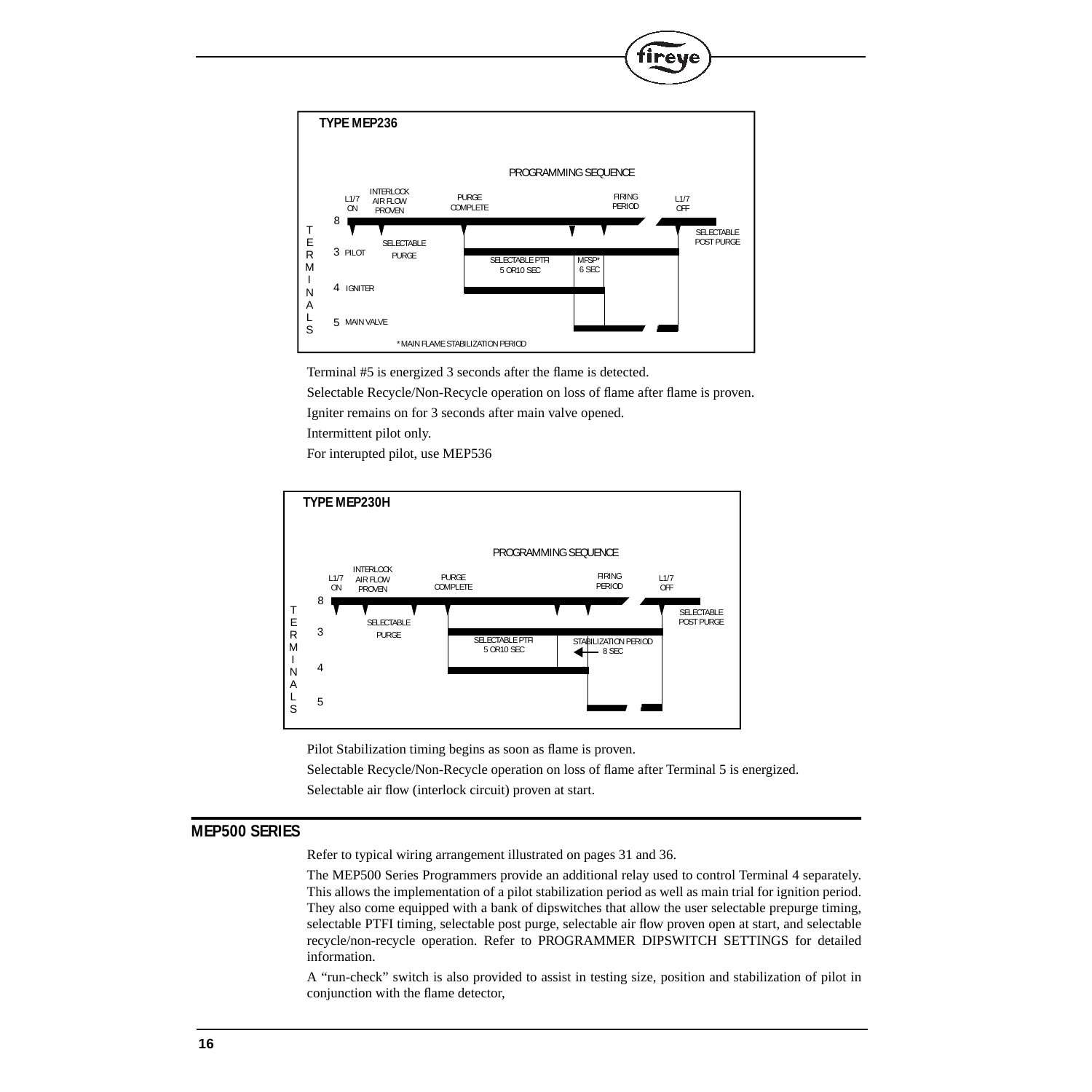**TYPE MEP236**

PROGRAMMING SEQUENCE

L1/7 ON — INTERLOCK AIR FLOW PROVEN — PURGE COMPLETE — FIRING PERIOD — L1/7 OFF

TERMINALS: 8; 3 PILOT; 4 IGNITER; 5 MAIN VALVE

SELECTABLE PURGE — SELECTABLE PTFI 5 OR10 SEC — MFSP* 6 SEC — SELECTABLE POST PURGE

* MAIN FLAME STABILIZATION PERIOD

Terminal #5 is energized 3 seconds after the flame is detected.

Selectable Recycle/Non-Recycle operation on loss of flame after flame is proven.

Igniter remains on for 3 seconds after main valve opened.

Intermittent pilot only.

For interupted pilot, use MEP536

**TYPE MEP230H**

PROGRAMMING SEQUENCE

L1/7 ON — INTERLOCK AIR FLOW PROVEN — PURGE COMPLETE — FIRING PERIOD — L1/7 OFF

TERMINALS: 8; 3; 4; 5

SELECTABLE PURGE — SELECTABLE PTFI 5 OR10 SEC — STABILIZATION PERIOD 8 SEC — SELECTABLE POST PURGE

Pilot Stabilization timing begins as soon as flame is proven.

Selectable Recycle/Non-Recycle operation on loss of flame after Terminal 5 is energized.

Selectable air flow (interlock circuit) proven at start.

## MEP500 SERIES

Refer to typical wiring arrangement illustrated on pages 31 and 36.

The MEP500 Series Programmers provide an additional relay used to control Terminal 4 separately. This allows the implementation of a pilot stabilization period as well as main trial for ignition period. They also come equipped with a bank of dipswitches that allow the user selectable prepurge timing, selectable PTFI timing, selectable post purge, selectable air flow proven open at start, and selectable recycle/non-recycle operation. Refer to PROGRAMMER DIPSWITCH SETTINGS for detailed information.

A "run-check" switch is also provided to assist in testing size, position and stabilization of pilot in conjunction with the flame detector,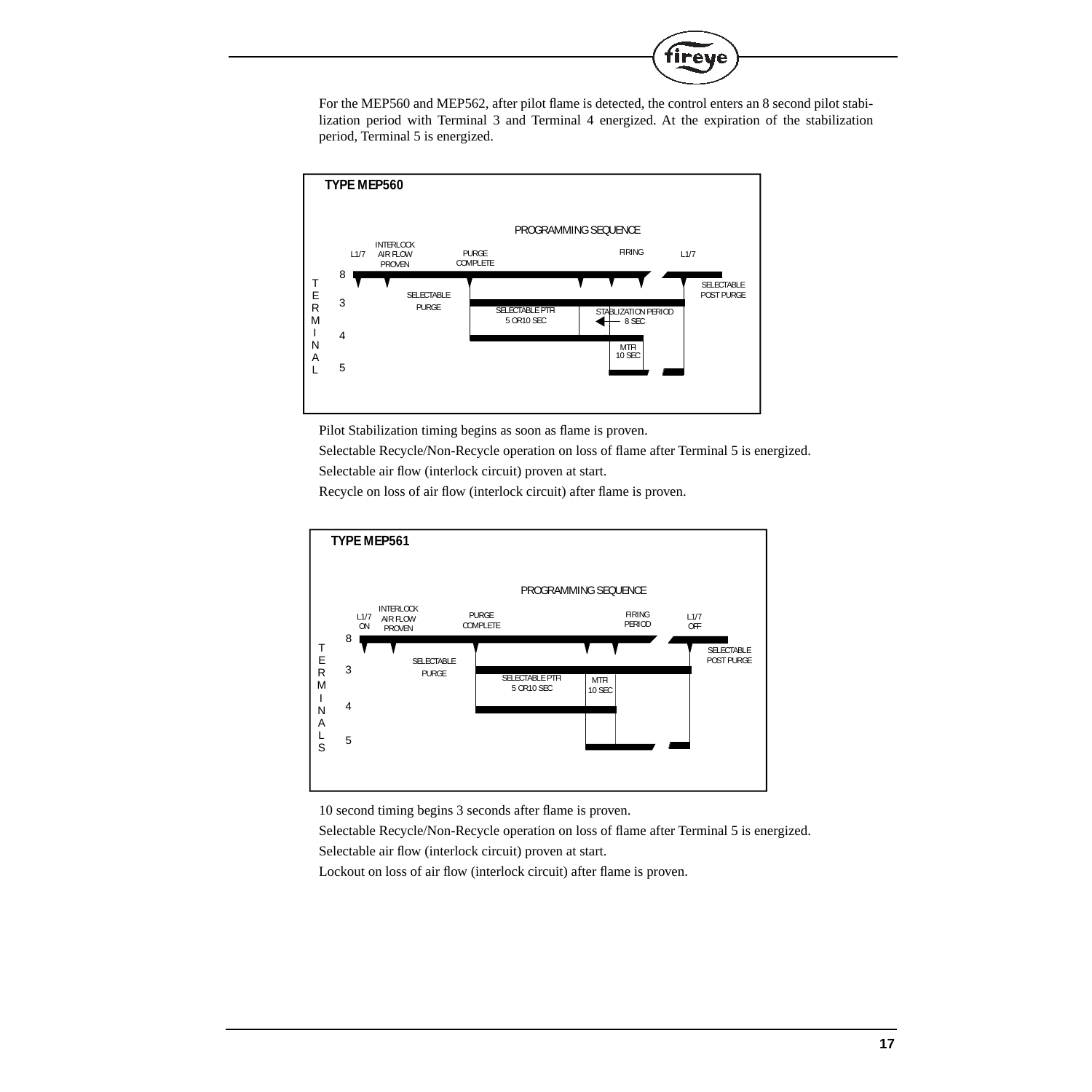For the MEP560 and MEP562, after pilot flame is detected, the control enters an 8 second pilot stabilization period with Terminal 3 and Terminal 4 energized. At the expiration of the stabilization period, Terminal 5 is energized.

**TYPE MEP560**

PROGRAMMING SEQUENCE

L1/7 | INTERLOCK AIR FLOW PROVEN | PURGE COMPLETE | FIRING | L1/7

TERMINAL 8, 3, 4, 5

SELECTABLE PURGE | SELECTABLE PTFI 5 OR10 SEC | STABLIZATION PERIOD 8 SEC | MTFI 10 SEC | SELECTABLE POST PURGE

Pilot Stabilization timing begins as soon as flame is proven.

Selectable Recycle/Non-Recycle operation on loss of flame after Terminal 5 is energized.

Selectable air flow (interlock circuit) proven at start.

Recycle on loss of air flow (interlock circuit) after flame is proven.

**TYPE MEP561**

PROGRAMMING SEQUENCE

L1/7 ON | INTERLOCK AIR FLOW PROVEN | PURGE COMPLETE | FIRING PERIOD | L1/7 OFF

TERMINALS 8, 3, 4, 5

SELECTABLE PURGE | SELECTABLE PTFI 5 OR10 SEC | MTFI 10 SEC | SELECTABLE POST PURGE

10 second timing begins 3 seconds after flame is proven.

Selectable Recycle/Non-Recycle operation on loss of flame after Terminal 5 is energized.

Selectable air flow (interlock circuit) proven at start.

Lockout on loss of air flow (interlock circuit) after flame is proven.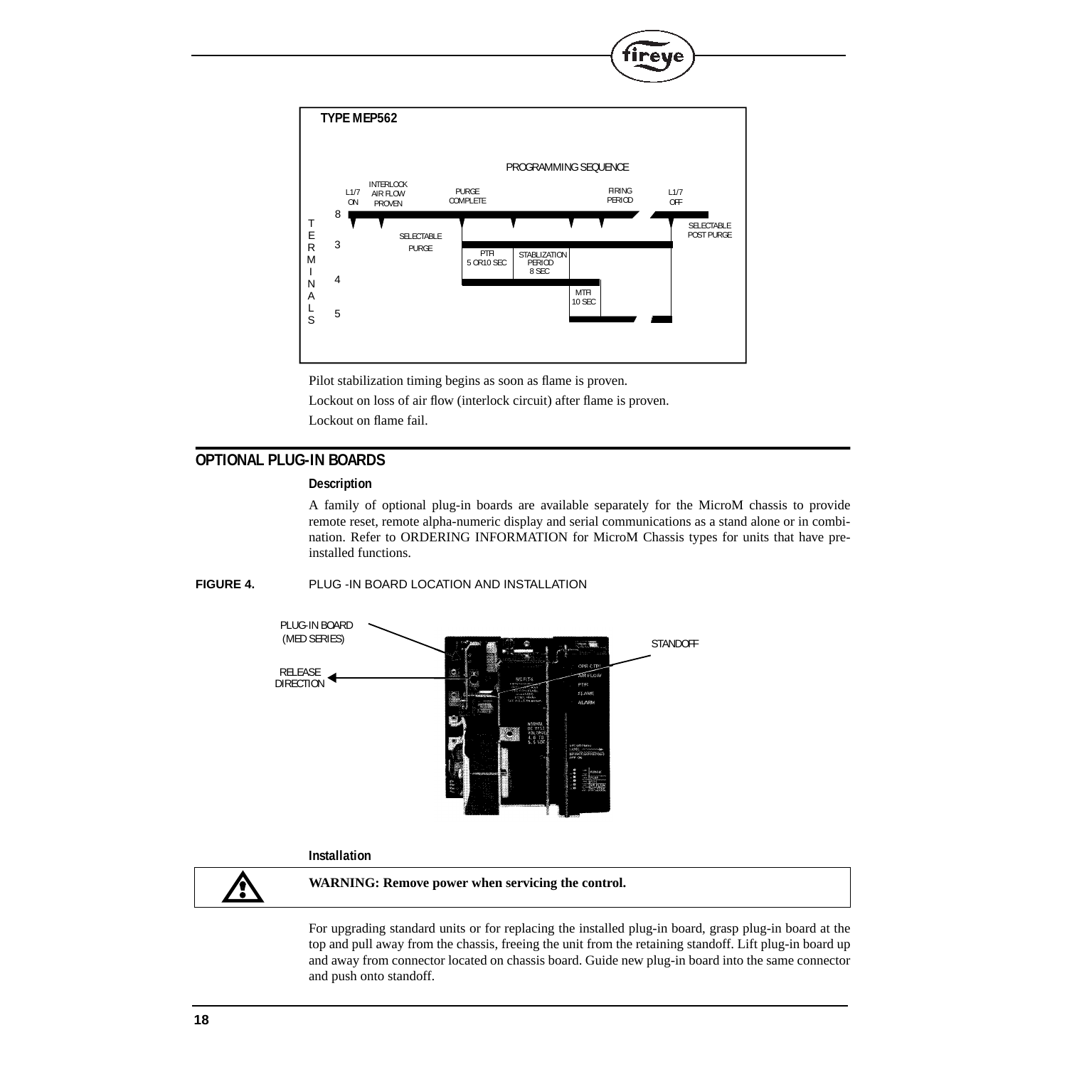**TYPE MEP562**

PROGRAMMING SEQUENCE

Pilot stabilization timing begins as soon as flame is proven.

Lockout on loss of air flow (interlock circuit) after flame is proven.

Lockout on flame fail.

## OPTIONAL PLUG-IN BOARDS

### Description

A family of optional plug-in boards are available separately for the MicroM chassis to provide remote reset, remote alpha-numeric display and serial communications as a stand alone or in combination. Refer to ORDERING INFORMATION for MicroM Chassis types for units that have pre-installed functions.

**FIGURE 4.** PLUG -IN BOARD LOCATION AND INSTALLATION

### Installation

**WARNING: Remove power when servicing the control.**

For upgrading standard units or for replacing the installed plug-in board, grasp plug-in board at the top and pull away from the chassis, freeing the unit from the retaining standoff. Lift plug-in board up and away from connector located on chassis board. Guide new plug-in board into the same connector and push onto standoff.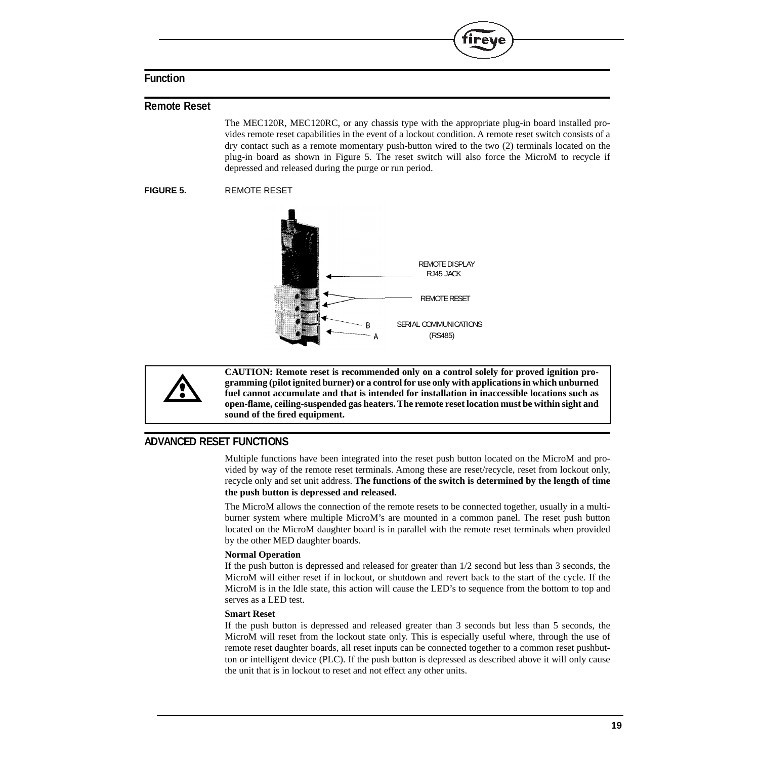## Function

### Remote Reset

The MEC120R, MEC120RC, or any chassis type with the appropriate plug-in board installed provides remote reset capabilities in the event of a lockout condition. A remote reset switch consists of a dry contact such as a remote momentary push-button wired to the two (2) terminals located on the plug-in board as shown in Figure 5. The reset switch will also force the MicroM to recycle if depressed and released during the purge or run period.

**FIGURE 5.** REMOTE RESET

REMOTE DISPLAY RJ45 JACK

REMOTE RESET

B

A

SERIAL COMMUNICATIONS (RS485)

**CAUTION: Remote reset is recommended only on a control solely for proved ignition programming (pilot ignited burner) or a control for use only with applications in which unburned fuel cannot accumulate and that is intended for installation in inaccessible locations such as open-flame, ceiling-suspended gas heaters. The remote reset location must be within sight and sound of the fired equipment.**

## ADVANCED RESET FUNCTIONS

Multiple functions have been integrated into the reset push button located on the MicroM and provided by way of the remote reset terminals. Among these are reset/recycle, reset from lockout only, recycle only and set unit address. **The functions of the switch is determined by the length of time the push button is depressed and released.**

The MicroM allows the connection of the remote resets to be connected together, usually in a multi-burner system where multiple MicroM's are mounted in a common panel. The reset push button located on the MicroM daughter board is in parallel with the remote reset terminals when provided by the other MED daughter boards.

**Normal Operation**

If the push button is depressed and released for greater than 1/2 second but less than 3 seconds, the MicroM will either reset if in lockout, or shutdown and revert back to the start of the cycle. If the MicroM is in the Idle state, this action will cause the LED's to sequence from the bottom to top and serves as a LED test.

**Smart Reset**

If the push button is depressed and released greater than 3 seconds but less than 5 seconds, the MicroM will reset from the lockout state only. This is especially useful where, through the use of remote reset daughter boards, all reset inputs can be connected together to a common reset pushbutton or intelligent device (PLC). If the push button is depressed as described above it will only cause the unit that is in lockout to reset and not effect any other units.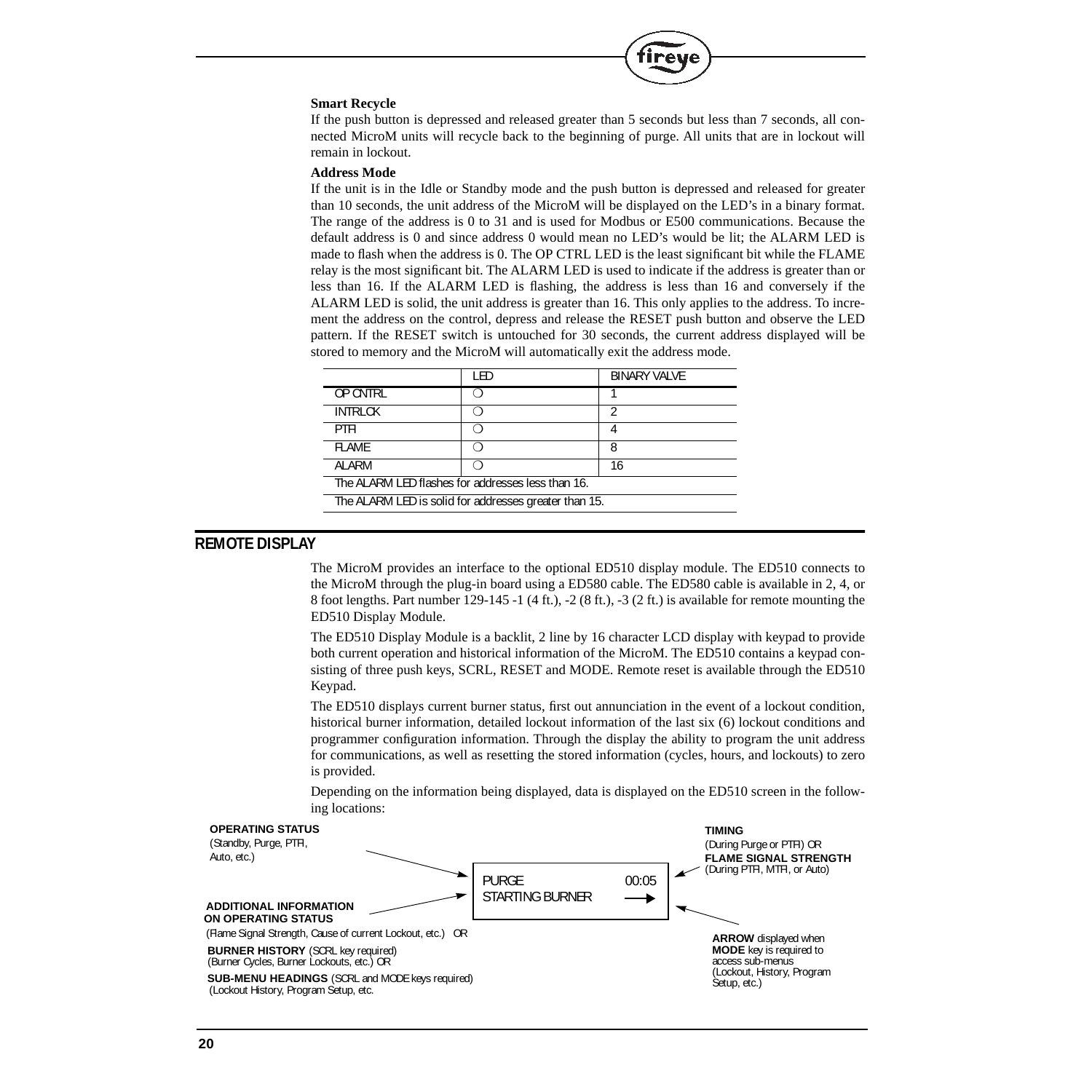**Smart Recycle**

If the push button is depressed and released greater than 5 seconds but less than 7 seconds, all connected MicroM units will recycle back to the beginning of purge. All units that are in lockout will remain in lockout.

**Address Mode**

If the unit is in the Idle or Standby mode and the push button is depressed and released for greater than 10 seconds, the unit address of the MicroM will be displayed on the LED's in a binary format. The range of the address is 0 to 31 and is used for Modbus or E500 communications. Because the default address is 0 and since address 0 would mean no LED's would be lit; the ALARM LED is made to flash when the address is 0. The OP CTRL LED is the least significant bit while the FLAME relay is the most significant bit. The ALARM LED is used to indicate if the address is greater than or less than 16. If the ALARM LED is flashing, the address is less than 16 and conversely if the ALARM LED is solid, the unit address is greater than 16. This only applies to the address. To increment the address on the control, depress and release the RESET push button and observe the LED pattern. If the RESET switch is untouched for 30 seconds, the current address displayed will be stored to memory and the MicroM will automatically exit the address mode.

| | LED | BINARY VALVE |
|---|---|---|
| OP CNTRL | ❍ | 1 |
| INTRLCK | ❍ | 2 |
| PTFI | ❍ | 4 |
| FLAME | ❍ | 8 |
| ALARM | ❍ | 16 |
| The ALARM LED flashes for addresses less than 16. | | |
| The ALARM LED is solid for addresses greater than 15. | | |

## REMOTE DISPLAY

The MicroM provides an interface to the optional ED510 display module. The ED510 connects to the MicroM through the plug-in board using a ED580 cable. The ED580 cable is available in 2, 4, or 8 foot lengths. Part number 129-145 -1 (4 ft.), -2 (8 ft.), -3 (2 ft.) is available for remote mounting the ED510 Display Module.

The ED510 Display Module is a backlit, 2 line by 16 character LCD display with keypad to provide both current operation and historical information of the MicroM. The ED510 contains a keypad consisting of three push keys, SCRL, RESET and MODE. Remote reset is available through the ED510 Keypad.

The ED510 displays current burner status, first out annunciation in the event of a lockout condition, historical burner information, detailed lockout information of the last six (6) lockout conditions and programmer configuration information. Through the display the ability to program the unit address for communications, as well as resetting the stored information (cycles, hours, and lockouts) to zero is provided.

Depending on the information being displayed, data is displayed on the ED510 screen in the following locations:

**OPERATING STATUS** (Standby, Purge, PTFI, Auto, etc.)

**ADDITIONAL INFORMATION ON OPERATING STATUS** (Flame Signal Strength, Cause of current Lockout, etc.) OR

**BURNER HISTORY** (SCRL key required) (Burner Cycles, Burner Lockouts, etc.) OR

**SUB-MENU HEADINGS** (SCRL and MODE keys required) (Lockout History, Program Setup, etc.

```
PURGE              00:05
STARTING BURNER     ⟶
```

**TIMING** (During Purge or PTFI) OR **FLAME SIGNAL STRENGTH** (During PTFI, MTFI, or Auto)

**ARROW** displayed when **MODE** key is required to access sub-menus (Lockout, History, Program Setup, etc.)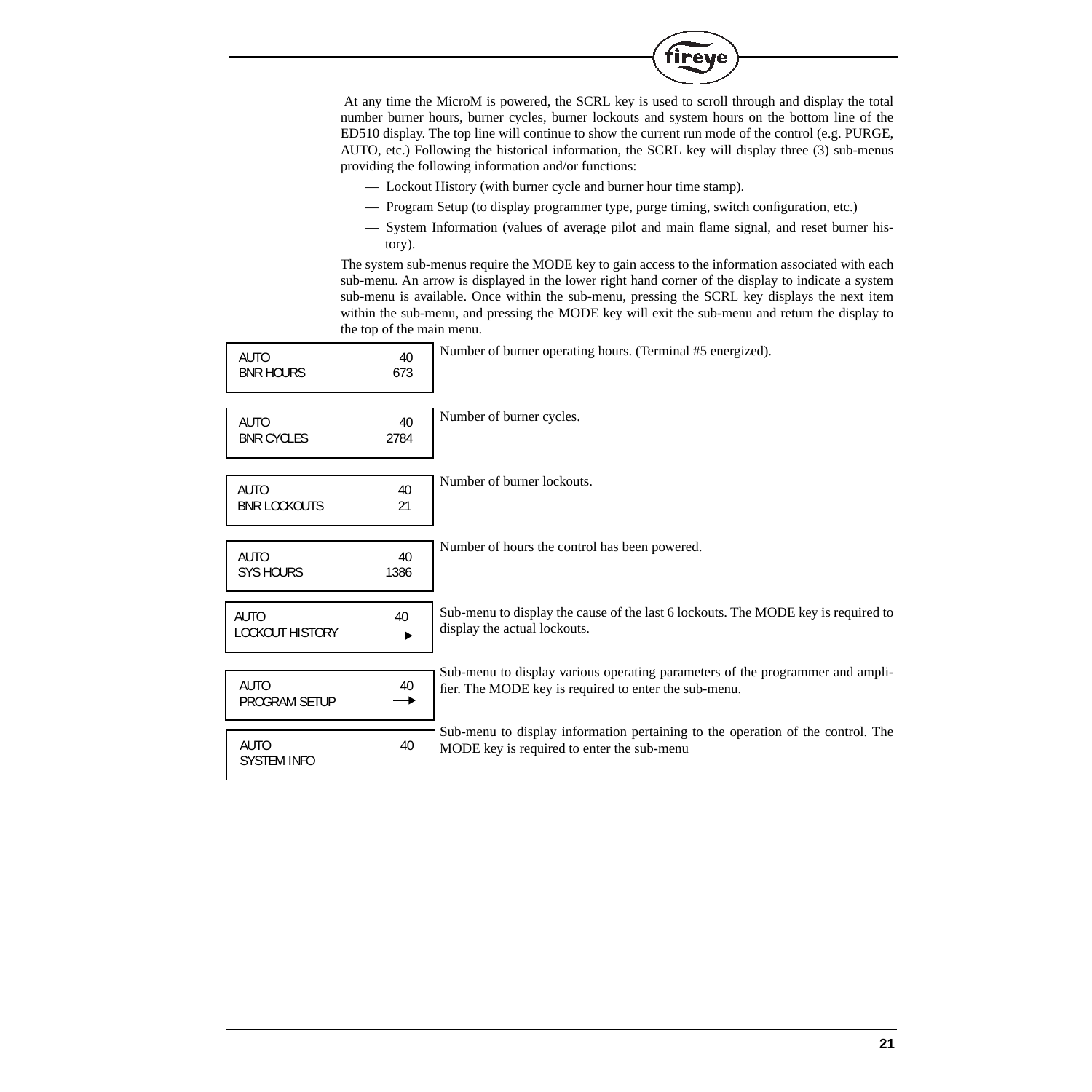At any time the MicroM is powered, the SCRL key is used to scroll through and display the total number burner hours, burner cycles, burner lockouts and system hours on the bottom line of the ED510 display. The top line will continue to show the current run mode of the control (e.g. PURGE, AUTO, etc.) Following the historical information, the SCRL key will display three (3) sub-menus providing the following information and/or functions:

- Lockout History (with burner cycle and burner hour time stamp).
- Program Setup (to display programmer type, purge timing, switch configuration, etc.)
- System Information (values of average pilot and main flame signal, and reset burner history).

The system sub-menus require the MODE key to gain access to the information associated with each sub-menu. An arrow is displayed in the lower right hand corner of the display to indicate a system sub-menu is available. Once within the sub-menu, pressing the SCRL key displays the next item within the sub-menu, and pressing the MODE key will exit the sub-menu and return the display to the top of the main menu.

| Display | Description |
|---|---|
| AUTO 40<br>BNR HOURS 673 | Number of burner operating hours. (Terminal #5 energized). |
| AUTO 40<br>BNR CYCLES 2784 | Number of burner cycles. |
| AUTO 40<br>BNR LOCKOUTS 21 | Number of burner lockouts. |
| AUTO 40<br>SYS HOURS 1386 | Number of hours the control has been powered. |
| AUTO 40<br>LOCKOUT HISTORY → | Sub-menu to display the cause of the last 6 lockouts. The MODE key is required to display the actual lockouts. |
| AUTO 40<br>PROGRAM SETUP → | Sub-menu to display various operating parameters of the programmer and amplifier. The MODE key is required to enter the sub-menu. |
| AUTO 40<br>SYSTEM INFO | Sub-menu to display information pertaining to the operation of the control. The MODE key is required to enter the sub-menu |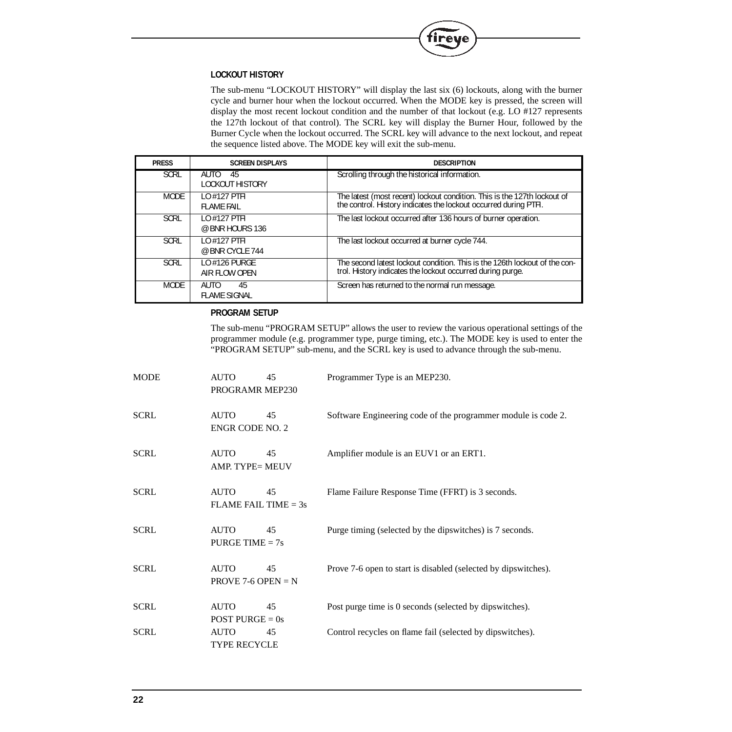### LOCKOUT HISTORY

The sub-menu “LOCKOUT HISTORY” will display the last six (6) lockouts, along with the burner cycle and burner hour when the lockout occurred. When the MODE key is pressed, the screen will display the most recent lockout condition and the number of that lockout (e.g. LO #127 represents the 127th lockout of that control). The SCRL key will display the Burner Hour, followed by the Burner Cycle when the lockout occurred. The SCRL key will advance to the next lockout, and repeat the sequence listed above. The MODE key will exit the sub-menu.

| PRESS | SCREEN DISPLAYS | DESCRIPTION |
|---|---|---|
| SCRL | AUTO 45<br>LOCKOUT HISTORY | Scrolling through the historical information. |
| MODE | LO #127 PTFI<br>FLAME FAIL | The latest (most recent) lockout condition. This is the 127th lockout of the control. History indicates the lockout occurred during PTFI. |
| SCRL | LO #127 PTFI<br>@ BNR HOURS 136 | The last lockout occurred after 136 hours of burner operation. |
| SCRL | LO #127 PTFI<br>@ BNR CYCLE 744 | The last lockout occurred at burner cycle 744. |
| SCRL | LO #126 PURGE<br>AIR FLOW OPEN | The second latest lockout condition. This is the 126th lockout of the control. History indicates the lockout occurred during purge. |
| MODE | AUTO 45<br>FLAME SIGNAL | Screen has returned to the normal run message. |

### PROGRAM SETUP

The sub-menu “PROGRAM SETUP” allows the user to review the various operational settings of the programmer module (e.g. programmer type, purge timing, etc.). The MODE key is used to enter the “PROGRAM SETUP” sub-menu, and the SCRL key is used to advance through the sub-menu.

| | | |
|---|---|---|
| MODE | AUTO 45<br>PROGRAMR MEP230 | Programmer Type is an MEP230. |
| SCRL | AUTO 45<br>ENGR CODE NO. 2 | Software Engineering code of the programmer module is code 2. |
| SCRL | AUTO 45<br>AMP. TYPE= MEUV | Amplifier module is an EUV1 or an ERT1. |
| SCRL | AUTO 45<br>FLAME FAIL TIME = 3s | Flame Failure Response Time (FFRT) is 3 seconds. |
| SCRL | AUTO 45<br>PURGE TIME = 7s | Purge timing (selected by the dipswitches) is 7 seconds. |
| SCRL | AUTO 45<br>PROVE 7-6 OPEN = N | Prove 7-6 open to start is disabled (selected by dipswitches). |
| SCRL | AUTO 45<br>POST PURGE = 0s | Post purge time is 0 seconds (selected by dipswitches). |
| SCRL | AUTO 45<br>TYPE RECYCLE | Control recycles on flame fail (selected by dipswitches). |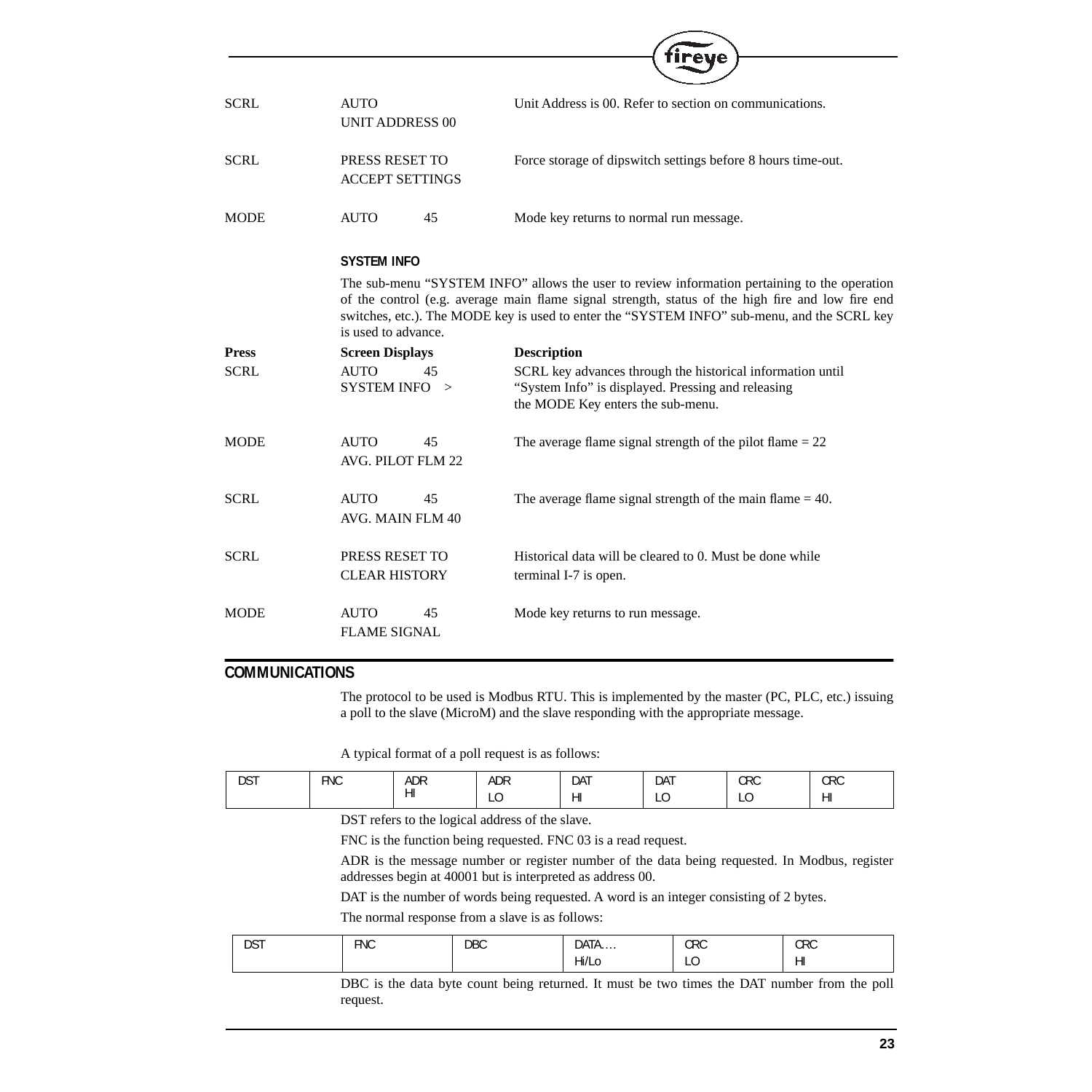| | | |
|---|---|---|
| SCRL | AUTO<br>UNIT ADDRESS 00 | Unit Address is 00. Refer to section on communications. |
| SCRL | PRESS RESET TO<br>ACCEPT SETTINGS | Force storage of dipswitch settings before 8 hours time-out. |
| MODE | AUTO 45 | Mode key returns to normal run message. |

### SYSTEM INFO

The sub-menu "SYSTEM INFO" allows the user to review information pertaining to the operation of the control (e.g. average main flame signal strength, status of the high fire and low fire end switches, etc.). The MODE key is used to enter the "SYSTEM INFO" sub-menu, and the SCRL key is used to advance.

| Press | Screen Displays | Description |
|---|---|---|
| SCRL | AUTO 45<br>SYSTEM INFO > | SCRL key advances through the historical information until "System Info" is displayed. Pressing and releasing the MODE Key enters the sub-menu. |
| MODE | AUTO 45<br>AVG. PILOT FLM 22 | The average flame signal strength of the pilot flame = 22 |
| SCRL | AUTO 45<br>AVG. MAIN FLM 40 | The average flame signal strength of the main flame = 40. |
| SCRL | PRESS RESET TO<br>CLEAR HISTORY | Historical data will be cleared to 0. Must be done while terminal I-7 is open. |
| MODE | AUTO 45<br>FLAME SIGNAL | Mode key returns to run message. |

## COMMUNICATIONS

The protocol to be used is Modbus RTU. This is implemented by the master (PC, PLC, etc.) issuing a poll to the slave (MicroM) and the slave responding with the appropriate message.

A typical format of a poll request is as follows:

| DST | FNC | ADR HI | ADR LO | DAT HI | DAT LO | CRC LO | CRC HI |
|---|---|---|---|---|---|---|---|

DST refers to the logical address of the slave.

FNC is the function being requested. FNC 03 is a read request.

ADR is the message number or register number of the data being requested. In Modbus, register addresses begin at 40001 but is interpreted as address 00.

DAT is the number of words being requested. A word is an integer consisting of 2 bytes.

The normal response from a slave is as follows:

| DST | FNC | DBC | DATA.... Hi/Lo | CRC LO | CRC HI |
|---|---|---|---|---|---|

DBC is the data byte count being returned. It must be two times the DAT number from the poll request.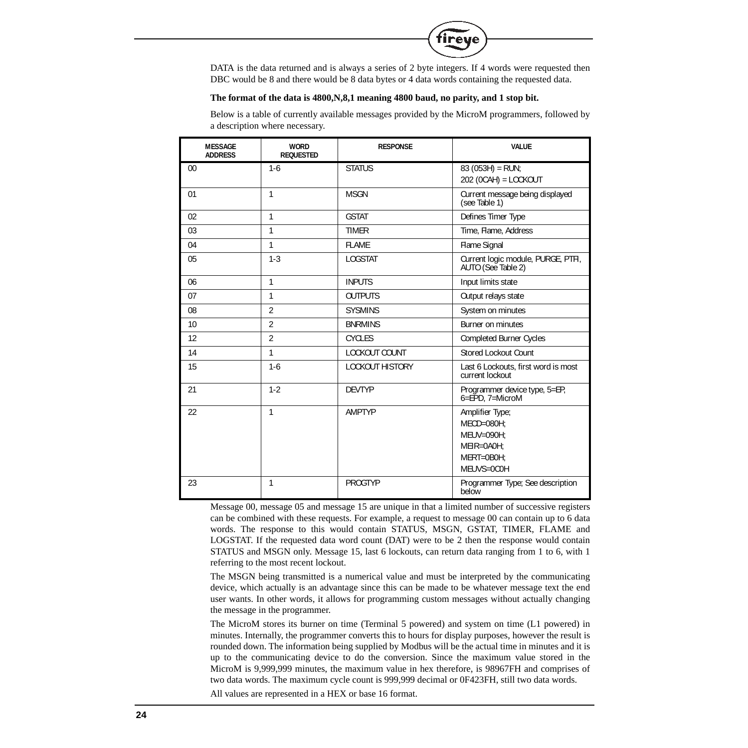DATA is the data returned and is always a series of 2 byte integers. If 4 words were requested then DBC would be 8 and there would be 8 data bytes or 4 data words containing the requested data.

**The format of the data is 4800,N,8,1 meaning 4800 baud, no parity, and 1 stop bit.**

Below is a table of currently available messages provided by the MicroM programmers, followed by a description where necessary.

| MESSAGE ADDRESS | WORD REQUESTED | RESPONSE | VALUE |
|---|---|---|---|
| 00 | 1-6 | STATUS | 83 (053H) = RUN;<br>202 (0CAH) = LOCKOUT |
| 01 | 1 | MSGN | Current message being displayed (see Table 1) |
| 02 | 1 | GSTAT | Defines Timer Type |
| 03 | 1 | TIMER | Time, Flame, Address |
| 04 | 1 | FLAME | Flame Signal |
| 05 | 1-3 | LOGSTAT | Current logic module, PURGE, PTFI, AUTO (See Table 2) |
| 06 | 1 | INPUTS | Input limits state |
| 07 | 1 | OUTPUTS | Output relays state |
| 08 | 2 | SYSMINS | System on minutes |
| 10 | 2 | BNRMINS | Burner on minutes |
| 12 | 2 | CYCLES | Completed Burner Cycles |
| 14 | 1 | LOCKOUT COUNT | Stored Lockout Count |
| 15 | 1-6 | LOCKOUT HISTORY | Last 6 Lockouts, first word is most current lockout |
| 21 | 1-2 | DEVTYP | Programmer device type, 5=EP, 6=EPD, 7=MicroM |
| 22 | 1 | AMPTYP | Amplifier Type;<br>MECD=080H;<br>MEUV=090H;<br>MEIR=0A0H;<br>MERT=0B0H;<br>MEUVS=0C0H |
| 23 | 1 | PROGTYP | Programmer Type; See description below |

Message 00, message 05 and message 15 are unique in that a limited number of successive registers can be combined with these requests. For example, a request to message 00 can contain up to 6 data words. The response to this would contain STATUS, MSGN, GSTAT, TIMER, FLAME and LOGSTAT. If the requested data word count (DAT) were to be 2 then the response would contain STATUS and MSGN only. Message 15, last 6 lockouts, can return data ranging from 1 to 6, with 1 referring to the most recent lockout.

The MSGN being transmitted is a numerical value and must be interpreted by the communicating device, which actually is an advantage since this can be made to be whatever message text the end user wants. In other words, it allows for programming custom messages without actually changing the message in the programmer.

The MicroM stores its burner on time (Terminal 5 powered) and system on time (L1 powered) in minutes. Internally, the programmer converts this to hours for display purposes, however the result is rounded down. The information being supplied by Modbus will be the actual time in minutes and it is up to the communicating device to do the conversion. Since the maximum value stored in the MicroM is 9,999,999 minutes, the maximum value in hex therefore, is 98967FH and comprises of two data words. The maximum cycle count is 999,999 decimal or 0F423FH, still two data words.

All values are represented in a HEX or base 16 format.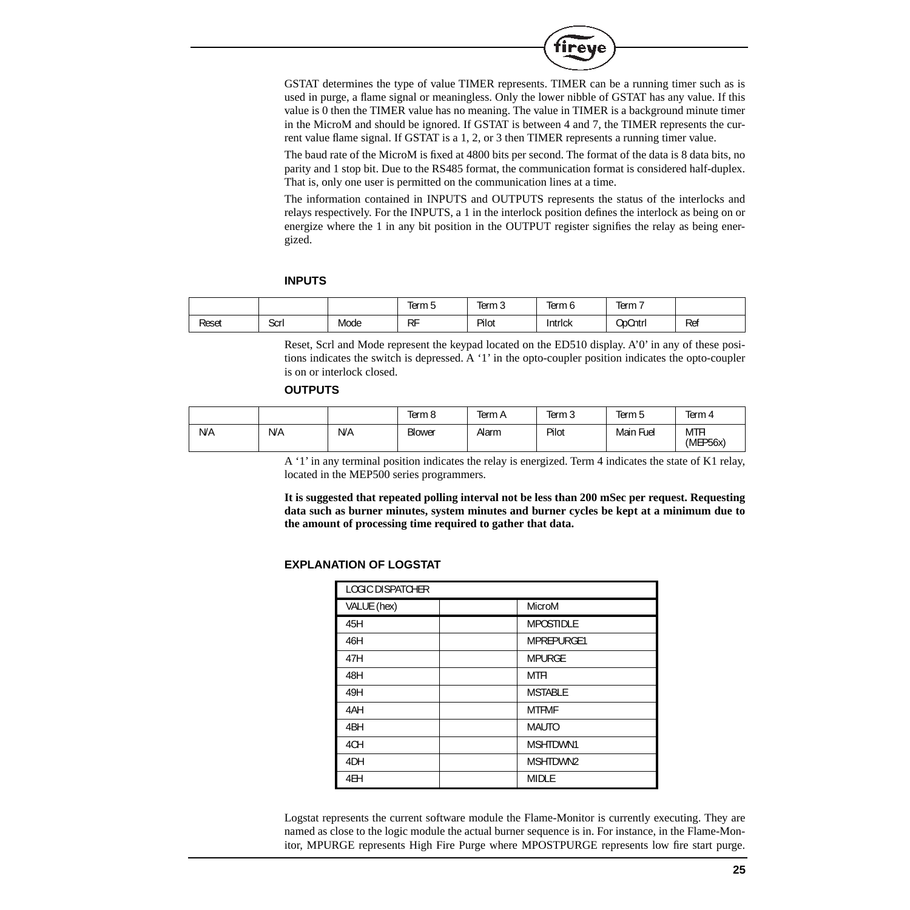GSTAT determines the type of value TIMER represents. TIMER can be a running timer such as is used in purge, a flame signal or meaningless. Only the lower nibble of GSTAT has any value. If this value is 0 then the TIMER value has no meaning. The value in TIMER is a background minute timer in the MicroM and should be ignored. If GSTAT is between 4 and 7, the TIMER represents the current value flame signal. If GSTAT is a 1, 2, or 3 then TIMER represents a running timer value.

The baud rate of the MicroM is fixed at 4800 bits per second. The format of the data is 8 data bits, no parity and 1 stop bit. Due to the RS485 format, the communication format is considered half-duplex. That is, only one user is permitted on the communication lines at a time.

The information contained in INPUTS and OUTPUTS represents the status of the interlocks and relays respectively. For the INPUTS, a 1 in the interlock position defines the interlock as being on or energize where the 1 in any bit position in the OUTPUT register signifies the relay as being energized.

**INPUTS**

| | | | Term 5 | Term 3 | Term 6 | Term 7 | |
|---|---|---|---|---|---|---|---|
| Reset | Scrl | Mode | RF | Pilot | Intrlck | OpCntrl | Ref |

Reset, Scrl and Mode represent the keypad located on the ED510 display. A'0' in any of these positions indicates the switch is depressed. A '1' in the opto-coupler position indicates the opto-coupler is on or interlock closed.

**OUTPUTS**

| | | | Term 8 | Term A | Term 3 | Term 5 | Term 4 |
|---|---|---|---|---|---|---|---|
| N/A | N/A | N/A | Blower | Alarm | Pilot | Main Fuel | MTFI (MEP56x) |

A '1' in any terminal position indicates the relay is energized. Term 4 indicates the state of K1 relay, located in the MEP500 series programmers.

**It is suggested that repeated polling interval not be less than 200 mSec per request. Requesting data such as burner minutes, system minutes and burner cycles be kept at a minimum due to the amount of processing time required to gather that data.**

**EXPLANATION OF LOGSTAT**

| LOGIC DISPATCHER | | |
|---|---|---|
| VALUE (hex) | | MicroM |
| 45H | | MPOSTIDLE |
| 46H | | MPREPURGE1 |
| 47H | | MPURGE |
| 48H | | MTFI |
| 49H | | MSTABLE |
| 4AH | | MTFMF |
| 4BH | | MAUTO |
| 4CH | | MSHTDWN1 |
| 4DH | | MSHTDWN2 |
| 4EH | | MIDLE |

Logstat represents the current software module the Flame-Monitor is currently executing. They are named as close to the logic module the actual burner sequence is in. For instance, in the Flame-Monitor, MPURGE represents High Fire Purge where MPOSTPURGE represents low fire start purge.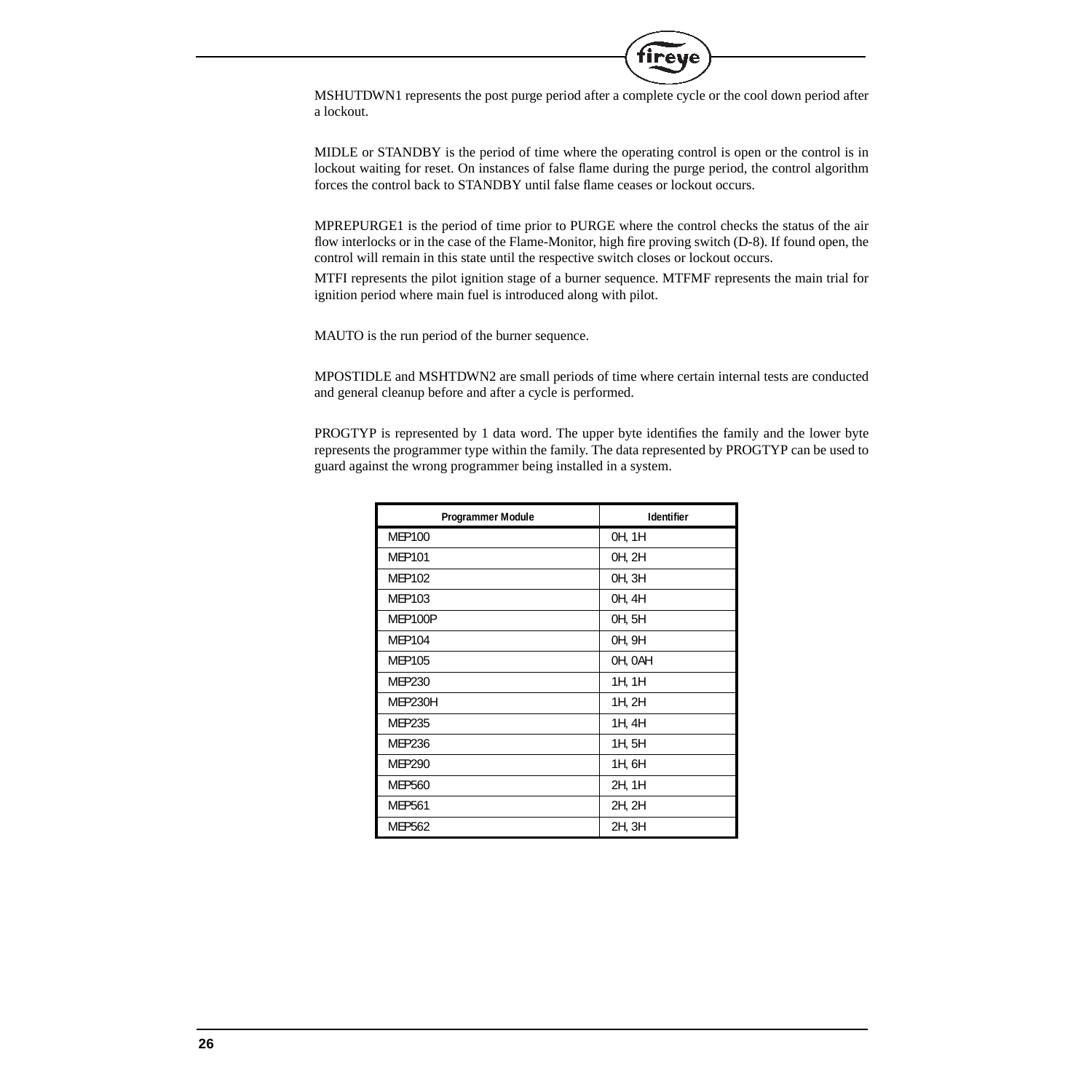MSHUTDWN1 represents the post purge period after a complete cycle or the cool down period after a lockout.

MIDLE or STANDBY is the period of time where the operating control is open or the control is in lockout waiting for reset. On instances of false flame during the purge period, the control algorithm forces the control back to STANDBY until false flame ceases or lockout occurs.

MPREPURGE1 is the period of time prior to PURGE where the control checks the status of the air flow interlocks or in the case of the Flame-Monitor, high fire proving switch (D-8). If found open, the control will remain in this state until the respective switch closes or lockout occurs.

MTFI represents the pilot ignition stage of a burner sequence. MTFMF represents the main trial for ignition period where main fuel is introduced along with pilot.

MAUTO is the run period of the burner sequence.

MPOSTIDLE and MSHTDWN2 are small periods of time where certain internal tests are conducted and general cleanup before and after a cycle is performed.

PROGTYP is represented by 1 data word. The upper byte identifies the family and the lower byte represents the programmer type within the family. The data represented by PROGTYP can be used to guard against the wrong programmer being installed in a system.

| Programmer Module | Identifier |
|---|---|
| MEP100 | 0H, 1H |
| MEP101 | 0H, 2H |
| MEP102 | 0H, 3H |
| MEP103 | 0H, 4H |
| MEP100P | 0H, 5H |
| MEP104 | 0H, 9H |
| MEP105 | 0H, 0AH |
| MEP230 | 1H, 1H |
| MEP230H | 1H, 2H |
| MEP235 | 1H, 4H |
| MEP236 | 1H, 5H |
| MEP290 | 1H, 6H |
| MEP560 | 2H, 1H |
| MEP561 | 2H, 2H |
| MEP562 | 2H, 3H |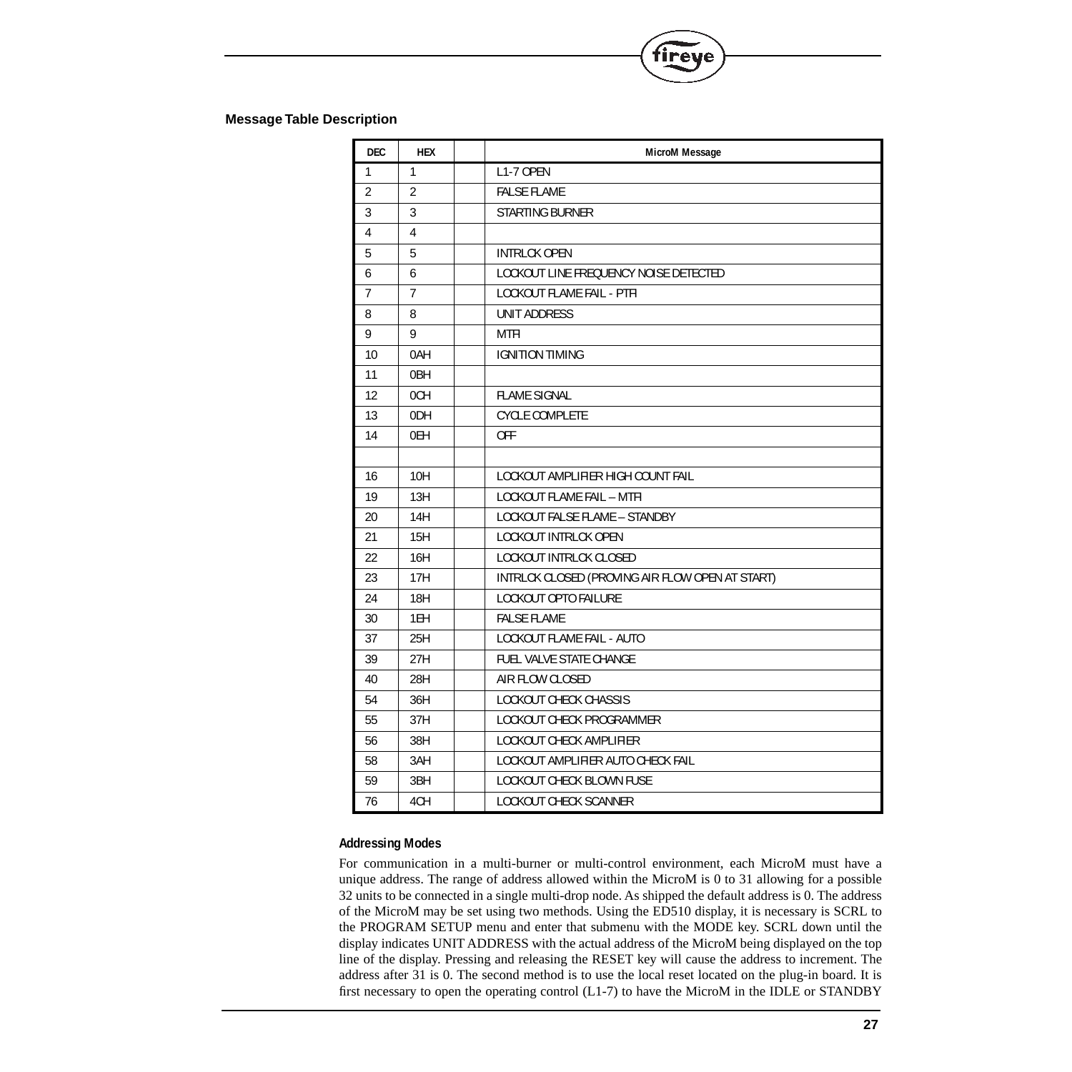## Message Table Description

| DEC | HEX | | MicroM Message |
|---|---|---|---|
| 1 | 1 | | L1-7 OPEN |
| 2 | 2 | | FALSE FLAME |
| 3 | 3 | | STARTING BURNER |
| 4 | 4 | | |
| 5 | 5 | | INTRLCK OPEN |
| 6 | 6 | | LOCKOUT LINE FREQUENCY NOISE DETECTED |
| 7 | 7 | | LOCKOUT FLAME FAIL - PTFI |
| 8 | 8 | | UNIT ADDRESS |
| 9 | 9 | | MTFI |
| 10 | 0AH | | IGNITION TIMING |
| 11 | 0BH | | |
| 12 | 0CH | | FLAME SIGNAL |
| 13 | 0DH | | CYCLE COMPLETE |
| 14 | 0EH | | OFF |
| | | | |
| 16 | 10H | | LOCKOUT AMPLIFIER HIGH COUNT FAIL |
| 19 | 13H | | LOCKOUT FLAME FAIL – MTFI |
| 20 | 14H | | LOCKOUT FALSE FLAME – STANDBY |
| 21 | 15H | | LOCKOUT INTRLCK OPEN |
| 22 | 16H | | LOCKOUT INTRLCK CLOSED |
| 23 | 17H | | INTRLCK CLOSED (PROVING AIR FLOW OPEN AT START) |
| 24 | 18H | | LOCKOUT OPTO FAILURE |
| 30 | 1EH | | FALSE FLAME |
| 37 | 25H | | LOCKOUT FLAME FAIL - AUTO |
| 39 | 27H | | FUEL VALVE STATE CHANGE |
| 40 | 28H | | AIR FLOW CLOSED |
| 54 | 36H | | LOCKOUT CHECK CHASSIS |
| 55 | 37H | | LOCKOUT CHECK PROGRAMMER |
| 56 | 38H | | LOCKOUT CHECK AMPLIFIER |
| 58 | 3AH | | LOCKOUT AMPLIFIER AUTO CHECK FAIL |
| 59 | 3BH | | LOCKOUT CHECK BLOWN FUSE |
| 76 | 4CH | | LOCKOUT CHECK SCANNER |

### Addressing Modes

For communication in a multi-burner or multi-control environment, each MicroM must have a unique address. The range of address allowed within the MicroM is 0 to 31 allowing for a possible 32 units to be connected in a single multi-drop node. As shipped the default address is 0. The address of the MicroM may be set using two methods. Using the ED510 display, it is necessary is SCRL to the PROGRAM SETUP menu and enter that submenu with the MODE key. SCRL down until the display indicates UNIT ADDRESS with the actual address of the MicroM being displayed on the top line of the display. Pressing and releasing the RESET key will cause the address to increment. The address after 31 is 0. The second method is to use the local reset located on the plug-in board. It is first necessary to open the operating control (L1-7) to have the MicroM in the IDLE or STANDBY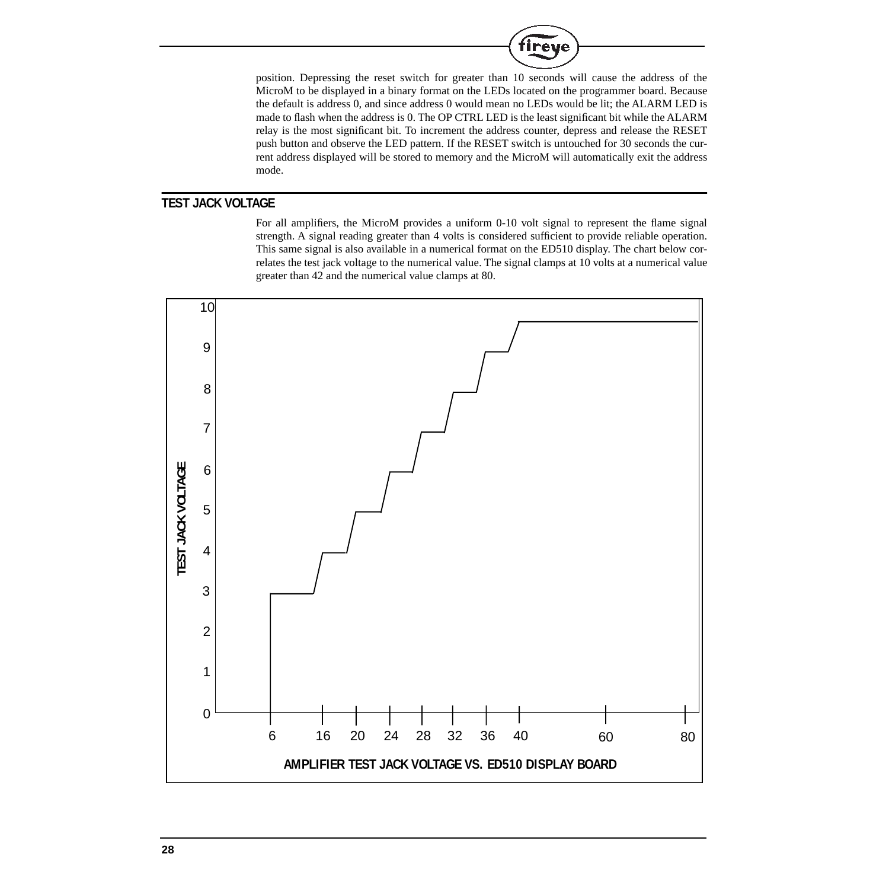position. Depressing the reset switch for greater than 10 seconds will cause the address of the MicroM to be displayed in a binary format on the LEDs located on the programmer board. Because the default is address 0, and since address 0 would mean no LEDs would be lit; the ALARM LED is made to flash when the address is 0. The OP CTRL LED is the least significant bit while the ALARM relay is the most significant bit. To increment the address counter, depress and release the RESET push button and observe the LED pattern. If the RESET switch is untouched for 30 seconds the current address displayed will be stored to memory and the MicroM will automatically exit the address mode.

## TEST JACK VOLTAGE

For all amplifiers, the MicroM provides a uniform 0-10 volt signal to represent the flame signal strength. A signal reading greater than 4 volts is considered sufficient to provide reliable operation. This same signal is also available in a numerical format on the ED510 display. The chart below correlates the test jack voltage to the numerical value. The signal clamps at 10 volts at a numerical value greater than 42 and the numerical value clamps at 80.

**AMPLIFIER TEST JACK VOLTAGE VS. ED510 DISPLAY BOARD**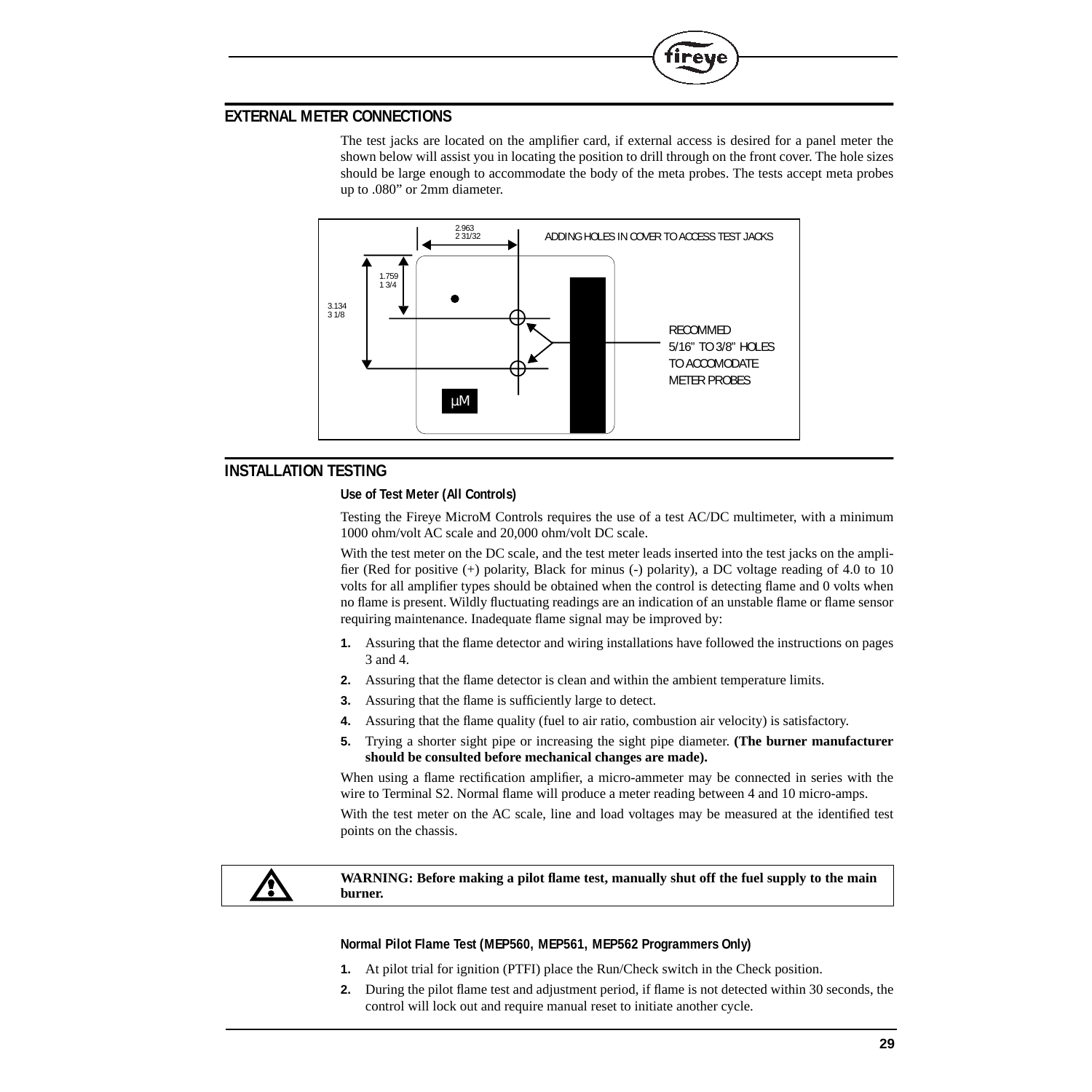## EXTERNAL METER CONNECTIONS

The test jacks are located on the amplifier card, if external access is desired for a panel meter the shown below will assist you in locating the position to drill through on the front cover. The hole sizes should be large enough to accommodate the body of the meta probes. The tests accept meta probes up to .080” or 2mm diameter.

ADDING HOLES IN COVER TO ACCESS TEST JACKS

2.963
2 31/32

1.759
1 3/4

3.134
3 1/8

RECOMMED
5/16” TO 3/8” HOLES
TO ACCOMODATE
METER PROBES

µM

## INSTALLATION TESTING

### Use of Test Meter (All Controls)

Testing the Fireye MicroM Controls requires the use of a test AC/DC multimeter, with a minimum 1000 ohm/volt AC scale and 20,000 ohm/volt DC scale.

With the test meter on the DC scale, and the test meter leads inserted into the test jacks on the amplifier (Red for positive (+) polarity, Black for minus (-) polarity), a DC voltage reading of 4.0 to 10 volts for all amplifier types should be obtained when the control is detecting flame and 0 volts when no flame is present. Wildly fluctuating readings are an indication of an unstable flame or flame sensor requiring maintenance. Inadequate flame signal may be improved by:

1. Assuring that the flame detector and wiring installations have followed the instructions on pages 3 and 4.
2. Assuring that the flame detector is clean and within the ambient temperature limits.
3. Assuring that the flame is sufficiently large to detect.
4. Assuring that the flame quality (fuel to air ratio, combustion air velocity) is satisfactory.
5. Trying a shorter sight pipe or increasing the sight pipe diameter. **(The burner manufacturer should be consulted before mechanical changes are made).**

When using a flame rectification amplifier, a micro-ammeter may be connected in series with the wire to Terminal S2. Normal flame will produce a meter reading between 4 and 10 micro-amps.

With the test meter on the AC scale, line and load voltages may be measured at the identified test points on the chassis.

**WARNING: Before making a pilot flame test, manually shut off the fuel supply to the main burner.**

### Normal Pilot Flame Test (MEP560, MEP561, MEP562 Programmers Only)

1. At pilot trial for ignition (PTFI) place the Run/Check switch in the Check position.
2. During the pilot flame test and adjustment period, if flame is not detected within 30 seconds, the control will lock out and require manual reset to initiate another cycle.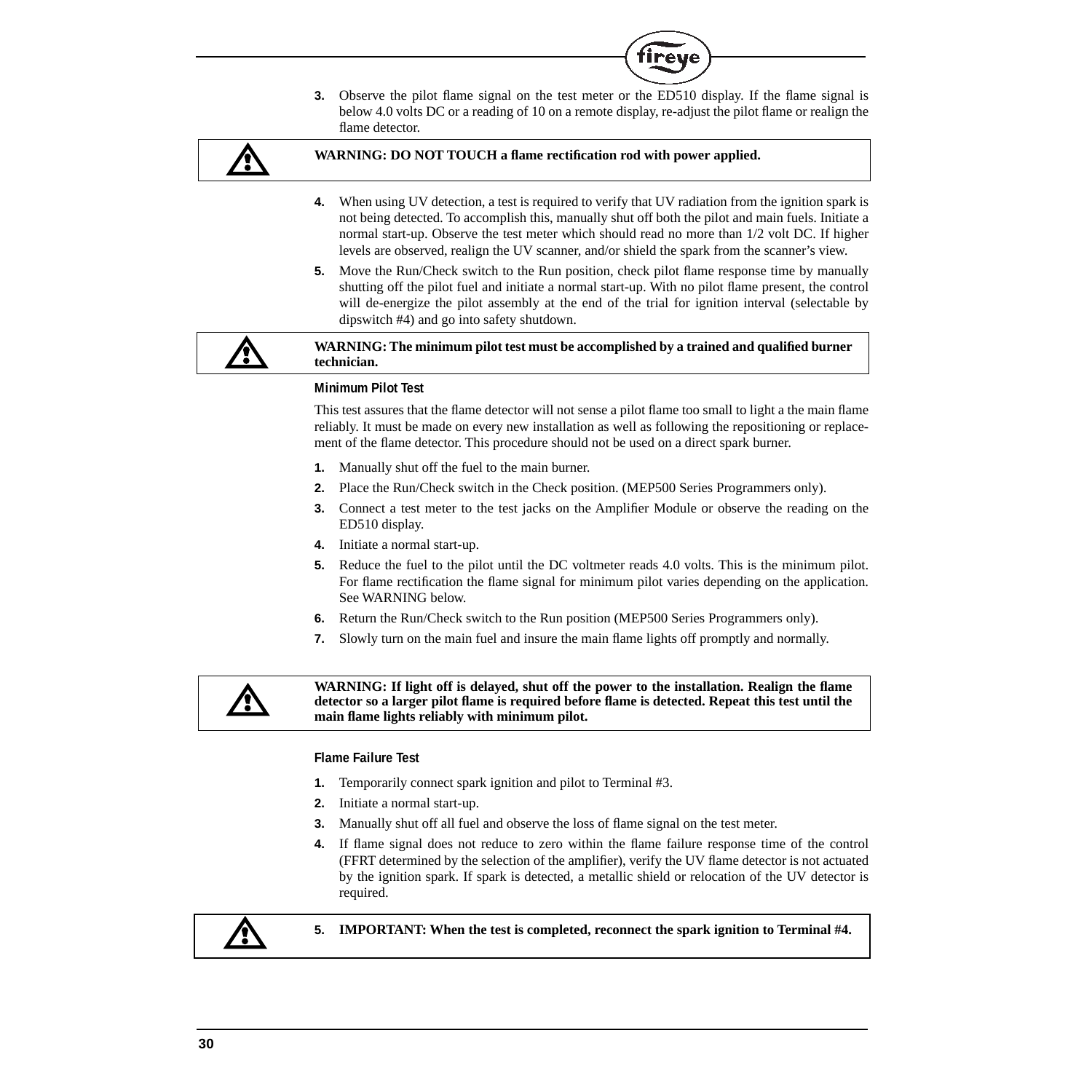3. Observe the pilot flame signal on the test meter or the ED510 display. If the flame signal is below 4.0 volts DC or a reading of 10 on a remote display, re-adjust the pilot flame or realign the flame detector.

**WARNING: DO NOT TOUCH a flame rectification rod with power applied.**

4. When using UV detection, a test is required to verify that UV radiation from the ignition spark is not being detected. To accomplish this, manually shut off both the pilot and main fuels. Initiate a normal start-up. Observe the test meter which should read no more than 1/2 volt DC. If higher levels are observed, realign the UV scanner, and/or shield the spark from the scanner's view.
5. Move the Run/Check switch to the Run position, check pilot flame response time by manually shutting off the pilot fuel and initiate a normal start-up. With no pilot flame present, the control will de-energize the pilot assembly at the end of the trial for ignition interval (selectable by dipswitch #4) and go into safety shutdown.

**WARNING: The minimum pilot test must be accomplished by a trained and qualified burner technician.**

### Minimum Pilot Test

This test assures that the flame detector will not sense a pilot flame too small to light a the main flame reliably. It must be made on every new installation as well as following the repositioning or replacement of the flame detector. This procedure should not be used on a direct spark burner.

1. Manually shut off the fuel to the main burner.
2. Place the Run/Check switch in the Check position. (MEP500 Series Programmers only).
3. Connect a test meter to the test jacks on the Amplifier Module or observe the reading on the ED510 display.
4. Initiate a normal start-up.
5. Reduce the fuel to the pilot until the DC voltmeter reads 4.0 volts. This is the minimum pilot. For flame rectification the flame signal for minimum pilot varies depending on the application. See WARNING below.
6. Return the Run/Check switch to the Run position (MEP500 Series Programmers only).
7. Slowly turn on the main fuel and insure the main flame lights off promptly and normally.

**WARNING: If light off is delayed, shut off the power to the installation. Realign the flame detector so a larger pilot flame is required before flame is detected. Repeat this test until the main flame lights reliably with minimum pilot.**

### Flame Failure Test

1. Temporarily connect spark ignition and pilot to Terminal #3.
2. Initiate a normal start-up.
3. Manually shut off all fuel and observe the loss of flame signal on the test meter.
4. If flame signal does not reduce to zero within the flame failure response time of the control (FFRT determined by the selection of the amplifier), verify the UV flame detector is not actuated by the ignition spark. If spark is detected, a metallic shield or relocation of the UV detector is required.
5. **IMPORTANT: When the test is completed, reconnect the spark ignition to Terminal #4.**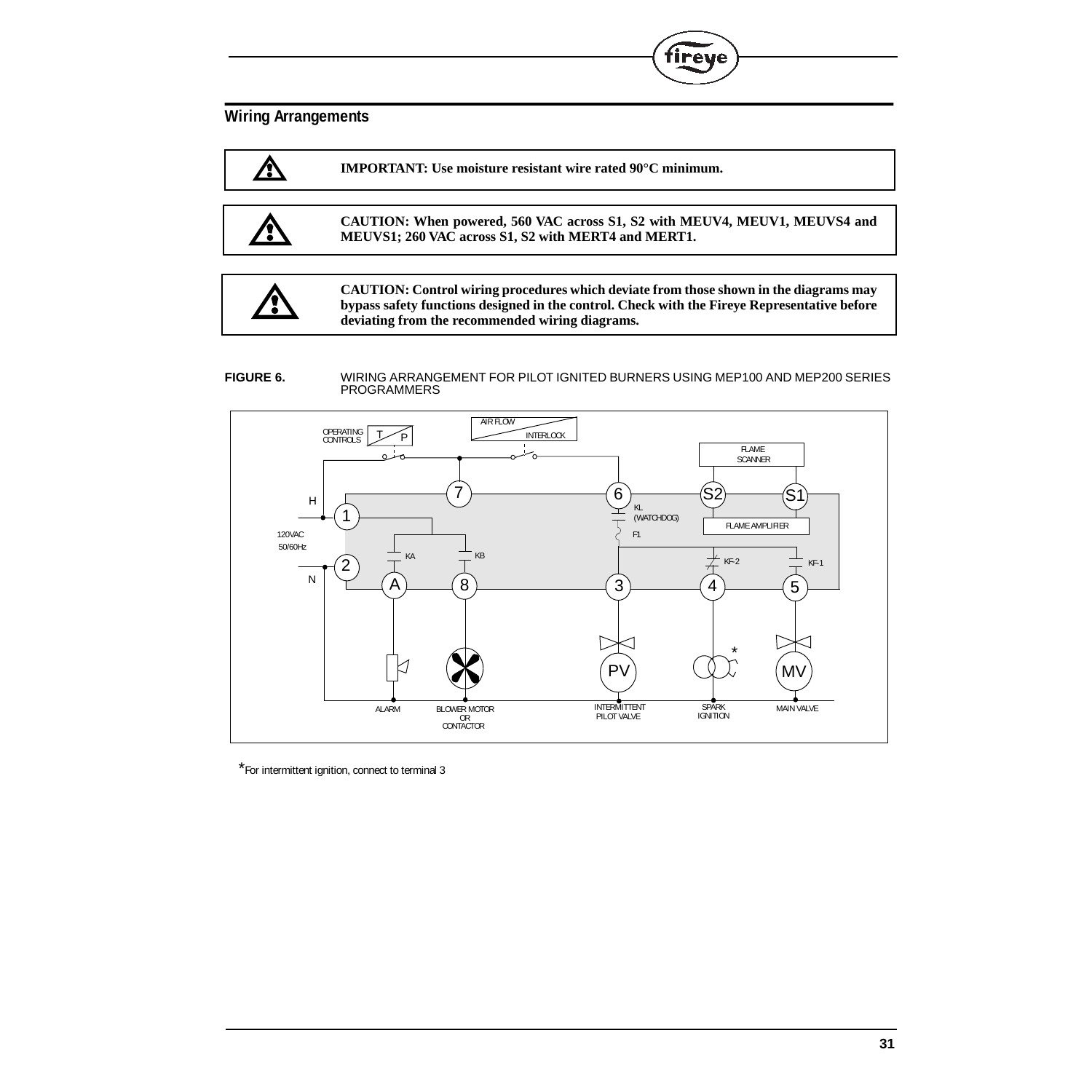## Wiring Arrangements

**IMPORTANT: Use moisture resistant wire rated 90°C minimum.**

**CAUTION: When powered, 560 VAC across S1, S2 with MEUV4, MEUV1, MEUVS4 and MEUVS1; 260 VAC across S1, S2 with MERT4 and MERT1.**

**CAUTION: Control wiring procedures which deviate from those shown in the diagrams may bypass safety functions designed in the control. Check with the Fireye Representative before deviating from the recommended wiring diagrams.**

**FIGURE 6.** WIRING ARRANGEMENT FOR PILOT IGNITED BURNERS USING MEP100 AND MEP200 SERIES PROGRAMMERS

*For intermittent ignition, connect to terminal 3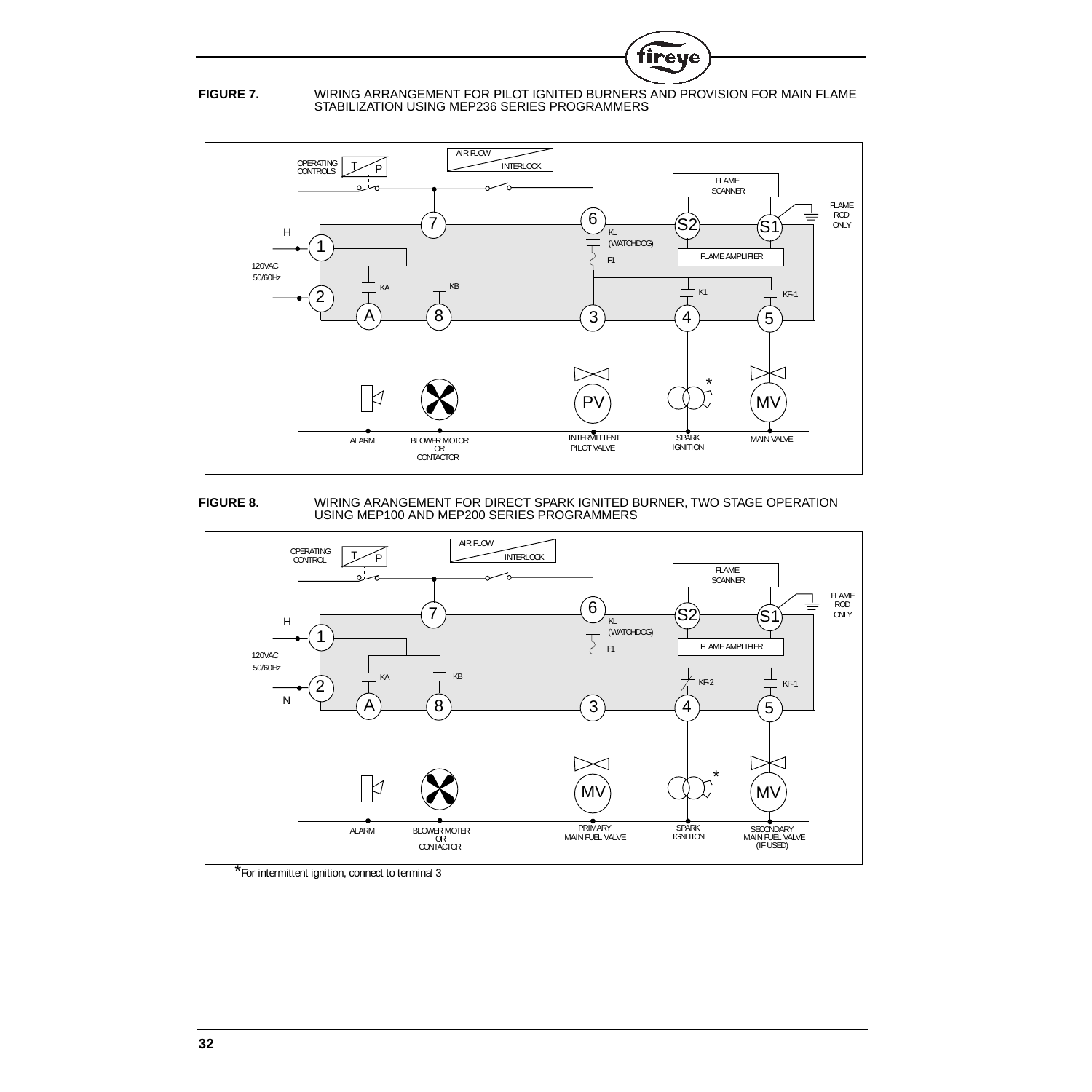**FIGURE 7.** WIRING ARRANGEMENT FOR PILOT IGNITED BURNERS AND PROVISION FOR MAIN FLAME STABILIZATION USING MEP236 SERIES PROGRAMMERS

**FIGURE 8.** WIRING ARANGEMENT FOR DIRECT SPARK IGNITED BURNER, TWO STAGE OPERATION USING MEP100 AND MEP200 SERIES PROGRAMMERS

*For intermittent ignition, connect to terminal 3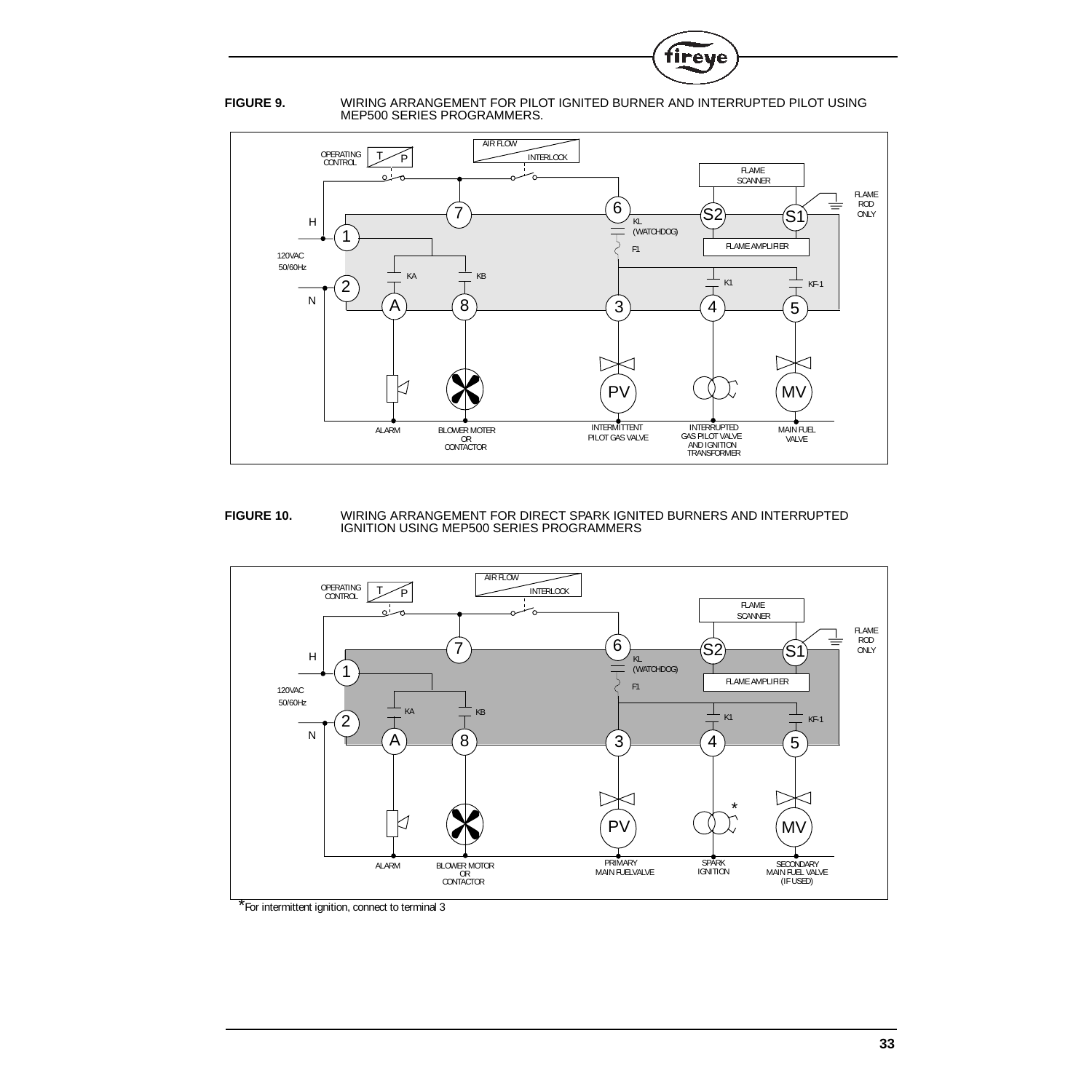**FIGURE 9.** WIRING ARRANGEMENT FOR PILOT IGNITED BURNER AND INTERRUPTED PILOT USING MEP500 SERIES PROGRAMMERS.

**FIGURE 10.** WIRING ARRANGEMENT FOR DIRECT SPARK IGNITED BURNERS AND INTERRUPTED IGNITION USING MEP500 SERIES PROGRAMMERS

*For intermittent ignition, connect to terminal 3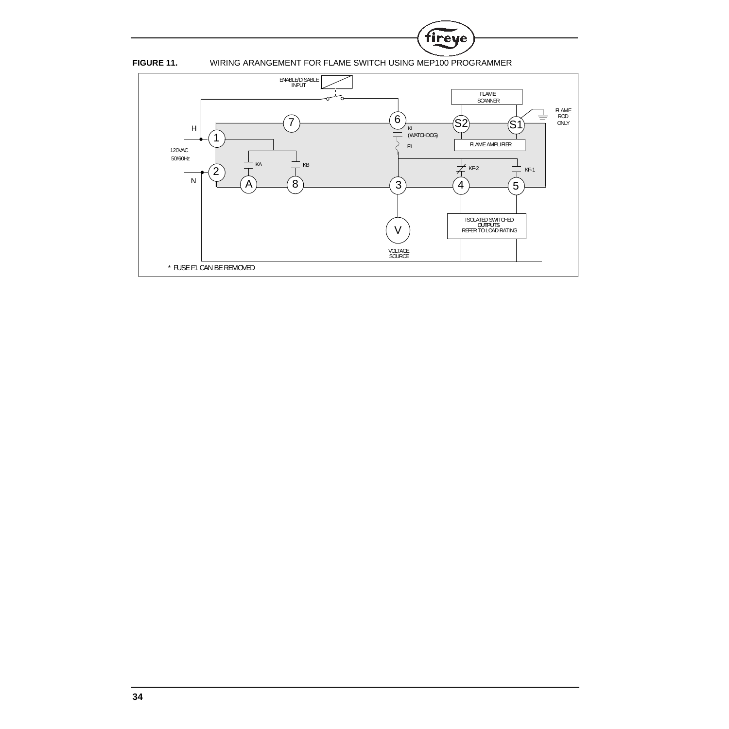**FIGURE 11.** WIRING ARANGEMENT FOR FLAME SWITCH USING MEP100 PROGRAMMER

ENABLE/DISABLE INPUT

FLAME SCANNER

FLAME ROD ONLY

H

120VAC 50/60Hz

N

KL (WATCHDOG)

F1

FLAME AMPLIFIER

KA

KB

KF-2

KF-1

ISOLATED SWITCHED **OUTPUTS** REFER TO LOAD RATING

VOLTAGE SOURCE

\* FUSE F1 CAN BE REMOVED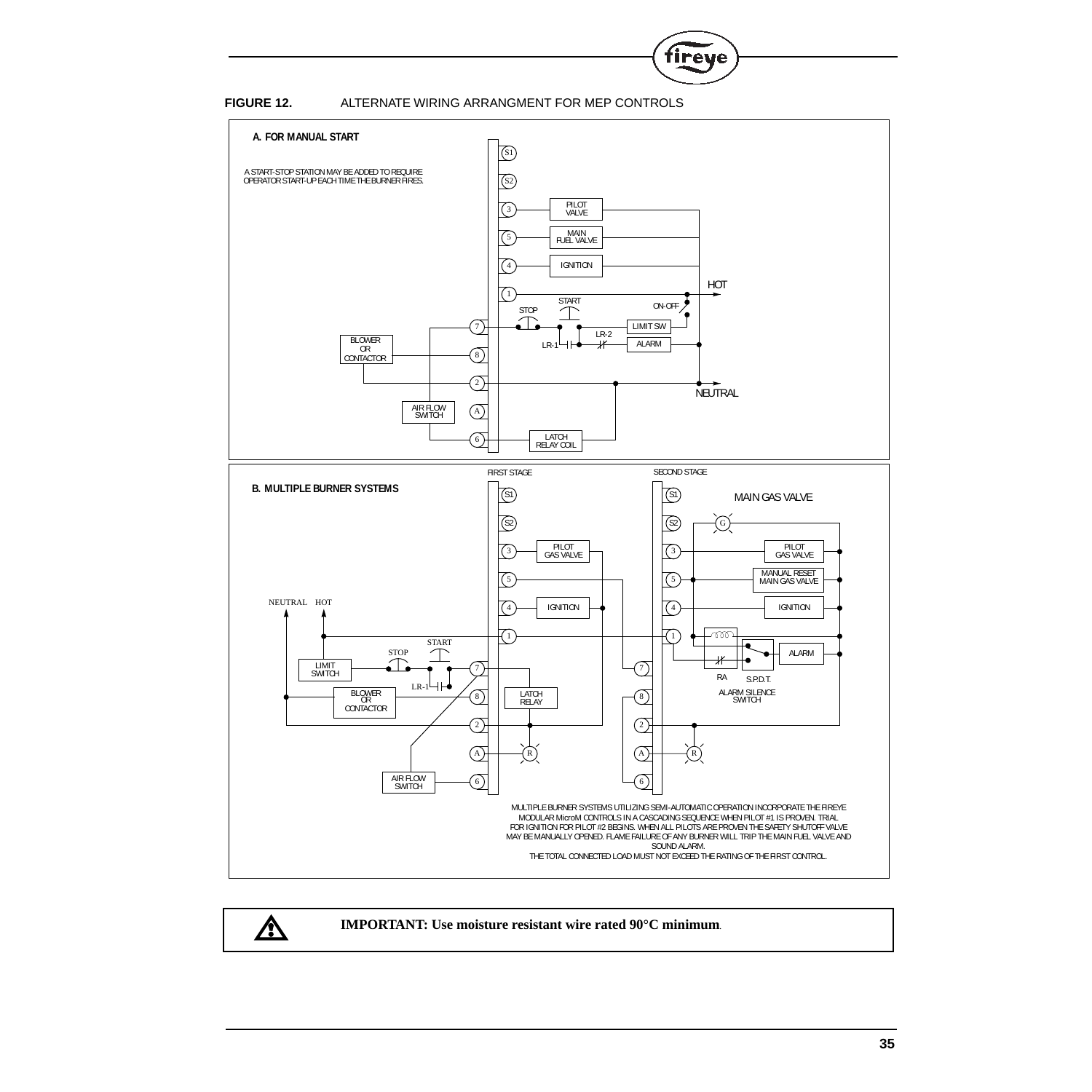**FIGURE 12.** ALTERNATE WIRING ARRANGMENT FOR MEP CONTROLS

**A. FOR MANUAL START**

A START-STOP STATION MAY BE ADDED TO REQUIRE OPERATOR START-UP EACH TIME THE BURNER FIRES.

**B. MULTIPLE BURNER SYSTEMS**

MULTIPLE BURNER SYSTEMS UTILIZING SEMI-AUTOMATIC OPERATION INCORPORATE THE FIREYE MODULAR MicroM CONTROLS IN A CASCADING SEQUENCE WHEN PILOT #1 IS PROVEN. TRIAL FOR IGNITION FOR PILOT #2 BEGINS. WHEN ALL PILOTS ARE PROVEN THE SAFETY SHUTOFF VALVE MAY BE MANUALLY OPENED. FLAME FAILURE OF ANY BURNER WILL TRIP THE MAIN FUEL VALVE AND SOUND ALARM.

THE TOTAL CONNECTED LOAD MUST NOT EXCEED THE RATING OF THE FIRST CONTROL.

**IMPORTANT: Use moisture resistant wire rated 90°C minimum**.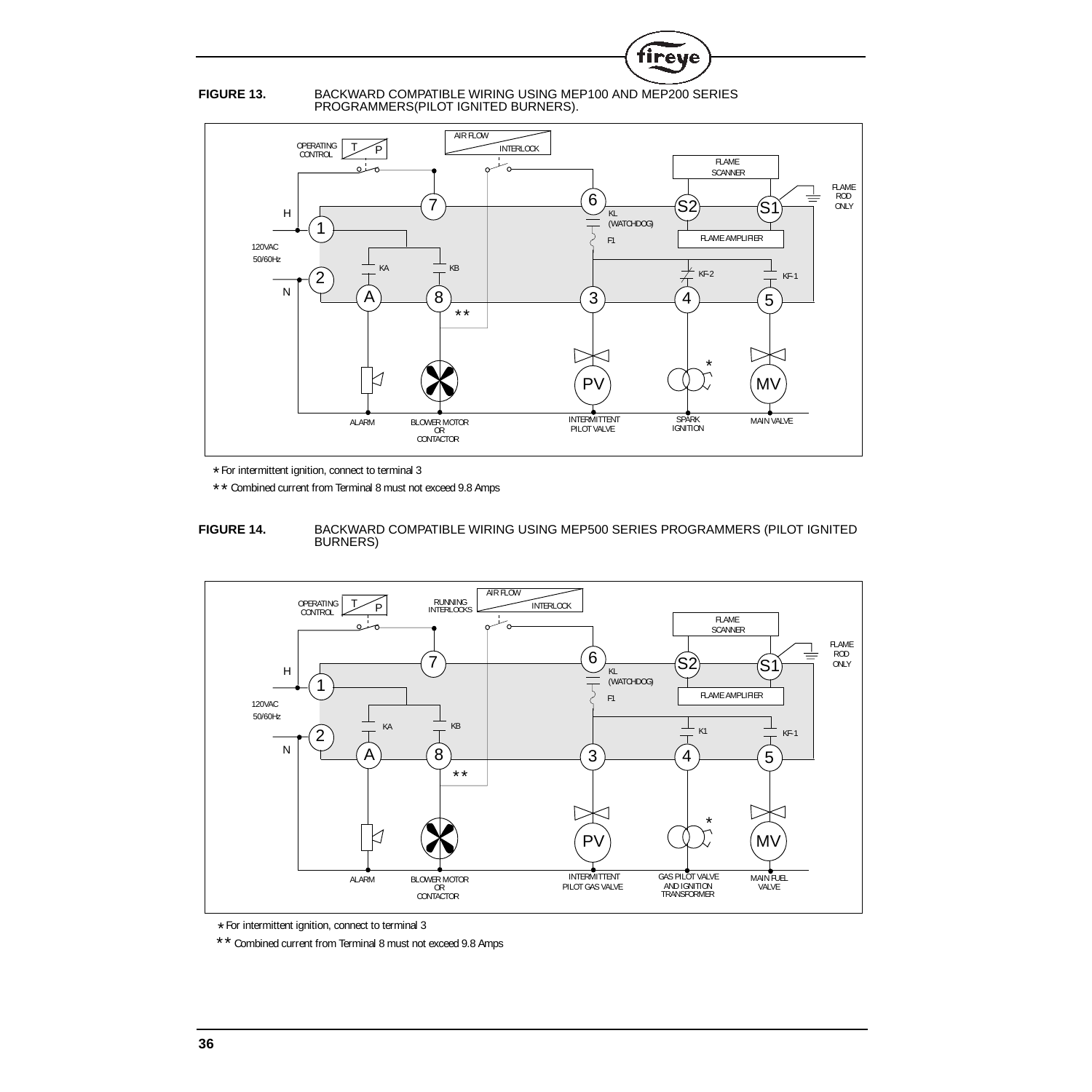**FIGURE 13.** BACKWARD COMPATIBLE WIRING USING MEP100 AND MEP200 SERIES PROGRAMMERS(PILOT IGNITED BURNERS).

OPERATING CONTROL T P | AIR FLOW INTERLOCK | FLAME SCANNER | FLAME ROD ONLY | H | 1 | 7 | 6 | S2 | S1 | KL (WATCHDOG) | F1 | FLAME AMPLIFIER | 120VAC 50/60Hz | KA | KB | KF-2 | KF-1 | 2 | N | A | 8 | 3 | 4 | 5 | ** | * | PV | MV | ALARM | BLOWER MOTOR OR CONTACTOR | INTERMITTENT PILOT VALVE | SPARK IGNITION | MAIN VALVE

\* For intermittent ignition, connect to terminal 3

\*\* Combined current from Terminal 8 must not exceed 9.8 Amps

**FIGURE 14.** BACKWARD COMPATIBLE WIRING USING MEP500 SERIES PROGRAMMERS (PILOT IGNITED BURNERS)

OPERATING CONTROL T P | RUNNING INTERLOCKS | AIR FLOW INTERLOCK | FLAME SCANNER | FLAME ROD ONLY | H | 1 | 7 | 6 | S2 | S1 | KL (WATCHDOG) | F1 | FLAME AMPLIFIER | 120VAC 50/60Hz | KA | KB | K1 | KF-1 | 2 | N | A | 8 | 3 | 4 | 5 | ** | * | PV | MV | ALARM | BLOWER MOTOR OR CONTACTOR | INTERMITTENT PILOT GAS VALVE | GAS PILOT VALVE AND IGNITION TRANSFORMER | MAIN FUEL VALVE

\* For intermittent ignition, connect to terminal 3

\*\* Combined current from Terminal 8 must not exceed 9.8 Amps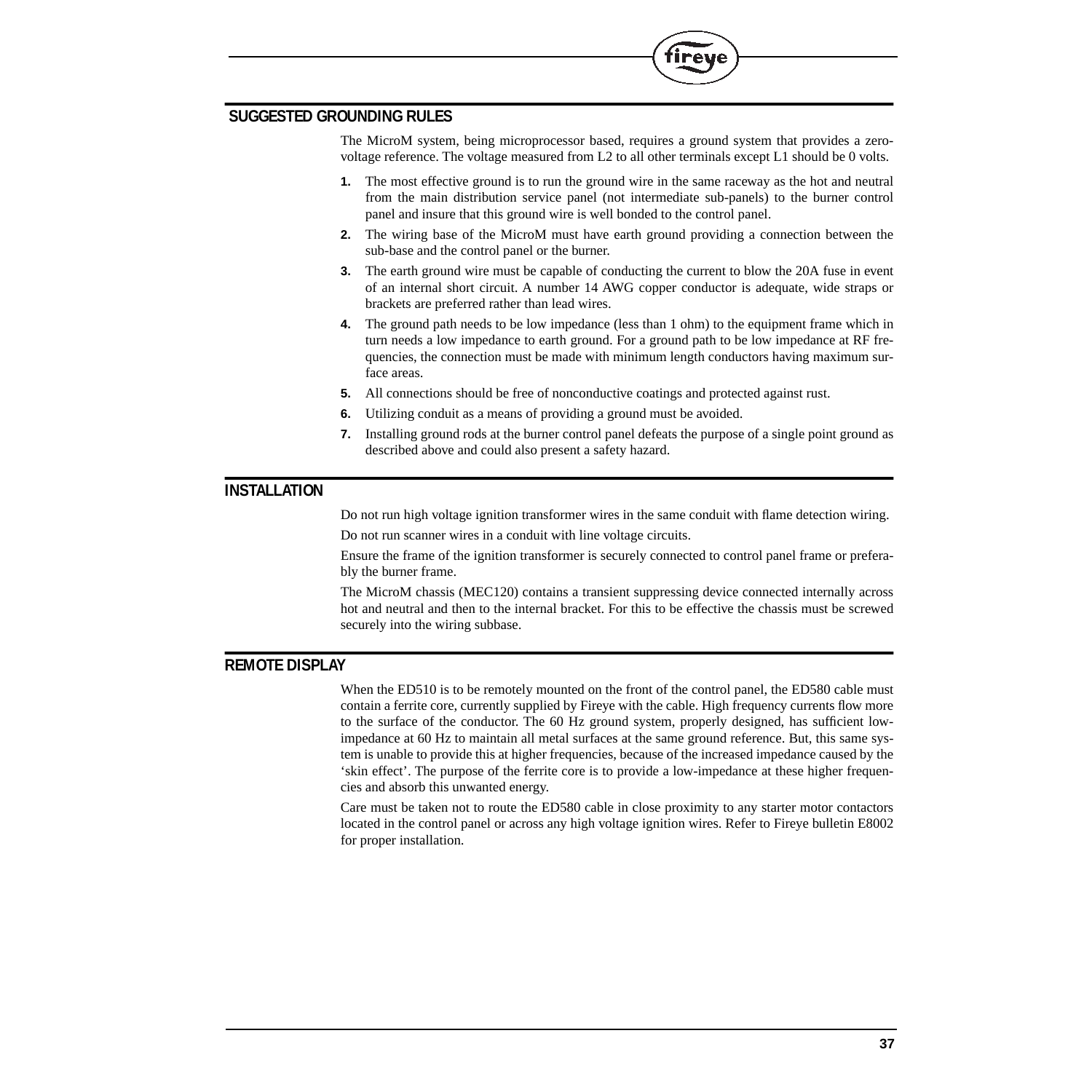## SUGGESTED GROUNDING RULES

The MicroM system, being microprocessor based, requires a ground system that provides a zero-voltage reference. The voltage measured from L2 to all other terminals except L1 should be 0 volts.

1. The most effective ground is to run the ground wire in the same raceway as the hot and neutral from the main distribution service panel (not intermediate sub-panels) to the burner control panel and insure that this ground wire is well bonded to the control panel.
2. The wiring base of the MicroM must have earth ground providing a connection between the sub-base and the control panel or the burner.
3. The earth ground wire must be capable of conducting the current to blow the 20A fuse in event of an internal short circuit. A number 14 AWG copper conductor is adequate, wide straps or brackets are preferred rather than lead wires.
4. The ground path needs to be low impedance (less than 1 ohm) to the equipment frame which in turn needs a low impedance to earth ground. For a ground path to be low impedance at RF frequencies, the connection must be made with minimum length conductors having maximum surface areas.
5. All connections should be free of nonconductive coatings and protected against rust.
6. Utilizing conduit as a means of providing a ground must be avoided.
7. Installing ground rods at the burner control panel defeats the purpose of a single point ground as described above and could also present a safety hazard.

## INSTALLATION

Do not run high voltage ignition transformer wires in the same conduit with flame detection wiring.

Do not run scanner wires in a conduit with line voltage circuits.

Ensure the frame of the ignition transformer is securely connected to control panel frame or preferably the burner frame.

The MicroM chassis (MEC120) contains a transient suppressing device connected internally across hot and neutral and then to the internal bracket. For this to be effective the chassis must be screwed securely into the wiring subbase.

## REMOTE DISPLAY

When the ED510 is to be remotely mounted on the front of the control panel, the ED580 cable must contain a ferrite core, currently supplied by Fireye with the cable. High frequency currents flow more to the surface of the conductor. The 60 Hz ground system, properly designed, has sufficient low-impedance at 60 Hz to maintain all metal surfaces at the same ground reference. But, this same system is unable to provide this at higher frequencies, because of the increased impedance caused by the 'skin effect'. The purpose of the ferrite core is to provide a low-impedance at these higher frequencies and absorb this unwanted energy.

Care must be taken not to route the ED580 cable in close proximity to any starter motor contactors located in the control panel or across any high voltage ignition wires. Refer to Fireye bulletin E8002 for proper installation.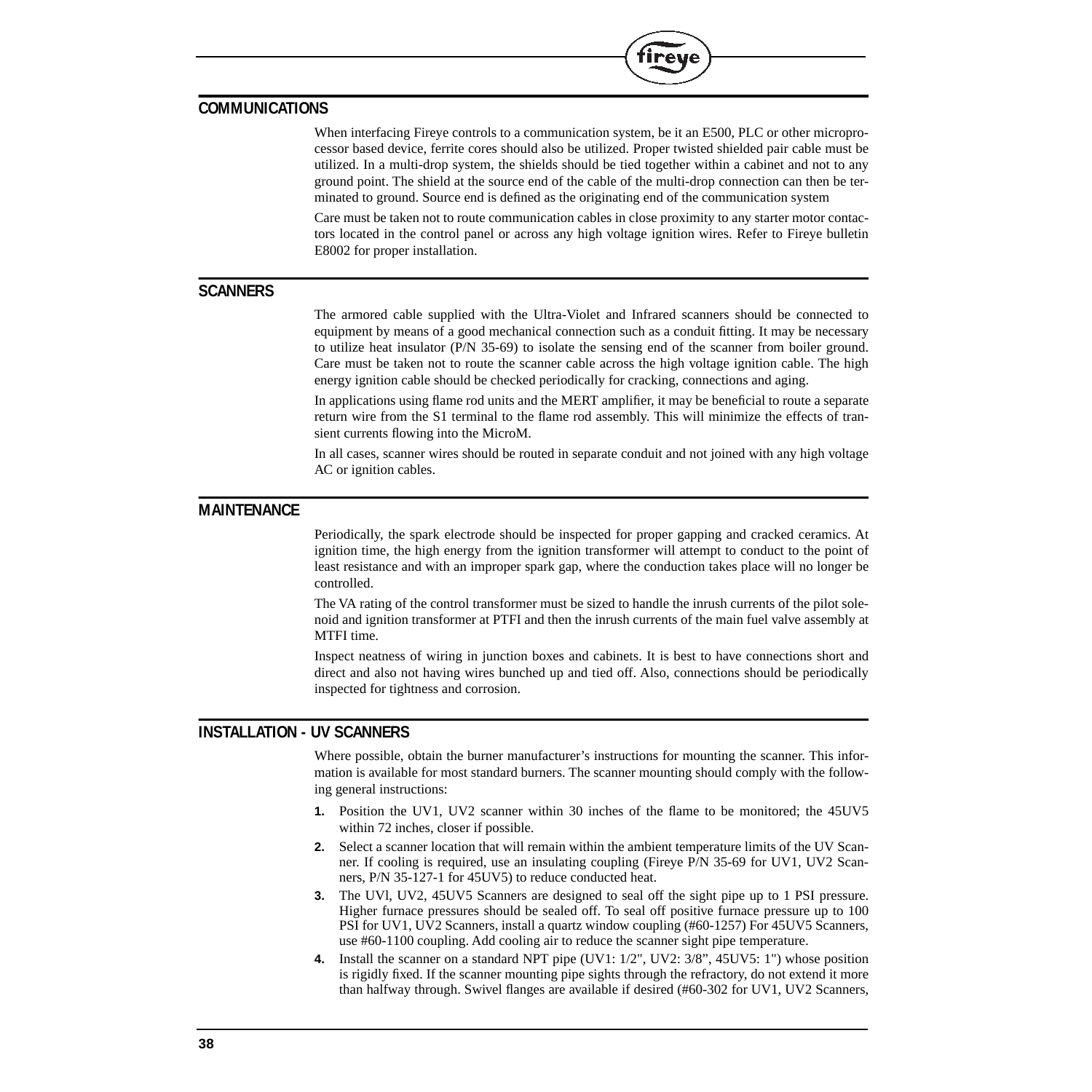## COMMUNICATIONS

When interfacing Fireye controls to a communication system, be it an E500, PLC or other microprocessor based device, ferrite cores should also be utilized. Proper twisted shielded pair cable must be utilized. In a multi-drop system, the shields should be tied together within a cabinet and not to any ground point. The shield at the source end of the cable of the multi-drop connection can then be terminated to ground. Source end is defined as the originating end of the communication system

Care must be taken not to route communication cables in close proximity to any starter motor contactors located in the control panel or across any high voltage ignition wires. Refer to Fireye bulletin E8002 for proper installation.

## SCANNERS

The armored cable supplied with the Ultra-Violet and Infrared scanners should be connected to equipment by means of a good mechanical connection such as a conduit fitting. It may be necessary to utilize heat insulator (P/N 35-69) to isolate the sensing end of the scanner from boiler ground. Care must be taken not to route the scanner cable across the high voltage ignition cable. The high energy ignition cable should be checked periodically for cracking, connections and aging.

In applications using flame rod units and the MERT amplifier, it may be beneficial to route a separate return wire from the S1 terminal to the flame rod assembly. This will minimize the effects of transient currents flowing into the MicroM.

In all cases, scanner wires should be routed in separate conduit and not joined with any high voltage AC or ignition cables.

## MAINTENANCE

Periodically, the spark electrode should be inspected for proper gapping and cracked ceramics. At ignition time, the high energy from the ignition transformer will attempt to conduct to the point of least resistance and with an improper spark gap, where the conduction takes place will no longer be controlled.

The VA rating of the control transformer must be sized to handle the inrush currents of the pilot solenoid and ignition transformer at PTFI and then the inrush currents of the main fuel valve assembly at MTFI time.

Inspect neatness of wiring in junction boxes and cabinets. It is best to have connections short and direct and also not having wires bunched up and tied off. Also, connections should be periodically inspected for tightness and corrosion.

## INSTALLATION - UV SCANNERS

Where possible, obtain the burner manufacturer's instructions for mounting the scanner. This information is available for most standard burners. The scanner mounting should comply with the following general instructions:

1. Position the UV1, UV2 scanner within 30 inches of the flame to be monitored; the 45UV5 within 72 inches, closer if possible.
2. Select a scanner location that will remain within the ambient temperature limits of the UV Scanner. If cooling is required, use an insulating coupling (Fireye P/N 35-69 for UV1, UV2 Scanners, P/N 35-127-1 for 45UV5) to reduce conducted heat.
3. The UVl, UV2, 45UV5 Scanners are designed to seal off the sight pipe up to 1 PSI pressure. Higher furnace pressures should be sealed off. To seal off positive furnace pressure up to 100 PSI for UV1, UV2 Scanners, install a quartz window coupling (#60-1257) For 45UV5 Scanners, use #60-1100 coupling. Add cooling air to reduce the scanner sight pipe temperature.
4. Install the scanner on a standard NPT pipe (UV1: 1/2", UV2: 3/8", 45UV5: 1") whose position is rigidly fixed. If the scanner mounting pipe sights through the refractory, do not extend it more than halfway through. Swivel flanges are available if desired (#60-302 for UV1, UV2 Scanners,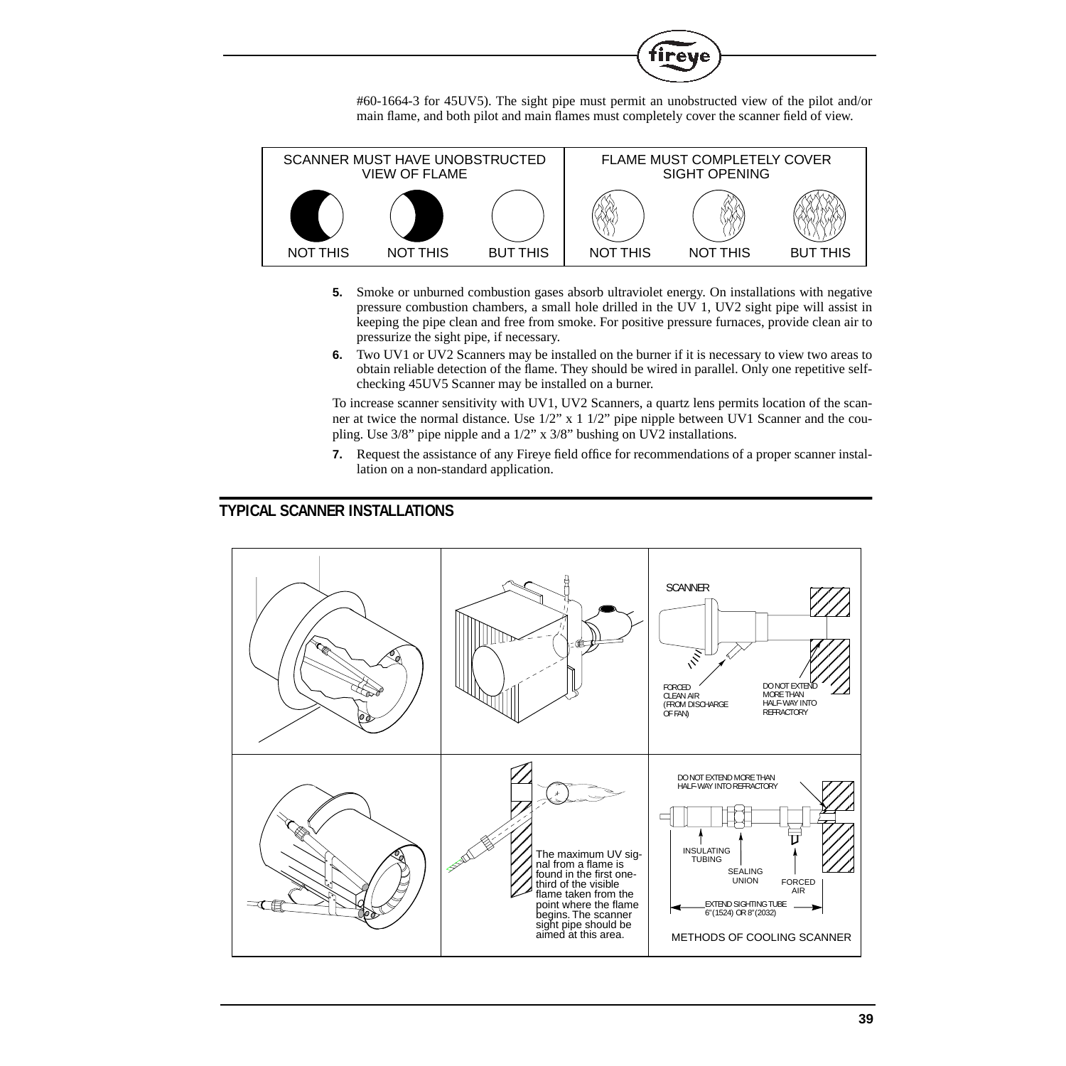#60-1664-3 for 45UV5). The sight pipe must permit an unobstructed view of the pilot and/or main flame, and both pilot and main flames must completely cover the scanner field of view.

| SCANNER MUST HAVE UNOBSTRUCTED VIEW OF FLAME | | | FLAME MUST COMPLETELY COVER SIGHT OPENING | | |
|---|---|---|---|---|---|
| NOT THIS | NOT THIS | BUT THIS | NOT THIS | NOT THIS | BUT THIS |

5. Smoke or unburned combustion gases absorb ultraviolet energy. On installations with negative pressure combustion chambers, a small hole drilled in the UV 1, UV2 sight pipe will assist in keeping the pipe clean and free from smoke. For positive pressure furnaces, provide clean air to pressurize the sight pipe, if necessary.
6. Two UV1 or UV2 Scanners may be installed on the burner if it is necessary to view two areas to obtain reliable detection of the flame. They should be wired in parallel. Only one repetitive self-checking 45UV5 Scanner may be installed on a burner.

To increase scanner sensitivity with UV1, UV2 Scanners, a quartz lens permits location of the scanner at twice the normal distance. Use 1/2" x 1 1/2" pipe nipple between UV1 Scanner and the coupling. Use 3/8" pipe nipple and a 1/2" x 3/8" bushing on UV2 installations.

7. Request the assistance of any Fireye field office for recommendations of a proper scanner installation on a non-standard application.

## TYPICAL SCANNER INSTALLATIONS

SCANNER

FORCED CLEAN AIR (FROM DISCHARGE OF FAN)

DO NOT EXTEND MORE THAN HALF-WAY INTO REFRACTORY

The maximum UV signal from a flame is found in the first one-third of the visible flame taken from the point where the flame begins. The scanner sight pipe should be aimed at this area.

DO NOT EXTEND MORE THAN HALF-WAY INTO REFRACTORY

INSULATING TUBING

SEALING UNION

FORCED AIR

EXTEND SIGHTING TUBE 6"(1524) OR 8"(2032)

METHODS OF COOLING SCANNER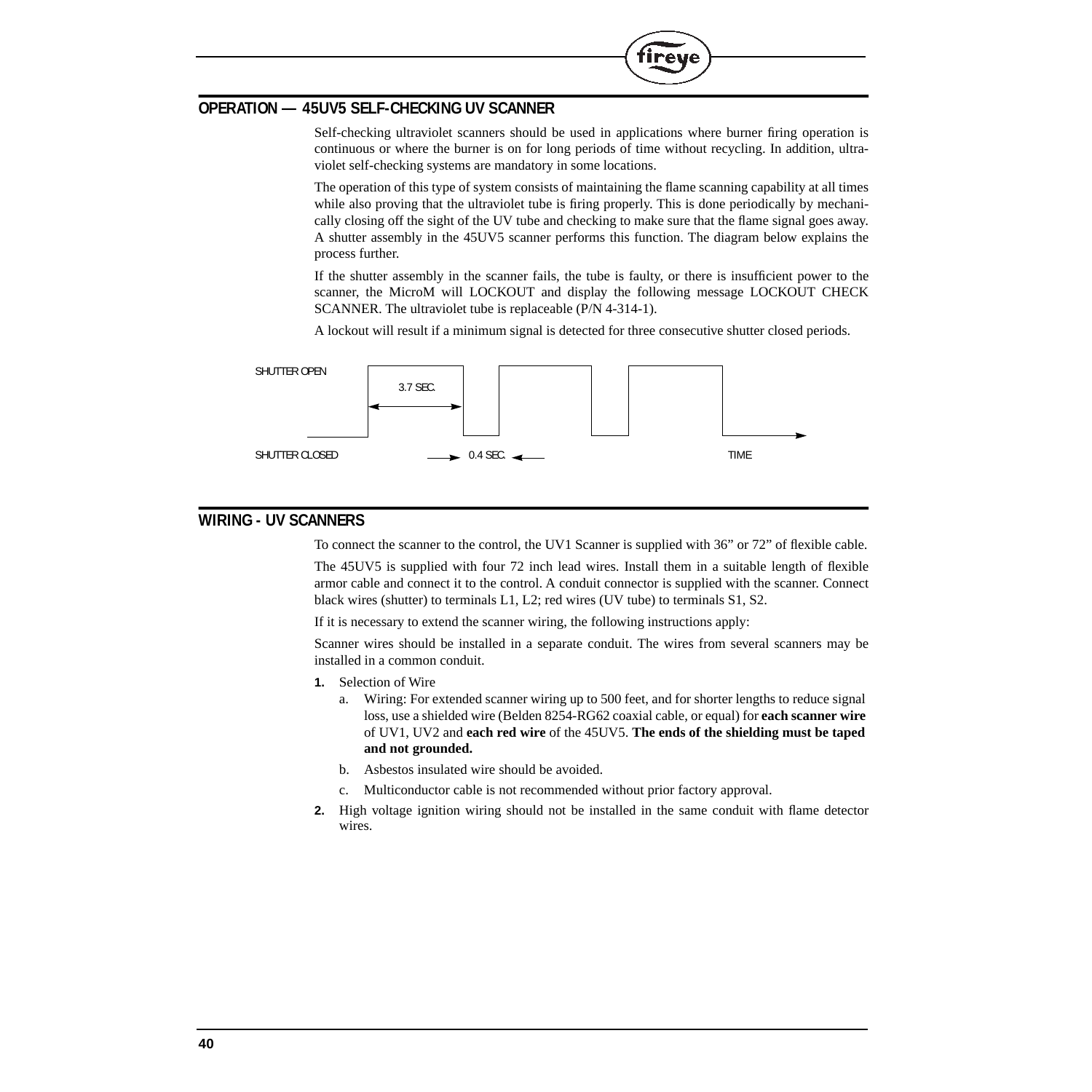## OPERATION — 45UV5 SELF-CHECKING UV SCANNER

Self-checking ultraviolet scanners should be used in applications where burner firing operation is continuous or where the burner is on for long periods of time without recycling. In addition, ultraviolet self-checking systems are mandatory in some locations.

The operation of this type of system consists of maintaining the flame scanning capability at all times while also proving that the ultraviolet tube is firing properly. This is done periodically by mechanically closing off the sight of the UV tube and checking to make sure that the flame signal goes away. A shutter assembly in the 45UV5 scanner performs this function. The diagram below explains the process further.

If the shutter assembly in the scanner fails, the tube is faulty, or there is insufficient power to the scanner, the MicroM will LOCKOUT and display the following message LOCKOUT CHECK SCANNER. The ultraviolet tube is replaceable (P/N 4-314-1).

A lockout will result if a minimum signal is detected for three consecutive shutter closed periods.

SHUTTER OPEN

3.7 SEC.

SHUTTER CLOSED

0.4 SEC.

TIME

## WIRING - UV SCANNERS

To connect the scanner to the control, the UV1 Scanner is supplied with 36" or 72" of flexible cable.

The 45UV5 is supplied with four 72 inch lead wires. Install them in a suitable length of flexible armor cable and connect it to the control. A conduit connector is supplied with the scanner. Connect black wires (shutter) to terminals L1, L2; red wires (UV tube) to terminals S1, S2.

If it is necessary to extend the scanner wiring, the following instructions apply:

Scanner wires should be installed in a separate conduit. The wires from several scanners may be installed in a common conduit.

1. Selection of Wire
   a. Wiring: For extended scanner wiring up to 500 feet, and for shorter lengths to reduce signal loss, use a shielded wire (Belden 8254-RG62 coaxial cable, or equal) for **each scanner wire** of UV1, UV2 and **each red wire** of the 45UV5. **The ends of the shielding must be taped and not grounded.**
   b. Asbestos insulated wire should be avoided.
   c. Multiconductor cable is not recommended without prior factory approval.
2. High voltage ignition wiring should not be installed in the same conduit with flame detector wires.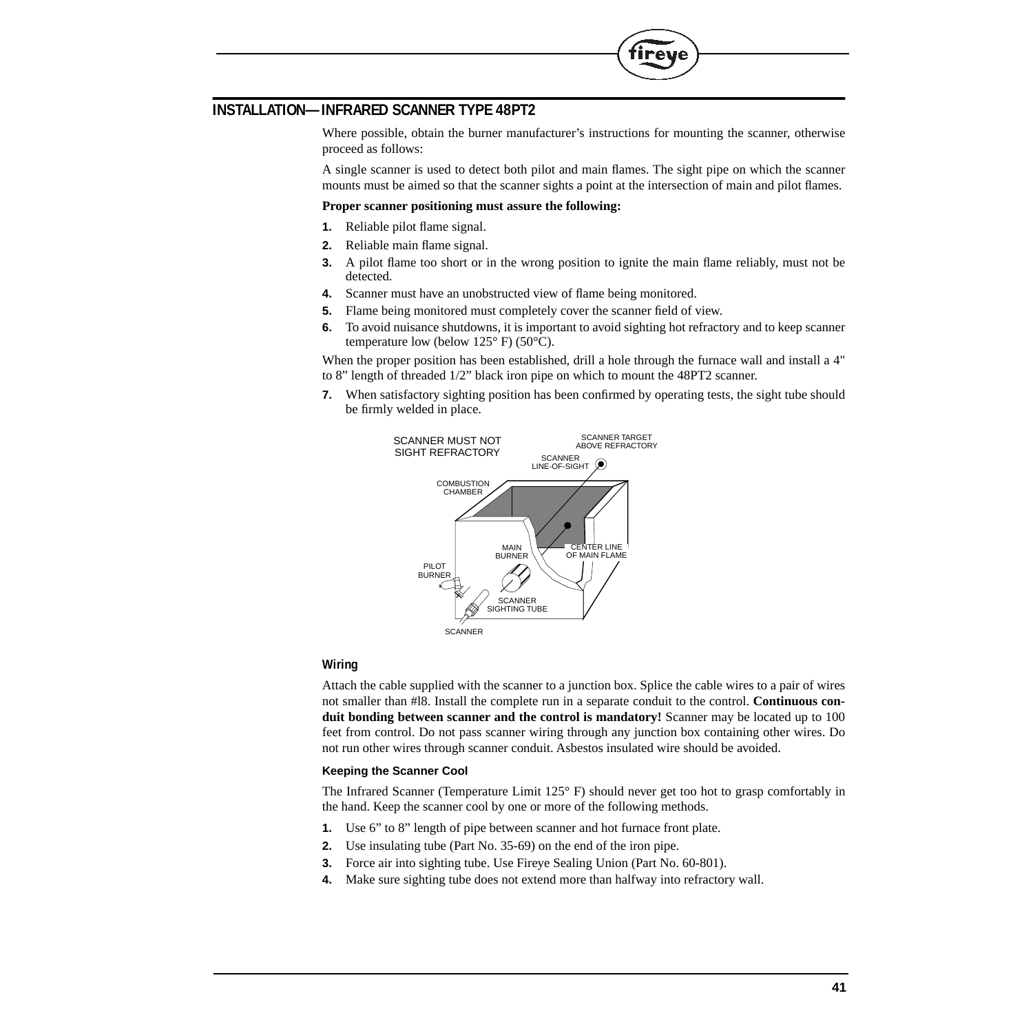## INSTALLATION—INFRARED SCANNER TYPE 48PT2

Where possible, obtain the burner manufacturer's instructions for mounting the scanner, otherwise proceed as follows:

A single scanner is used to detect both pilot and main flames. The sight pipe on which the scanner mounts must be aimed so that the scanner sights a point at the intersection of main and pilot flames.

**Proper scanner positioning must assure the following:**

1. Reliable pilot flame signal.
2. Reliable main flame signal.
3. A pilot flame too short or in the wrong position to ignite the main flame reliably, must not be detected.
4. Scanner must have an unobstructed view of flame being monitored.
5. Flame being monitored must completely cover the scanner field of view.
6. To avoid nuisance shutdowns, it is important to avoid sighting hot refractory and to keep scanner temperature low (below 125° F) (50°C).

When the proper position has been established, drill a hole through the furnace wall and install a 4" to 8" length of threaded 1/2" black iron pipe on which to mount the 48PT2 scanner.

7. When satisfactory sighting position has been confirmed by operating tests, the sight tube should be firmly welded in place.

SCANNER MUST NOT SIGHT REFRACTORY — SCANNER TARGET ABOVE REFRACTORY — SCANNER LINE-OF-SIGHT — COMBUSTION CHAMBER — MAIN BURNER — CENTER LINE OF MAIN FLAME — PILOT BURNER — SCANNER SIGHTING TUBE — SCANNER

### Wiring

Attach the cable supplied with the scanner to a junction box. Splice the cable wires to a pair of wires not smaller than #l8. Install the complete run in a separate conduit to the control. **Continuous conduit bonding between scanner and the control is mandatory!** Scanner may be located up to 100 feet from control. Do not pass scanner wiring through any junction box containing other wires. Do not run other wires through scanner conduit. Asbestos insulated wire should be avoided.

#### Keeping the Scanner Cool

The Infrared Scanner (Temperature Limit 125° F) should never get too hot to grasp comfortably in the hand. Keep the scanner cool by one or more of the following methods.

1. Use 6" to 8" length of pipe between scanner and hot furnace front plate.
2. Use insulating tube (Part No. 35-69) on the end of the iron pipe.
3. Force air into sighting tube. Use Fireye Sealing Union (Part No. 60-801).
4. Make sure sighting tube does not extend more than halfway into refractory wall.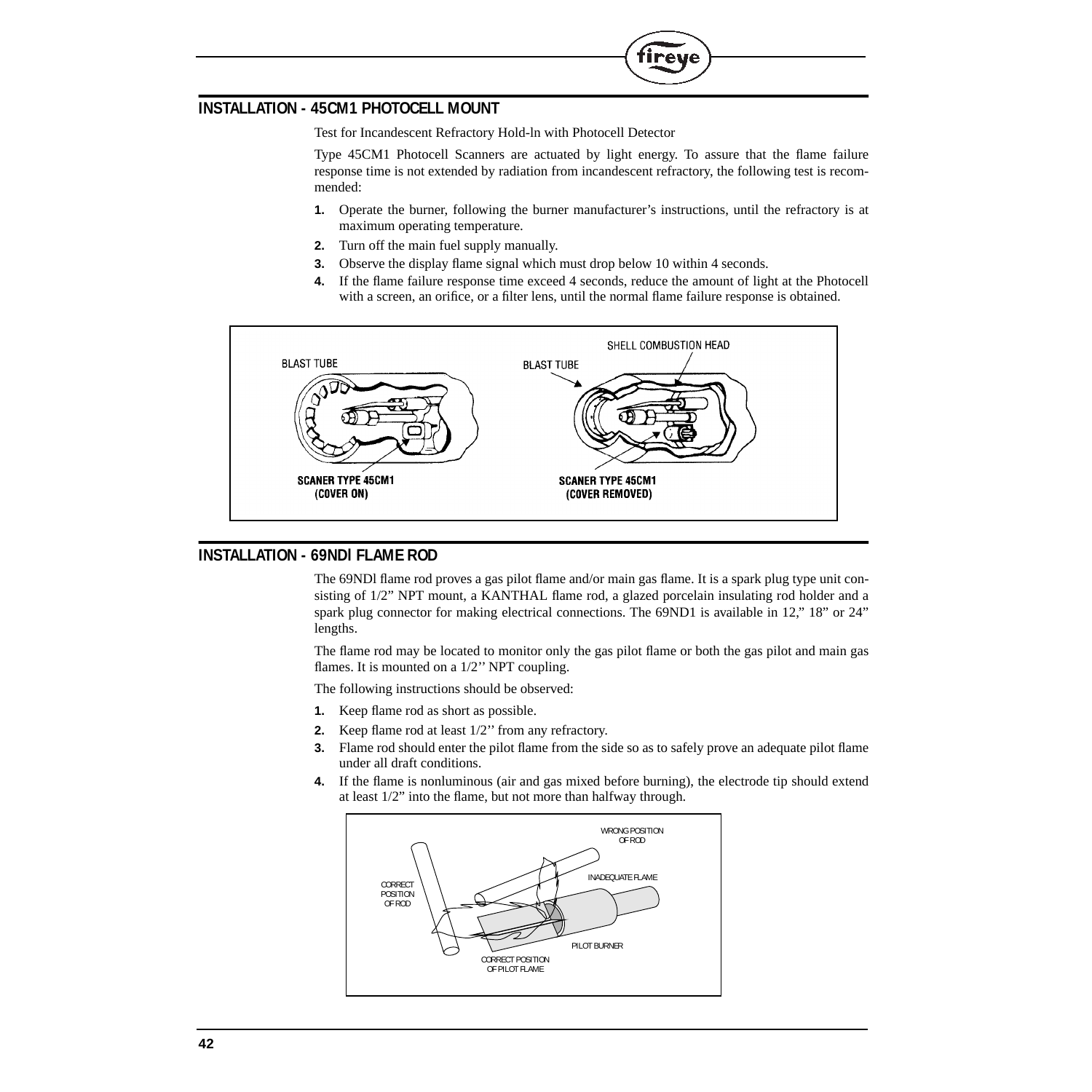## INSTALLATION - 45CM1 PHOTOCELL MOUNT

Test for Incandescent Refractory Hold-ln with Photocell Detector

Type 45CM1 Photocell Scanners are actuated by light energy. To assure that the flame failure response time is not extended by radiation from incandescent refractory, the following test is recommended:

1. Operate the burner, following the burner manufacturer's instructions, until the refractory is at maximum operating temperature.
2. Turn off the main fuel supply manually.
3. Observe the display flame signal which must drop below 10 within 4 seconds.
4. If the flame failure response time exceed 4 seconds, reduce the amount of light at the Photocell with a screen, an orifice, or a filter lens, until the normal flame failure response is obtained.

BLAST TUBE — SCANER TYPE 45CM1 (COVER ON)

SHELL COMBUSTION HEAD — BLAST TUBE — SCANER TYPE 45CM1 (COVER REMOVED)

## INSTALLATION - 69NDl FLAME ROD

The 69NDl flame rod proves a gas pilot flame and/or main gas flame. It is a spark plug type unit consisting of 1/2" NPT mount, a KANTHAL flame rod, a glazed porcelain insulating rod holder and a spark plug connector for making electrical connections. The 69ND1 is available in 12," 18" or 24" lengths.

The flame rod may be located to monitor only the gas pilot flame or both the gas pilot and main gas flames. It is mounted on a 1/2'' NPT coupling.

The following instructions should be observed:

1. Keep flame rod as short as possible.
2. Keep flame rod at least 1/2'' from any refractory.
3. Flame rod should enter the pilot flame from the side so as to safely prove an adequate pilot flame under all draft conditions.
4. If the flame is nonluminous (air and gas mixed before burning), the electrode tip should extend at least 1/2" into the flame, but not more than halfway through.

CORRECT POSITION OF ROD — WRONG POSITION OF ROD — INADEQUATE FLAME — PILOT BURNER — CORRECT POSITION OF PILOT FLAME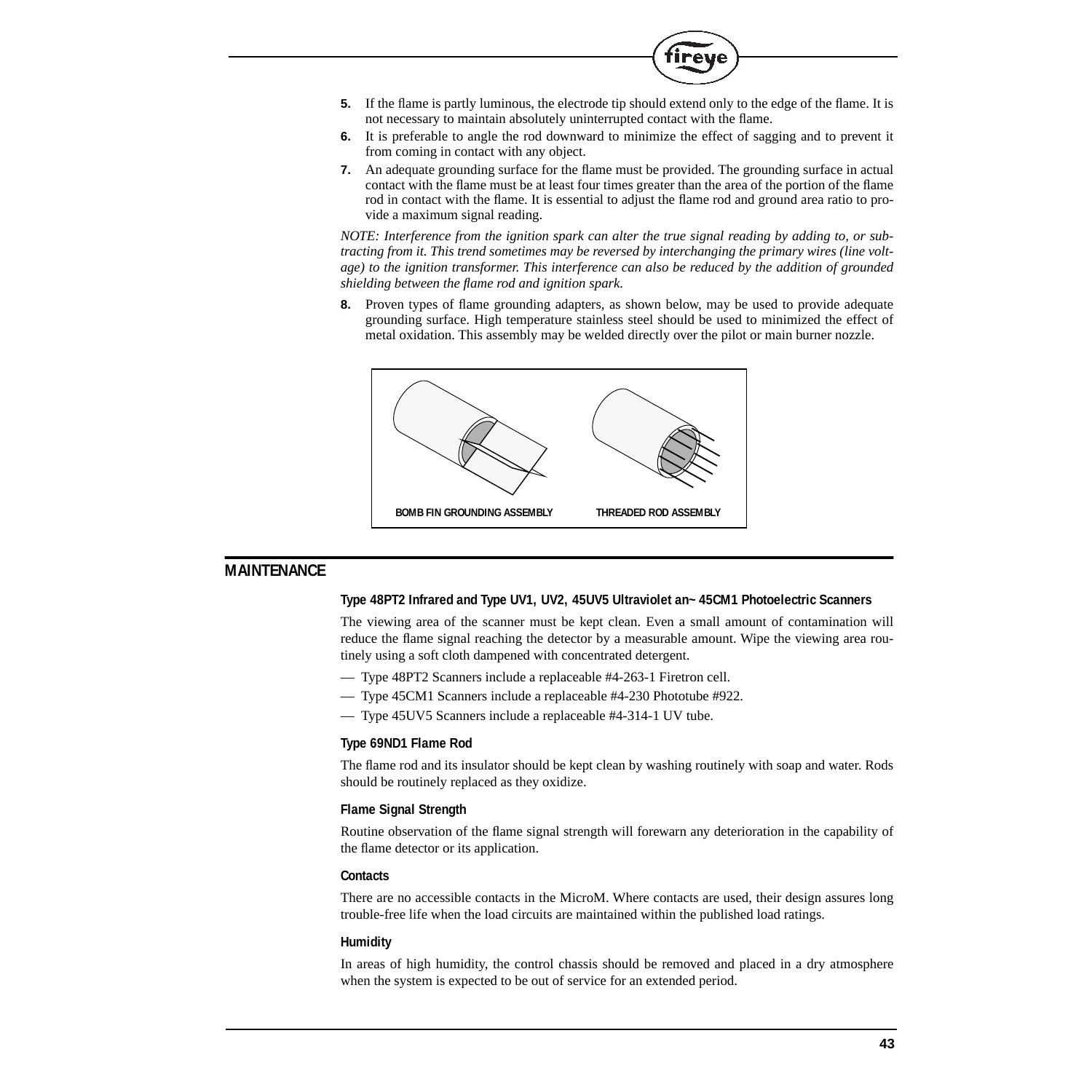5. If the flame is partly luminous, the electrode tip should extend only to the edge of the flame. It is not necessary to maintain absolutely uninterrupted contact with the flame.
6. It is preferable to angle the rod downward to minimize the effect of sagging and to prevent it from coming in contact with any object.
7. An adequate grounding surface for the flame must be provided. The grounding surface in actual contact with the flame must be at least four times greater than the area of the portion of the flame rod in contact with the flame. It is essential to adjust the flame rod and ground area ratio to provide a maximum signal reading.

*NOTE: Interference from the ignition spark can alter the true signal reading by adding to, or subtracting from it. This trend sometimes may be reversed by interchanging the primary wires (line voltage) to the ignition transformer. This interference can also be reduced by the addition of grounded shielding between the flame rod and ignition spark.*

8. Proven types of flame grounding adapters, as shown below, may be used to provide adequate grounding surface. High temperature stainless steel should be used to minimized the effect of metal oxidation. This assembly may be welded directly over the pilot or main burner nozzle.

BOMB FIN GROUNDING ASSEMBLY    THREADED ROD ASSEMBLY

## MAINTENANCE

### Type 48PT2 Infrared and Type UV1, UV2, 45UV5 Ultraviolet an~ 45CM1 Photoelectric Scanners

The viewing area of the scanner must be kept clean. Even a small amount of contamination will reduce the flame signal reaching the detector by a measurable amount. Wipe the viewing area routinely using a soft cloth dampened with concentrated detergent.

— Type 48PT2 Scanners include a replaceable #4-263-1 Firetron cell.
— Type 45CM1 Scanners include a replaceable #4-230 Phototube #922.
— Type 45UV5 Scanners include a replaceable #4-314-1 UV tube.

### Type 69ND1 Flame Rod

The flame rod and its insulator should be kept clean by washing routinely with soap and water. Rods should be routinely replaced as they oxidize.

### Flame Signal Strength

Routine observation of the flame signal strength will forewarn any deterioration in the capability of the flame detector or its application.

### Contacts

There are no accessible contacts in the MicroM. Where contacts are used, their design assures long trouble-free life when the load circuits are maintained within the published load ratings.

### Humidity

In areas of high humidity, the control chassis should be removed and placed in a dry atmosphere when the system is expected to be out of service for an extended period.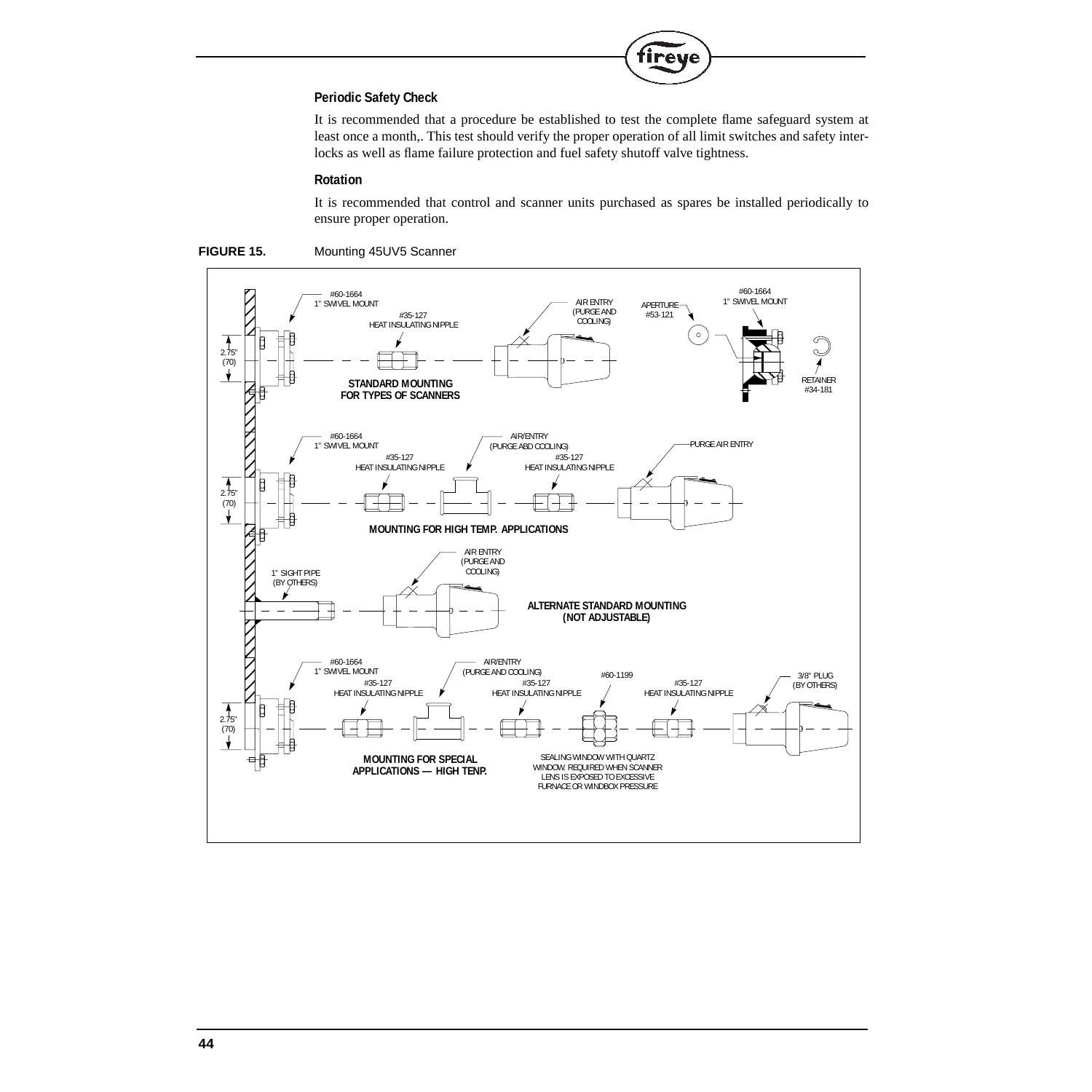### Periodic Safety Check

It is recommended that a procedure be established to test the complete flame safeguard system at least once a month,. This test should verify the proper operation of all limit switches and safety interlocks as well as flame failure protection and fuel safety shutoff valve tightness.

### Rotation

It is recommended that control and scanner units purchased as spares be installed periodically to ensure proper operation.

**FIGURE 15.** Mounting 45UV5 Scanner

#60-1664
1" SWIVEL MOUNT

#35-127
HEAT INSULATING NIPPLE

AIR ENTRY
(PURGE AND
COOLING)

APERTURE
#53-121

#60-1664
1" SWIVEL MOUNT

RETAINER
#34-181

2.75"
(70)

**STANDARD MOUNTING
FOR TYPES OF SCANNERS**

#60-1664
1" SWIVEL MOUNT

AIR/ENTRY
(PURGE ABD COOLING)

#35-127
HEAT INSULATING NIPPLE

#35-127
HEAT INSULATING NIPPLE

PURGE AIR ENTRY

2.75"
(70)

**MOUNTING FOR HIGH TEMP. APPLICATIONS**

1" SIGHT PIPE
(BY OTHERS)

AIR ENTRY
(PURGE AND
COOLING)

**ALTERNATE STANDARD MOUNTING
(NOT ADJUSTABLE)**

#60-1664
1" SWIVEL MOUNT

AIR/ENTRY
(PURGE AND COOLING)

#35-127
HEAT INSULATING NIPPLE

#35-127
HEAT INSULATING NIPPLE

#60-1199

#35-127
HEAT INSULATING NIPPLE

3/8" PLUG
(BY OTHERS)

2.75"
(70)

**MOUNTING FOR SPECIAL
APPLICATIONS — HIGH TENP.**

SEALING WINDOW WITH QUARTZ
WINDOW. REQUIRED WHEN SCANNER
LENS IS EXPOSED TO EXCESSIVE
FURNACE OR WINDBOX PRESSURE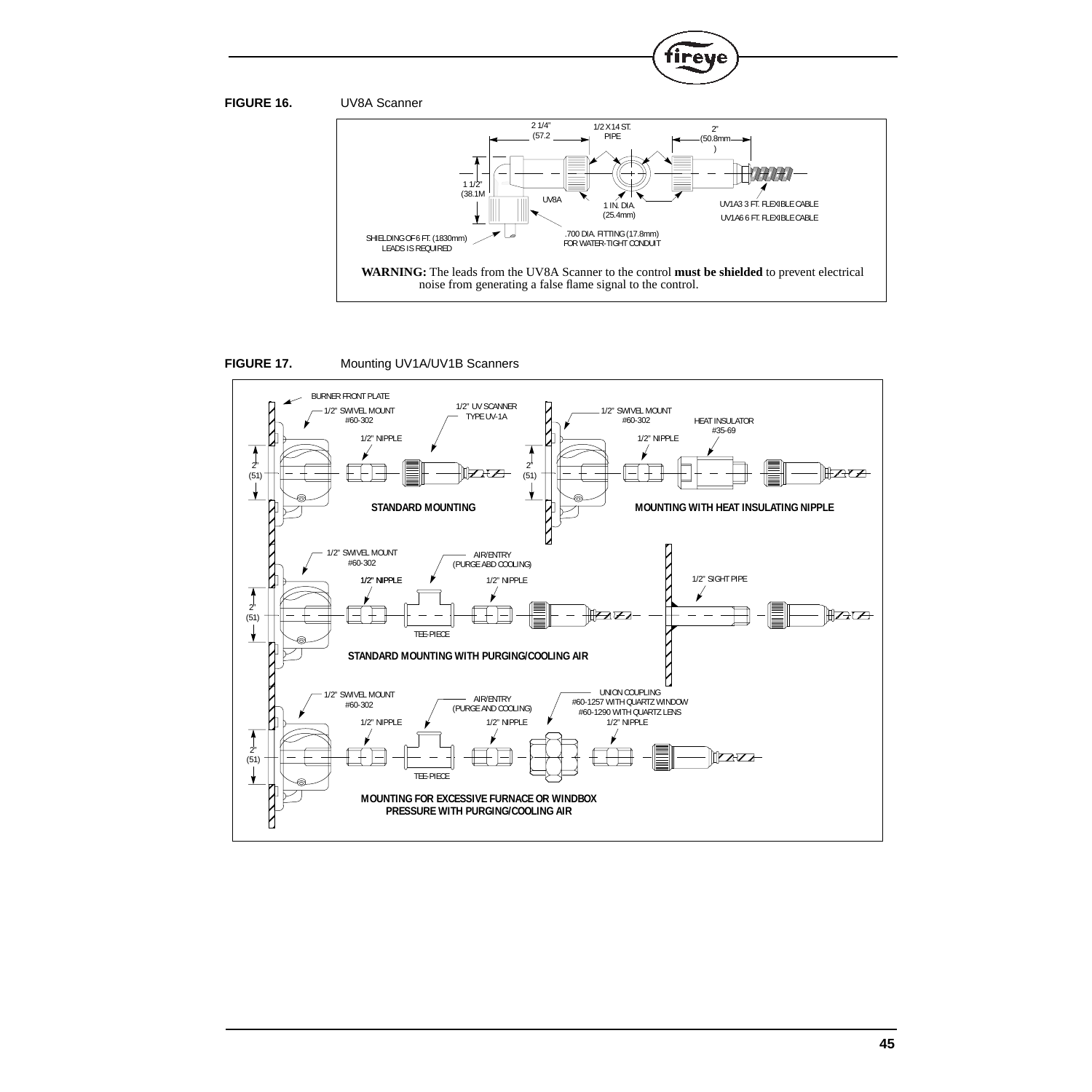**FIGURE 16.** UV8A Scanner

2 1/4" (57.2

1/2 X 14 ST. PIPE

2" (50.8mm)

1 1/2" (38.1M

UV8A

1 IN. DIA. (25.4mm)

UV1A3 3 FT. FLEXIBLE CABLE

UV1A6 6 FT. FLEXIBLE CABLE

.700 DIA. FITTING (17.8mm) FOR WATER-TIGHT CONDUIT

SHIELDING OF 6 FT. (1830mm) LEADS IS REQUIRED

**WARNING:** The leads from the UV8A Scanner to the control **must be shielded** to prevent electrical noise from generating a false flame signal to the control.

**FIGURE 17.** Mounting UV1A/UV1B Scanners

BURNER FRONT PLATE

1/2" SWIVEL MOUNT #60-302

1/2" UV SCANNER TYPE UV-1A

1/2" NIPPLE

2" (51)

**STANDARD MOUNTING**

1/2" SWIVEL MOUNT #60-302

HEAT INSULATOR #35-69

1/2" NIPPLE

2" (51)

**MOUNTING WITH HEAT INSULATING NIPPLE**

1/2" SWIVEL MOUNT #60-302

AIR/ENTRY (PURGE ABD COOLING)

1/2" NIPPLE

1/2" NIPPLE

TEE-PIECE

2" (51)

1/2" SIGHT PIPE

**STANDARD MOUNTING WITH PURGING/COOLING AIR**

1/2" SWIVEL MOUNT #60-302

AIR/ENTRY (PURGE AND COOLING)

UNION COUPLING #60-1257 WITH QUARTZ WINDOW #60-1290 WITH QUARTZ LENS

1/2" NIPPLE

1/2" NIPPLE

1/2" NIPPLE

TEE-PIECE

2" (51)

**MOUNTING FOR EXCESSIVE FURNACE OR WINDBOX PRESSURE WITH PURGING/COOLING AIR**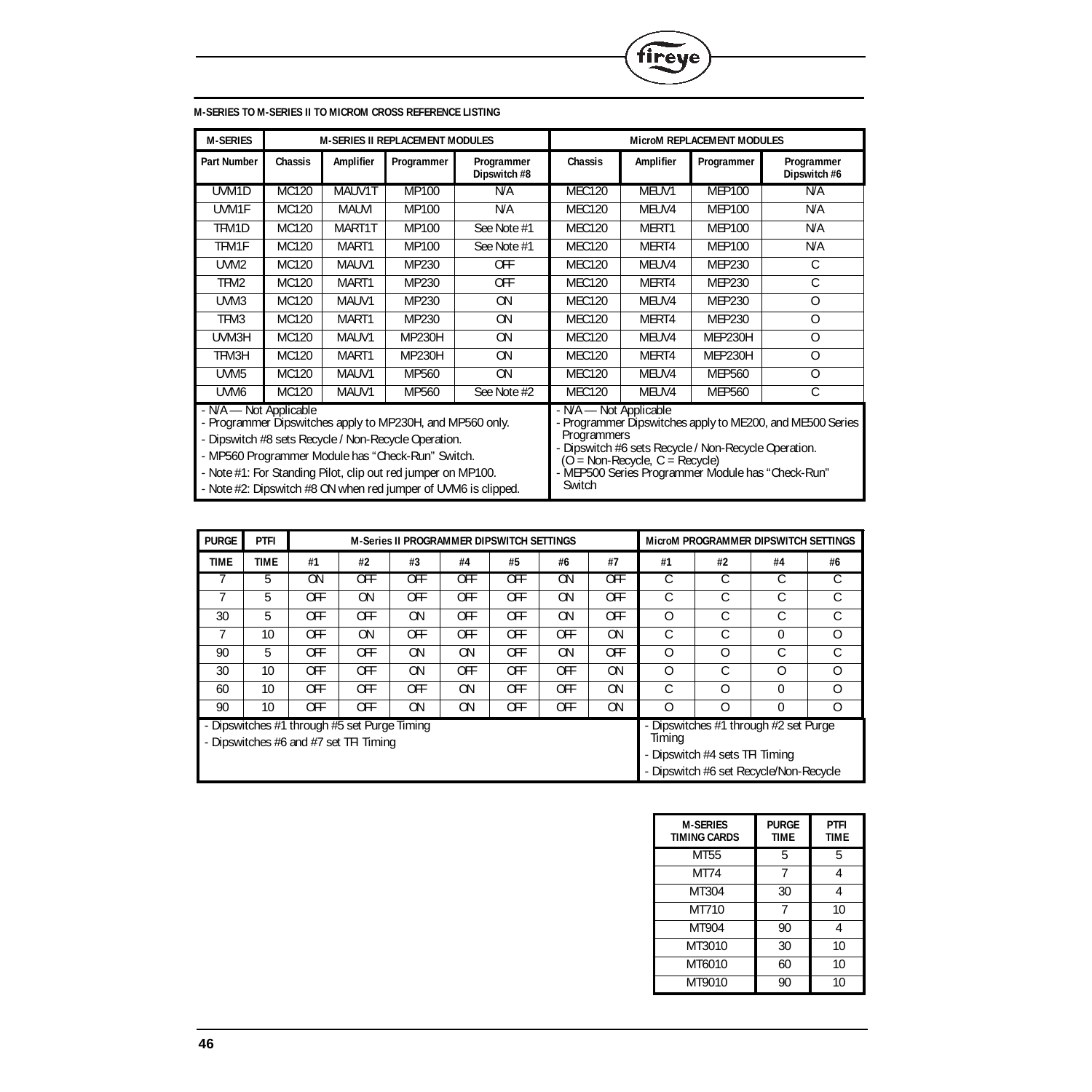## M-SERIES TO M-SERIES II TO MICROM CROSS REFERENCE LISTING

| M-SERIES | M-SERIES II REPLACEMENT MODULES | | | | MicroM REPLACEMENT MODULES | | | |
|---|---|---|---|---|---|---|---|---|
| Part Number | Chassis | Amplifier | Programmer | Programmer Dipswitch #8 | Chassis | Amplifier | Programmer | Programmer Dipswitch #6 |
| UVM1D | MC120 | MAUV1T | MP100 | N/A | MEC120 | MEUV1 | MEP100 | N/A |
| UVM1F | MC120 | MAUVI | MP100 | N/A | MEC120 | MEUV4 | MEP100 | N/A |
| TFM1D | MC120 | MART1T | MP100 | See Note #1 | MEC120 | MERT1 | MEP100 | N/A |
| TFM1F | MC120 | MART1 | MP100 | See Note #1 | MEC120 | MERT4 | MEP100 | N/A |
| UVM2 | MC120 | MAUV1 | MP230 | OFF | MEC120 | MEUV4 | MEP230 | C |
| TFM2 | MC120 | MART1 | MP230 | OFF | MEC120 | MERT4 | MEP230 | C |
| UVM3 | MC120 | MAUV1 | MP230 | ON | MEC120 | MEUV4 | MEP230 | O |
| TFM3 | MC120 | MART1 | MP230 | ON | MEC120 | MERT4 | MEP230 | O |
| UVM3H | MC120 | MAUV1 | MP230H | ON | MEC120 | MEUV4 | MEP230H | O |
| TFM3H | MC120 | MART1 | MP230H | ON | MEC120 | MERT4 | MEP230H | O |
| UVM5 | MC120 | MAUV1 | MP560 | ON | MEC120 | MEUV4 | MEP560 | O |
| UVM6 | MC120 | MAUV1 | MP560 | See Note #2 | MEC120 | MEUV4 | MEP560 | C |

M-Series II notes:
- N/A — Not Applicable
- Programmer Dipswitches apply to MP230H, and MP560 only.
- Dipswitch #8 sets Recycle / Non-Recycle Operation.
- MP560 Programmer Module has "Check-Run" Switch.
- Note #1: For Standing Pilot, clip out red jumper on MP100.
- Note #2: Dipswitch #8 ON when red jumper of UVM6 is clipped.

MicroM notes:
- N/A — Not Applicable
- Programmer Dipswitches apply to ME200, and ME500 Series Programmers
- Dipswitch #6 sets Recycle / Non-Recycle Operation. (O = Non-Recycle, C = Recycle)
- MEP500 Series Programmer Module has "Check-Run" Switch

| PURGE | PTFI | M-Series II PROGRAMMER DIPSWITCH SETTINGS | | | | | | | MicroM PROGRAMMER DIPSWITCH SETTINGS | | | |
|---|---|---|---|---|---|---|---|---|---|---|---|---|
| TIME | TIME | #1 | #2 | #3 | #4 | #5 | #6 | #7 | #1 | #2 | #4 | #6 |
| 7 | 5 | ON | OFF | OFF | OFF | OFF | ON | OFF | C | C | C | C |
| 7 | 5 | OFF | ON | OFF | OFF | OFF | ON | OFF | C | C | C | C |
| 30 | 5 | OFF | OFF | ON | OFF | OFF | ON | OFF | O | C | C | C |
| 7 | 10 | OFF | ON | OFF | OFF | OFF | OFF | ON | C | C | 0 | O |
| 90 | 5 | OFF | OFF | ON | ON | OFF | ON | OFF | O | O | C | C |
| 30 | 10 | OFF | OFF | ON | OFF | OFF | OFF | ON | O | C | O | O |
| 60 | 10 | OFF | OFF | OFF | ON | OFF | OFF | ON | C | O | 0 | O |
| 90 | 10 | OFF | OFF | ON | ON | OFF | OFF | ON | O | O | 0 | O |

M-Series II notes:
- Dipswitches #1 through #5 set Purge Timing
- Dipswitches #6 and #7 set TFI Timing

MicroM notes:
- Dipswitches #1 through #2 set Purge Timing
- Dipswitch #4 sets TFI Timing
- Dipswitch #6 set Recycle/Non-Recycle

| M-SERIES TIMING CARDS | PURGE TIME | PTFI TIME |
|---|---|---|
| MT55 | 5 | 5 |
| MT74 | 7 | 4 |
| MT304 | 30 | 4 |
| MT710 | 7 | 10 |
| MT904 | 90 | 4 |
| MT3010 | 30 | 10 |
| MT6010 | 60 | 10 |
| MT9010 | 90 | 10 |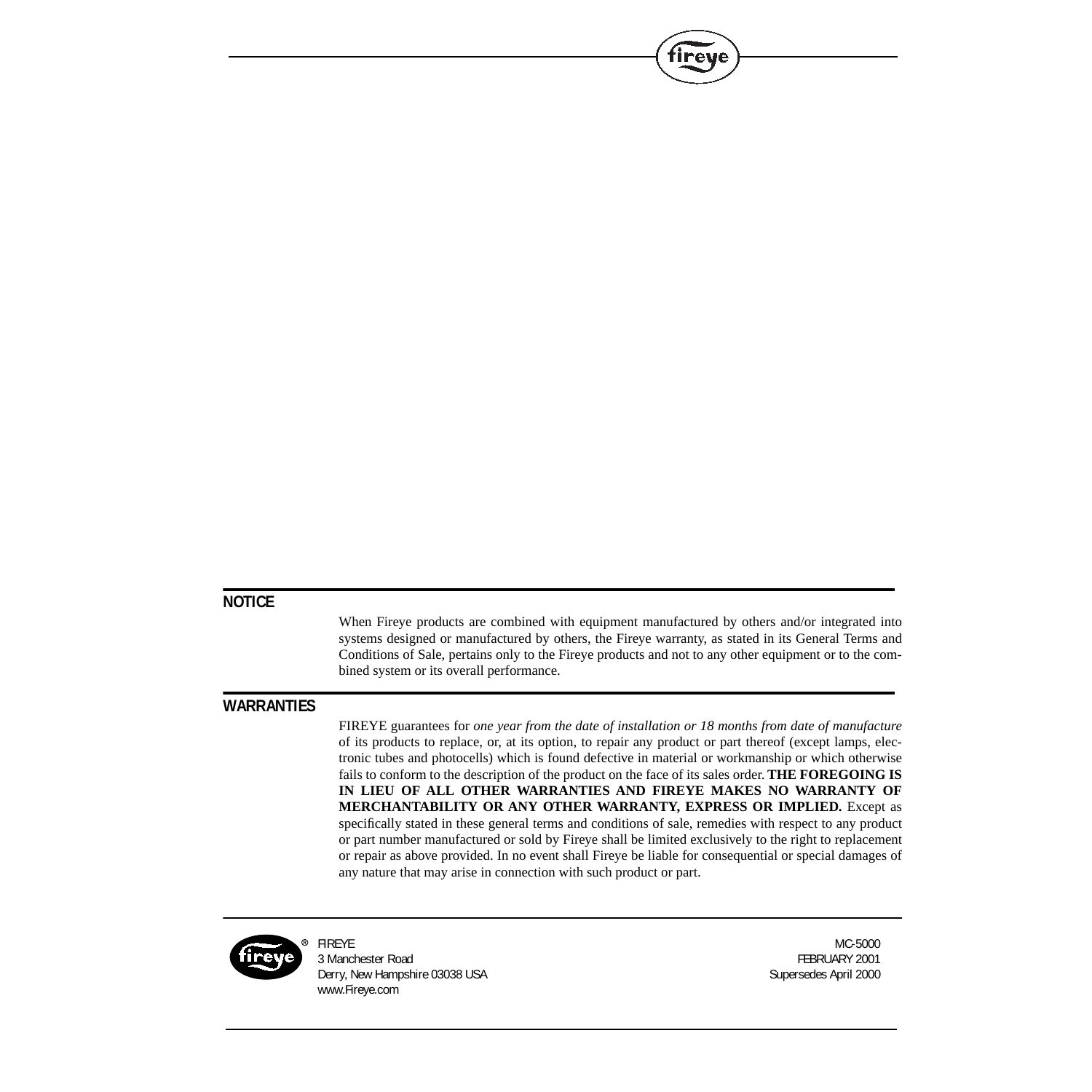## NOTICE

When Fireye products are combined with equipment manufactured by others and/or integrated into systems designed or manufactured by others, the Fireye warranty, as stated in its General Terms and Conditions of Sale, pertains only to the Fireye products and not to any other equipment or to the combined system or its overall performance.

## WARRANTIES

FIREYE guarantees for *one year from the date of installation or 18 months from date of manufacture* of its products to replace, or, at its option, to repair any product or part thereof (except lamps, electronic tubes and photocells) which is found defective in material or workmanship or which otherwise fails to conform to the description of the product on the face of its sales order. **THE FOREGOING IS IN LIEU OF ALL OTHER WARRANTIES AND FIREYE MAKES NO WARRANTY OF MERCHANTABILITY OR ANY OTHER WARRANTY, EXPRESS OR IMPLIED.** Except as specifically stated in these general terms and conditions of sale, remedies with respect to any product or part number manufactured or sold by Fireye shall be limited exclusively to the right to replacement or repair as above provided. In no event shall Fireye be liable for consequential or special damages of any nature that may arise in connection with such product or part.

FIREYE
3 Manchester Road
Derry, New Hampshire 03038 USA
www.Fireye.com

MC-5000
FEBRUARY 2001
Supersedes April 2000